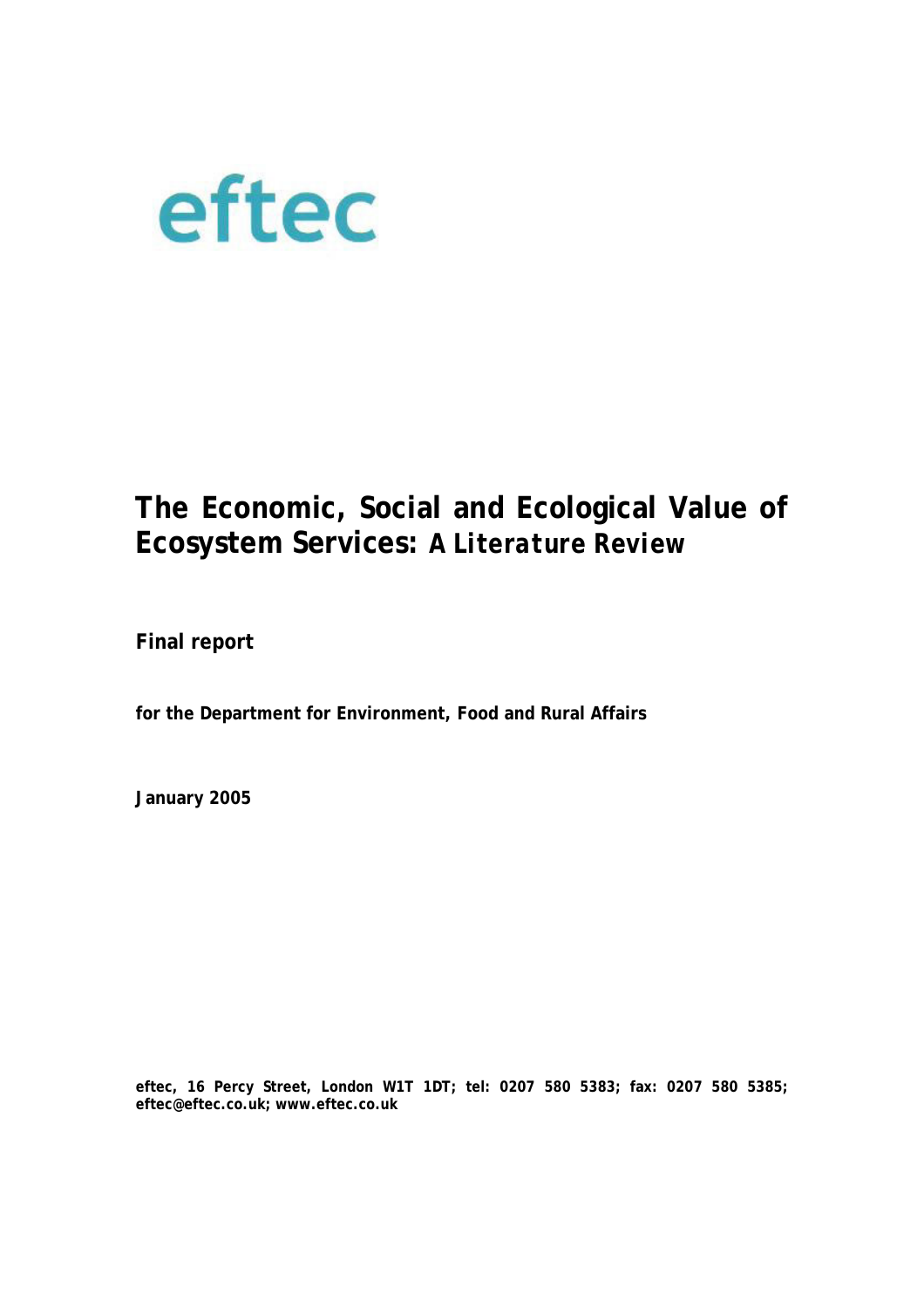eftec

# The Economic, Social and Ecological Value of Ecosystem Services: *A Literature Review*

**Final report**

**for the Department for Environment, Food and Rural Affairs**

**January 2005**

**eftec, 16 Percy Street, London W1T 1DT; tel: 0207 580 5383; fax: 0207 580 5385; eftec@eftec.co.uk; www.eftec.co.uk**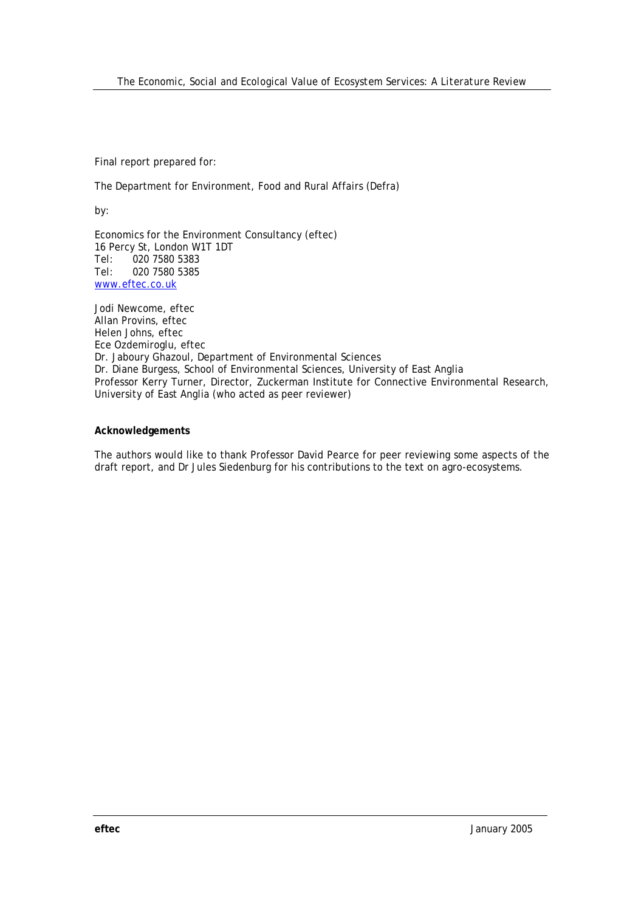Final report prepared for:

The Department for Environment, Food and Rural Affairs (Defra)

by:

Economics for the Environment Consultancy (eftec)  
16 Percy St, London W1T 1DT  
Tel: 020 7580 5383  
Tel: 020 7580 5385  
www.eftec.co.uk

Jodi Newcome, eftec  
Allan Provins, eftec  
Helen Johns, eftec  
Ece Ozdemiroglu, eftec  
Dr. Jaboury Ghazoul, Department of Environmental Sciences  
Dr. Diane Burgess, School of Environmental Sciences, University of East Anglia  
Professor Kerry Turner, Director, Zuckerman Institute for Connective Environmental Research, University of East Anglia (who acted as peer reviewer)

**Acknowledgements**

The authors would like to thank Professor David Pearce for peer reviewing some aspects of the draft report, and Dr Jules Siedenburg for his contributions to the text on agro-ecosystems.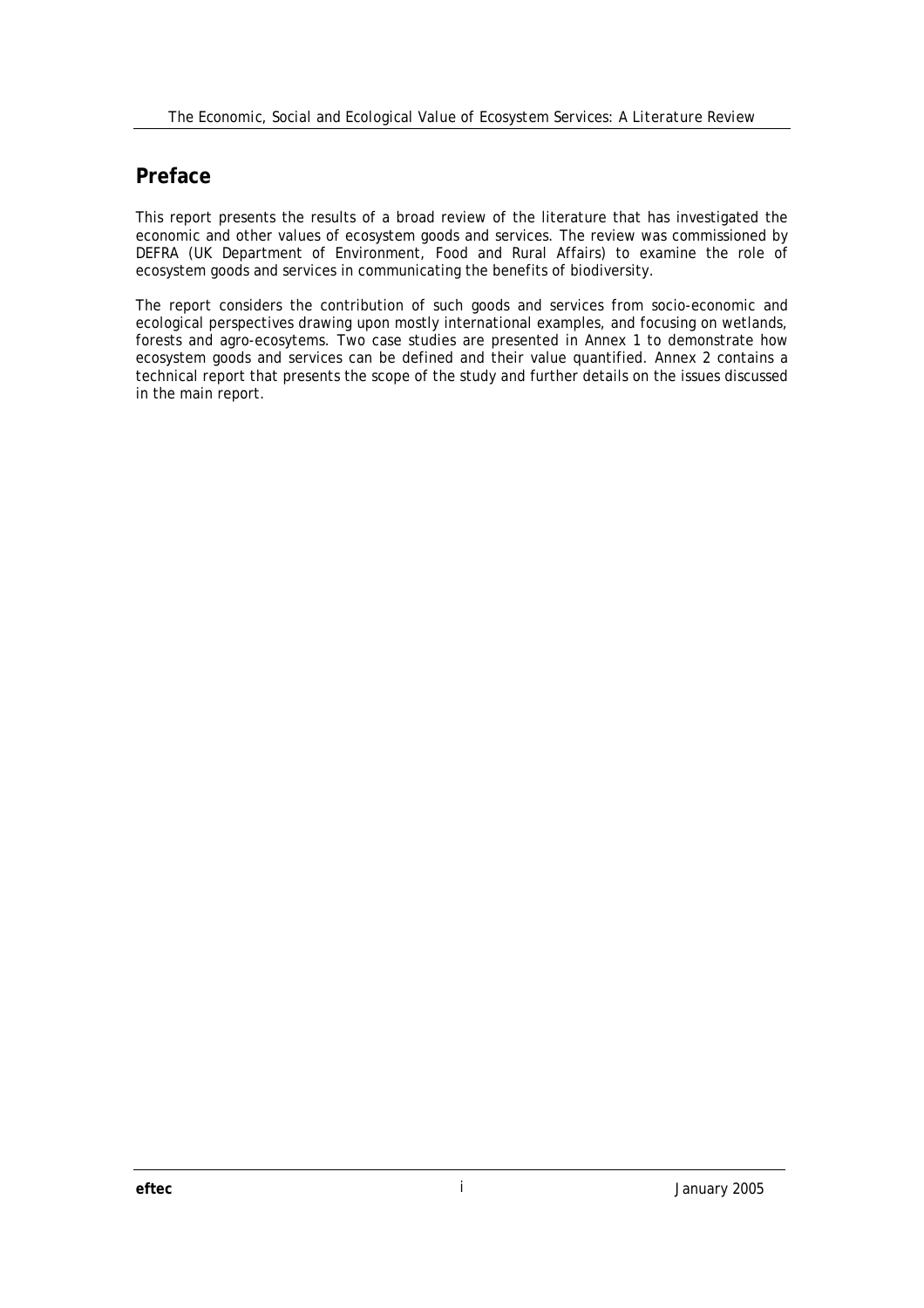## Preface

This report presents the results of a broad review of the literature that has investigated the economic and other values of ecosystem goods and services. The review was commissioned by DEFRA (UK Department of Environment, Food and Rural Affairs) to examine the role of ecosystem goods and services in communicating the benefits of biodiversity.

The report considers the contribution of such goods and services from socio-economic and ecological perspectives drawing upon mostly international examples, and focusing on wetlands, forests and agro-ecosytems. Two case studies are presented in Annex 1 to demonstrate how ecosystem goods and services can be defined and their value quantified. Annex 2 contains a technical report that presents the scope of the study and further details on the issues discussed in the main report.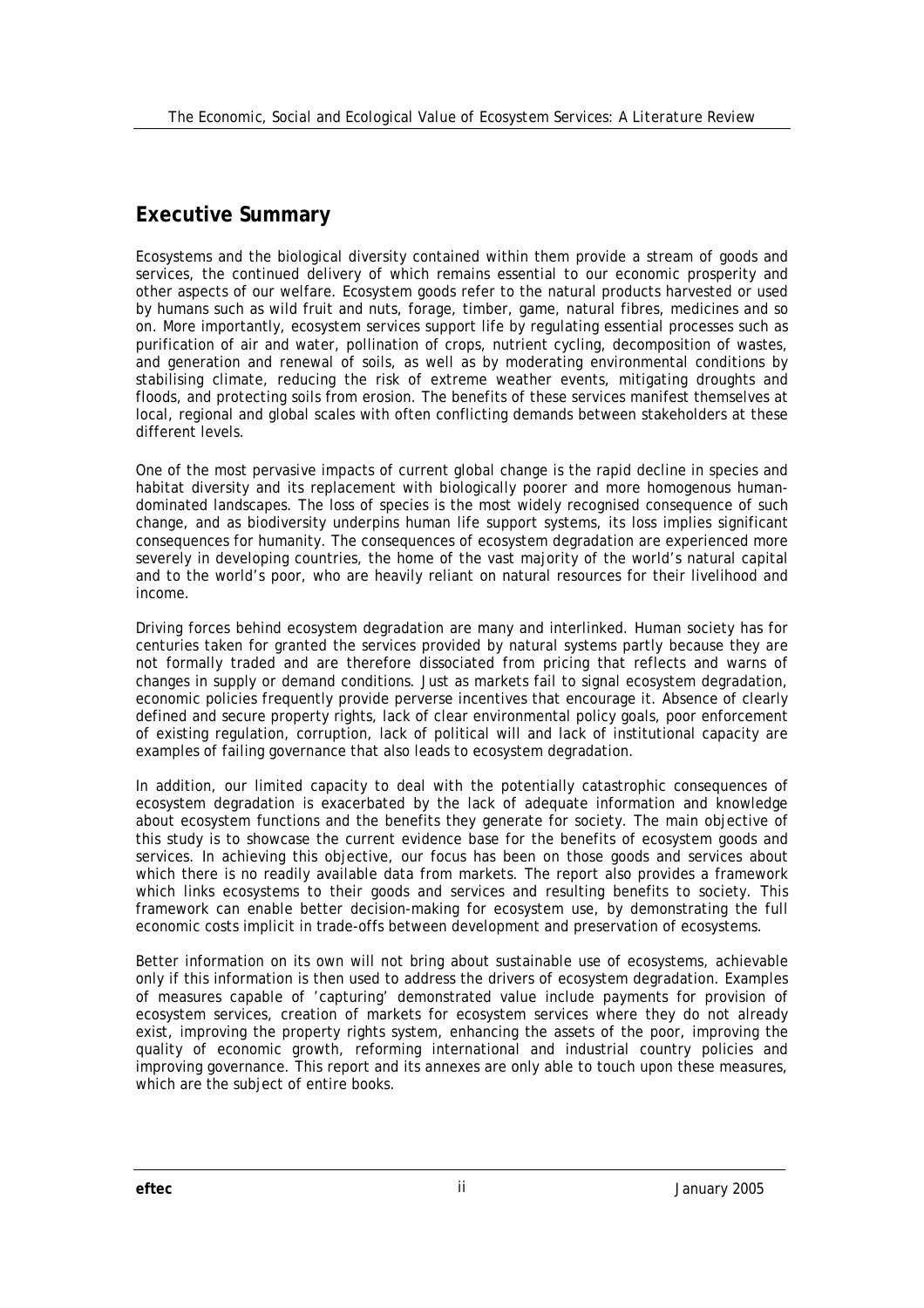## Executive Summary

Ecosystems and the biological diversity contained within them provide a stream of goods and services, the continued delivery of which remains essential to our economic prosperity and other aspects of our welfare. Ecosystem goods refer to the natural products harvested or used by humans such as wild fruit and nuts, forage, timber, game, natural fibres, medicines and so on. More importantly, ecosystem services support life by regulating essential processes such as purification of air and water, pollination of crops, nutrient cycling, decomposition of wastes, and generation and renewal of soils, as well as by moderating environmental conditions by stabilising climate, reducing the risk of extreme weather events, mitigating droughts and floods, and protecting soils from erosion. The benefits of these services manifest themselves at local, regional and global scales with often conflicting demands between stakeholders at these different levels.

One of the most pervasive impacts of current global change is the rapid decline in species and habitat diversity and its replacement with biologically poorer and more homogenous human-dominated landscapes. The loss of species is the most widely recognised consequence of such change, and as biodiversity underpins human life support systems, its loss implies significant consequences for humanity. The consequences of ecosystem degradation are experienced more severely in developing countries, the home of the vast majority of the world's natural capital and to the world's poor, who are heavily reliant on natural resources for their livelihood and income.

Driving forces behind ecosystem degradation are many and interlinked. Human society has for centuries taken for granted the services provided by natural systems partly because they are not formally traded and are therefore dissociated from pricing that reflects and warns of changes in supply or demand conditions. Just as markets fail to signal ecosystem degradation, economic policies frequently provide perverse incentives that encourage it. Absence of clearly defined and secure property rights, lack of clear environmental policy goals, poor enforcement of existing regulation, corruption, lack of political will and lack of institutional capacity are examples of failing governance that also leads to ecosystem degradation.

In addition, our limited capacity to deal with the potentially catastrophic consequences of ecosystem degradation is exacerbated by the lack of adequate information and knowledge about ecosystem functions and the benefits they generate for society. The main objective of this study is to showcase the current evidence base for the benefits of ecosystem goods and services. In achieving this objective, our focus has been on those goods and services about which there is no readily available data from markets. The report also provides a framework which links ecosystems to their goods and services and resulting benefits to society. This framework can enable better decision-making for ecosystem use, by demonstrating the full economic costs implicit in trade-offs between development and preservation of ecosystems.

Better information on its own will not bring about sustainable use of ecosystems, achievable only if this information is then used to address the drivers of ecosystem degradation. Examples of measures capable of 'capturing' demonstrated value include payments for provision of ecosystem services, creation of markets for ecosystem services where they do not already exist, improving the property rights system, enhancing the assets of the poor, improving the quality of economic growth, reforming international and industrial country policies and improving governance. This report and its annexes are only able to touch upon these measures, which are the subject of entire books.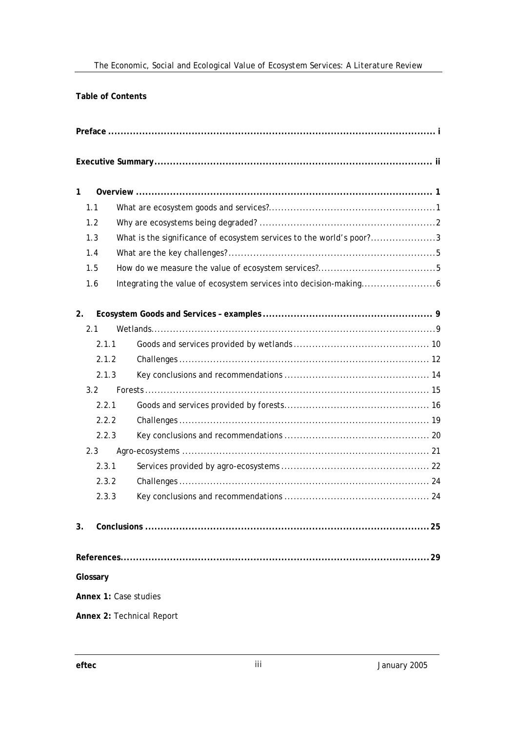**Table of Contents**

| | |
|---|---|
| **Preface** | **i** |
| **Executive Summary** | **ii** |
| **1 Overview** | **1** |
| 1.1 What are ecosystem goods and services? | 1 |
| 1.2 Why are ecosystems being degraded? | 2 |
| 1.3 What is the significance of ecosystem services to the world's poor? | 3 |
| 1.4 What are the key challenges? | 5 |
| 1.5 How do we measure the value of ecosystem services? | 5 |
| 1.6 Integrating the value of ecosystem services into decision-making | 6 |
| **2. Ecosystem Goods and Services – examples** | **9** |
| 2.1 Wetlands | 9 |
| 2.1.1 Goods and services provided by wetlands | 10 |
| 2.1.2 Challenges | 12 |
| 2.1.3 Key conclusions and recommendations | 14 |
| 3.2 Forests | 15 |
| 2.2.1 Goods and services provided by forests | 16 |
| 2.2.2 Challenges | 19 |
| 2.2.3 Key conclusions and recommendations | 20 |
| 2.3 Agro-ecosystems | 21 |
| 2.3.1 Services provided by agro-ecosystems | 22 |
| 2.3.2 Challenges | 24 |
| 2.3.3 Key conclusions and recommendations | 24 |
| **3. Conclusions** | **25** |
| **References** | **29** |
| **Glossary** | |
| **Annex 1:** Case studies | |
| **Annex 2:** Technical Report | |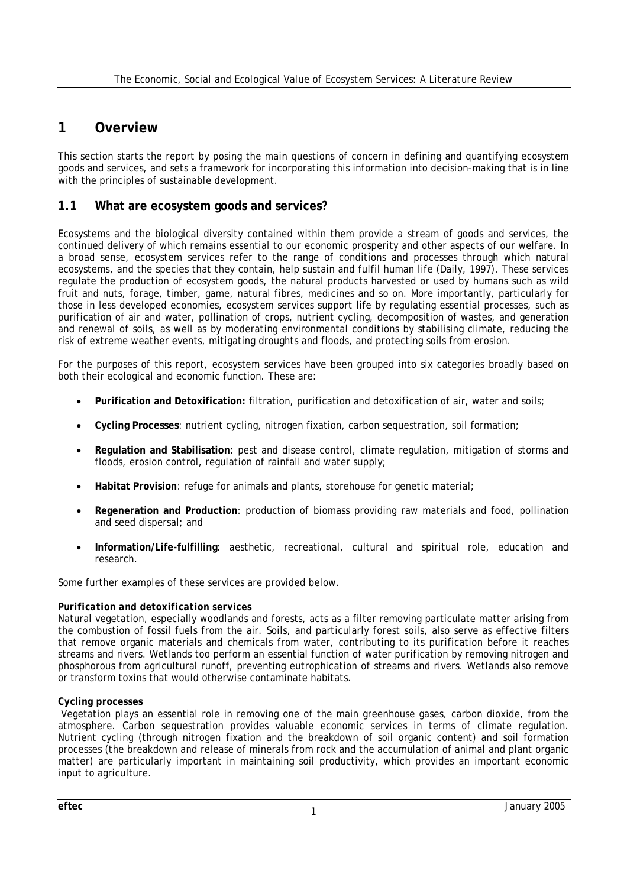# 1 Overview

This section starts the report by posing the main questions of concern in defining and quantifying ecosystem goods and services, and sets a framework for incorporating this information into decision-making that is in line with the principles of sustainable development.

## 1.1 What are ecosystem goods and services?

Ecosystems and the biological diversity contained within them provide a stream of goods and services, the continued delivery of which remains essential to our economic prosperity and other aspects of our welfare. In a broad sense, ecosystem services refer to the range of conditions and processes through which natural ecosystems, and the species that they contain, help sustain and fulfil human life (Daily, 1997). These services regulate the production of ecosystem goods, the natural products harvested or used by humans such as wild fruit and nuts, forage, timber, game, natural fibres, medicines and so on. More importantly, particularly for those in less developed economies, ecosystem services support life by regulating essential processes, such as purification of air and water, pollination of crops, nutrient cycling, decomposition of wastes, and generation and renewal of soils, as well as by moderating environmental conditions by stabilising climate, reducing the risk of extreme weather events, mitigating droughts and floods, and protecting soils from erosion.

For the purposes of this report, ecosystem services have been grouped into six categories broadly based on both their ecological and economic function. These are:

- **Purification and Detoxification:** filtration, purification and detoxification of air, water and soils;
- **Cycling Processes**: nutrient cycling, nitrogen fixation, carbon sequestration, soil formation;
- **Regulation and Stabilisation**: pest and disease control, climate regulation, mitigation of storms and floods, erosion control, regulation of rainfall and water supply;
- **Habitat Provision**: refuge for animals and plants, storehouse for genetic material;
- **Regeneration and Production**: production of biomass providing raw materials and food, pollination and seed dispersal; and
- **Information/Life-fulfilling**: aesthetic, recreational, cultural and spiritual role, education and research.

Some further examples of these services are provided below.

***Purification and detoxification services***

Natural vegetation, especially woodlands and forests, acts as a filter removing particulate matter arising from the combustion of fossil fuels from the air. Soils, and particularly forest soils, also serve as effective filters that remove organic materials and chemicals from water, contributing to its purification before it reaches streams and rivers. Wetlands too perform an essential function of water purification by removing nitrogen and phosphorous from agricultural runoff, preventing eutrophication of streams and rivers. Wetlands also remove or transform toxins that would otherwise contaminate habitats.

***Cycling processes***

Vegetation plays an essential role in removing one of the main greenhouse gases, carbon dioxide, from the atmosphere. Carbon sequestration provides valuable economic services in terms of climate regulation. Nutrient cycling (through nitrogen fixation and the breakdown of soil organic content) and soil formation processes (the breakdown and release of minerals from rock and the accumulation of animal and plant organic matter) are particularly important in maintaining soil productivity, which provides an important economic input to agriculture.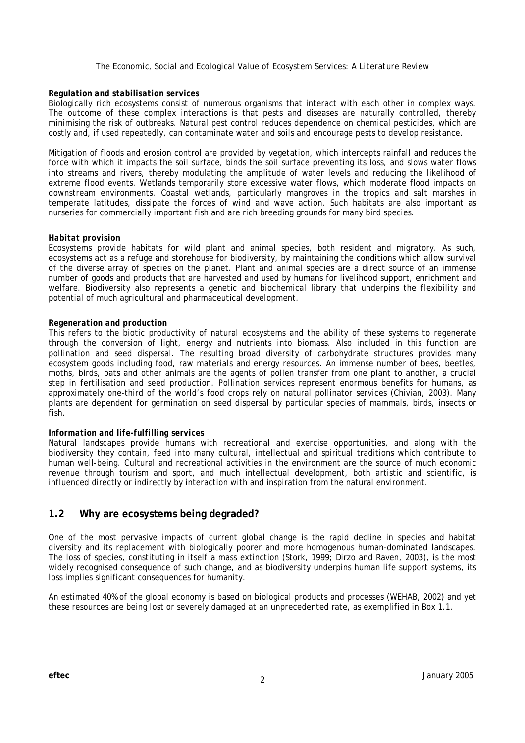***Regulation and stabilisation services***
Biologically rich ecosystems consist of numerous organisms that interact with each other in complex ways. The outcome of these complex interactions is that pests and diseases are naturally controlled, thereby minimising the risk of outbreaks. Natural pest control reduces dependence on chemical pesticides, which are costly and, if used repeatedly, can contaminate water and soils and encourage pests to develop resistance.

Mitigation of floods and erosion control are provided by vegetation, which intercepts rainfall and reduces the force with which it impacts the soil surface, binds the soil surface preventing its loss, and slows water flows into streams and rivers, thereby modulating the amplitude of water levels and reducing the likelihood of extreme flood events. Wetlands temporarily store excessive water flows, which moderate flood impacts on downstream environments. Coastal wetlands, particularly mangroves in the tropics and salt marshes in temperate latitudes, dissipate the forces of wind and wave action. Such habitats are also important as nurseries for commercially important fish and are rich breeding grounds for many bird species.

***Habitat provision***
Ecosystems provide habitats for wild plant and animal species, both resident and migratory. As such, ecosystems act as a refuge and storehouse for biodiversity, by maintaining the conditions which allow survival of the diverse array of species on the planet. Plant and animal species are a direct source of an immense number of goods and products that are harvested and used by humans for livelihood support, enrichment and welfare. Biodiversity also represents a genetic and biochemical library that underpins the flexibility and potential of much agricultural and pharmaceutical development.

***Regeneration and production***
This refers to the biotic productivity of natural ecosystems and the ability of these systems to regenerate through the conversion of light, energy and nutrients into biomass. Also included in this function are pollination and seed dispersal. The resulting broad diversity of carbohydrate structures provides many ecosystem goods including food, raw materials and energy resources. An immense number of bees, beetles, moths, birds, bats and other animals are the agents of pollen transfer from one plant to another, a crucial step in fertilisation and seed production. Pollination services represent enormous benefits for humans, as approximately one-third of the world's food crops rely on natural pollinator services (Chivian, 2003). Many plants are dependent for germination on seed dispersal by particular species of mammals, birds, insects or fish.

***Information and life-fulfilling services***
Natural landscapes provide humans with recreational and exercise opportunities, and along with the biodiversity they contain, feed into many cultural, intellectual and spiritual traditions which contribute to human well-being. Cultural and recreational activities in the environment are the source of much economic revenue through tourism and sport, and much intellectual development, both artistic and scientific, is influenced directly or indirectly by interaction with and inspiration from the natural environment.

## 1.2 Why are ecosystems being degraded?

One of the most pervasive impacts of current global change is the rapid decline in species and habitat diversity and its replacement with biologically poorer and more homogenous human-dominated landscapes. The loss of species, constituting in itself a mass extinction (Stork, 1999; Dirzo and Raven, 2003), is the most widely recognised consequence of such change, and as biodiversity underpins human life support systems, its loss implies significant consequences for humanity.

An estimated 40% of the global economy is based on biological products and processes (WEHAB, 2002) and yet these resources are being lost or severely damaged at an unprecedented rate, as exemplified in Box 1.1.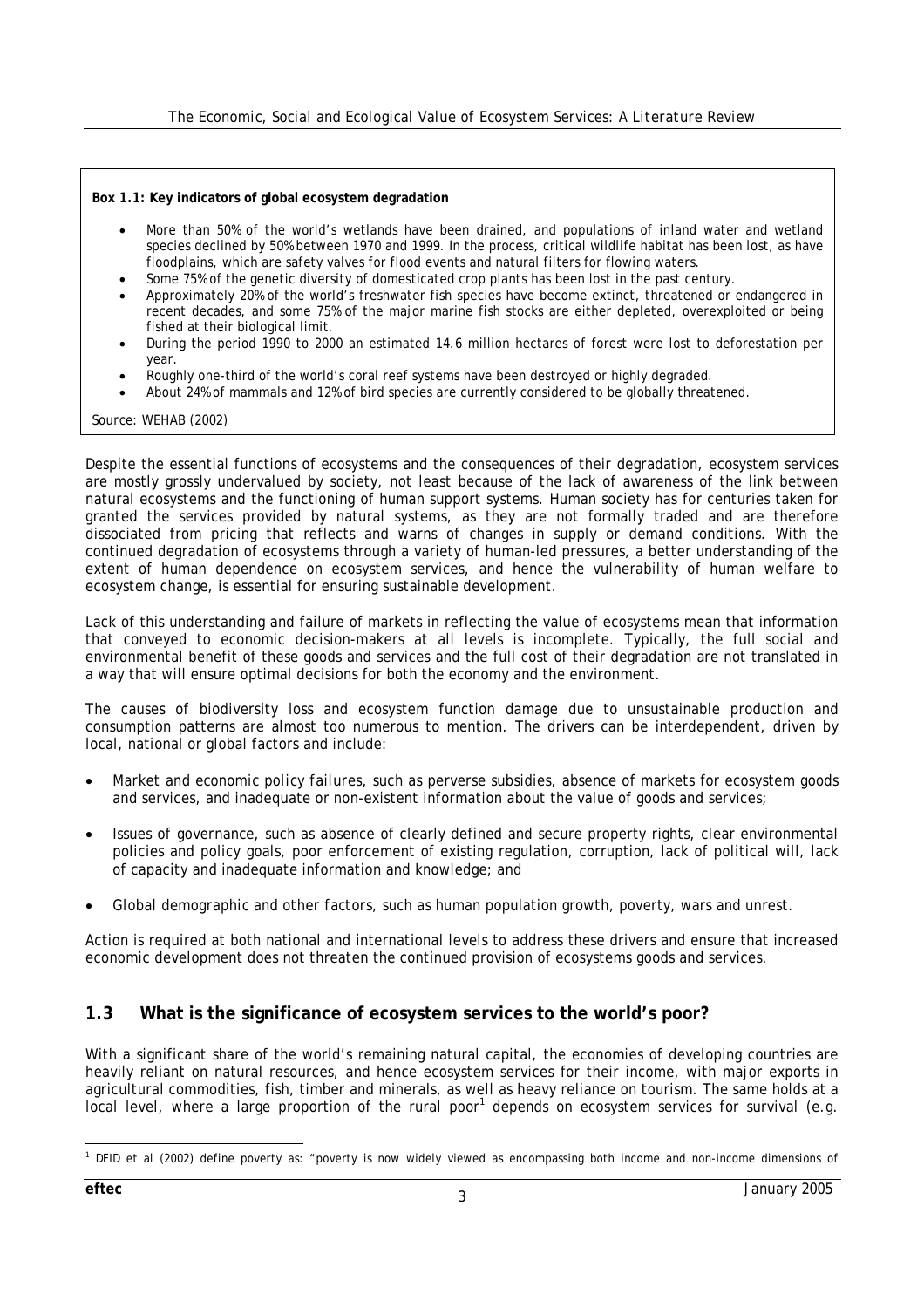**Box 1.1: Key indicators of global ecosystem degradation**

- More than 50% of the world's wetlands have been drained, and populations of inland water and wetland species declined by 50% between 1970 and 1999. In the process, critical wildlife habitat has been lost, as have floodplains, which are safety valves for flood events and natural filters for flowing waters.
- Some 75% of the genetic diversity of domesticated crop plants has been lost in the past century.
- Approximately 20% of the world's freshwater fish species have become extinct, threatened or endangered in recent decades, and some 75% of the major marine fish stocks are either depleted, overexploited or being fished at their biological limit.
- During the period 1990 to 2000 an estimated 14.6 million hectares of forest were lost to deforestation per year.
- Roughly one-third of the world's coral reef systems have been destroyed or highly degraded.
- About 24% of mammals and 12% of bird species are currently considered to be globally threatened.

Source: WEHAB (2002)

Despite the essential functions of ecosystems and the consequences of their degradation, ecosystem services are mostly grossly undervalued by society, not least because of the lack of awareness of the link between natural ecosystems and the functioning of human support systems. Human society has for centuries taken for granted the services provided by natural systems, as they are not formally traded and are therefore dissociated from pricing that reflects and warns of changes in supply or demand conditions. With the continued degradation of ecosystems through a variety of human-led pressures, a better understanding of the extent of human dependence on ecosystem services, and hence the vulnerability of human welfare to ecosystem change, is essential for ensuring sustainable development.

Lack of this understanding and failure of markets in reflecting the value of ecosystems mean that information that conveyed to economic decision-makers at all levels is incomplete. Typically, the full social and environmental benefit of these goods and services and the full cost of their degradation are not translated in a way that will ensure optimal decisions for both the economy and the environment.

The causes of biodiversity loss and ecosystem function damage due to unsustainable production and consumption patterns are almost too numerous to mention. The drivers can be interdependent, driven by local, national or global factors and include:

- *Market and economic policy failures*, such as perverse subsidies, absence of markets for ecosystem goods and services, and inadequate or non-existent information about the value of goods and services;

- *Issues of governance*, such as absence of clearly defined and secure property rights, clear environmental policies and policy goals, poor enforcement of existing regulation, corruption, lack of political will, lack of capacity and inadequate information and knowledge; and

- *Global demographic and other factors*, such as human population growth, poverty, wars and unrest.

Action is required at both national and international levels to address these drivers and ensure that increased economic development does not threaten the continued provision of ecosystems goods and services.

## 1.3 What is the significance of ecosystem services to the world's poor?

With a significant share of the world's remaining natural capital, the economies of developing countries are heavily reliant on natural resources, and hence ecosystem services for their income, with major exports in agricultural commodities, fish, timber and minerals, as well as heavy reliance on tourism. The same holds at a local level, where a large proportion of the rural poor[1] depends on ecosystem services for survival (e.g.

[1] DFID et al (2002) define poverty as: "poverty is now widely viewed as encompassing both income and non-income dimensions of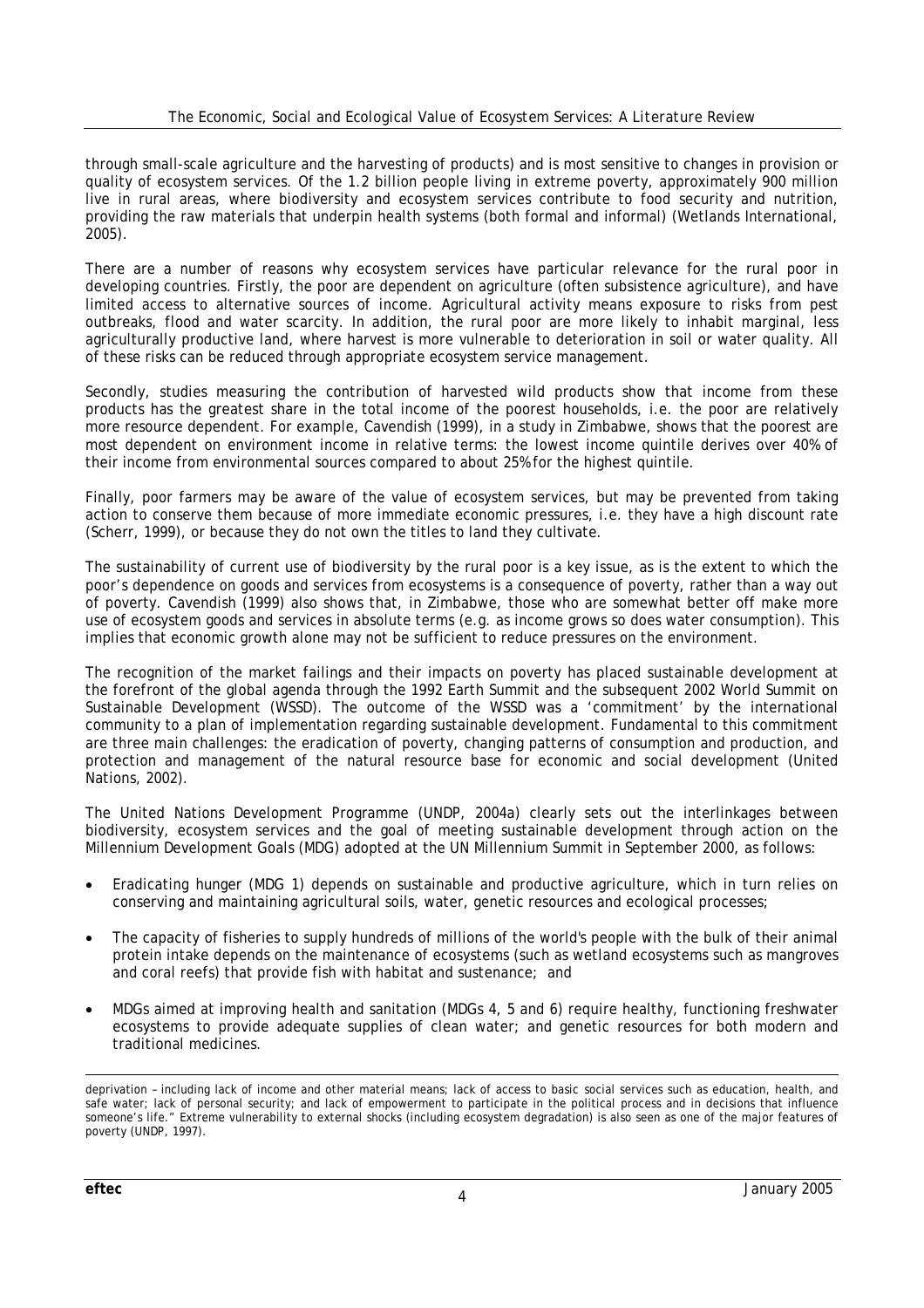through small-scale agriculture and the harvesting of products) and is most sensitive to changes in provision or quality of ecosystem services. Of the 1.2 billion people living in extreme poverty, approximately 900 million live in rural areas, where biodiversity and ecosystem services contribute to food security and nutrition, providing the raw materials that underpin health systems (both formal and informal) (Wetlands International, 2005).

There are a number of reasons why ecosystem services have particular relevance for the rural poor in developing countries. Firstly, the poor are dependent on agriculture (often subsistence agriculture), and have limited access to alternative sources of income. Agricultural activity means exposure to risks from pest outbreaks, flood and water scarcity. In addition, the rural poor are more likely to inhabit marginal, less agriculturally productive land, where harvest is more vulnerable to deterioration in soil or water quality. All of these risks can be reduced through appropriate ecosystem service management.

Secondly, studies measuring the contribution of harvested wild products show that income from these products has the greatest share in the total income of the poorest households, i.e. the poor are relatively more resource dependent. For example, Cavendish (1999), in a study in Zimbabwe, shows that the poorest are most dependent on environment income in relative terms: the lowest income quintile derives over 40% of their income from environmental sources compared to about 25% for the highest quintile.

Finally, poor farmers may be aware of the value of ecosystem services, but may be prevented from taking action to conserve them because of more immediate economic pressures, i.e. they have a high discount rate (Scherr, 1999), or because they do not own the titles to land they cultivate.

The sustainability of current use of biodiversity by the rural poor is a key issue, as is the extent to which the poor's dependence on goods and services from ecosystems is a consequence of poverty, rather than a way out of poverty. Cavendish (1999) also shows that, in Zimbabwe, those who are somewhat better off make more use of ecosystem goods and services in absolute terms (e.g. as income grows so does water consumption). This implies that economic growth alone may not be sufficient to reduce pressures on the environment.

The recognition of the market failings and their impacts on poverty has placed sustainable development at the forefront of the global agenda through the 1992 Earth Summit and the subsequent 2002 World Summit on Sustainable Development (WSSD). The outcome of the WSSD was a 'commitment' by the international community to a plan of implementation regarding sustainable development. Fundamental to this commitment are three main challenges: the eradication of poverty, changing patterns of consumption and production, and protection and management of the natural resource base for economic and social development (United Nations, 2002).

The United Nations Development Programme (UNDP, 2004a) clearly sets out the interlinkages between biodiversity, ecosystem services and the goal of meeting sustainable development through action on the Millennium Development Goals (MDG) adopted at the UN Millennium Summit in September 2000, as follows:

- Eradicating hunger (MDG 1) depends on sustainable and productive agriculture, which in turn relies on conserving and maintaining agricultural soils, water, genetic resources and ecological processes;

- The capacity of fisheries to supply hundreds of millions of the world's people with the bulk of their animal protein intake depends on the maintenance of ecosystems (such as wetland ecosystems such as mangroves and coral reefs) that provide fish with habitat and sustenance; and

- MDGs aimed at improving health and sanitation (MDGs 4, 5 and 6) require healthy, functioning freshwater ecosystems to provide adequate supplies of clean water; and genetic resources for both modern and traditional medicines.

---

deprivation – including lack of income and other material means; lack of access to basic social services such as education, health, and safe water; lack of personal security; and lack of empowerment to participate in the political process and in decisions that influence someone's life." Extreme vulnerability to external shocks (including ecosystem degradation) is also seen as one of the major features of poverty (UNDP, 1997).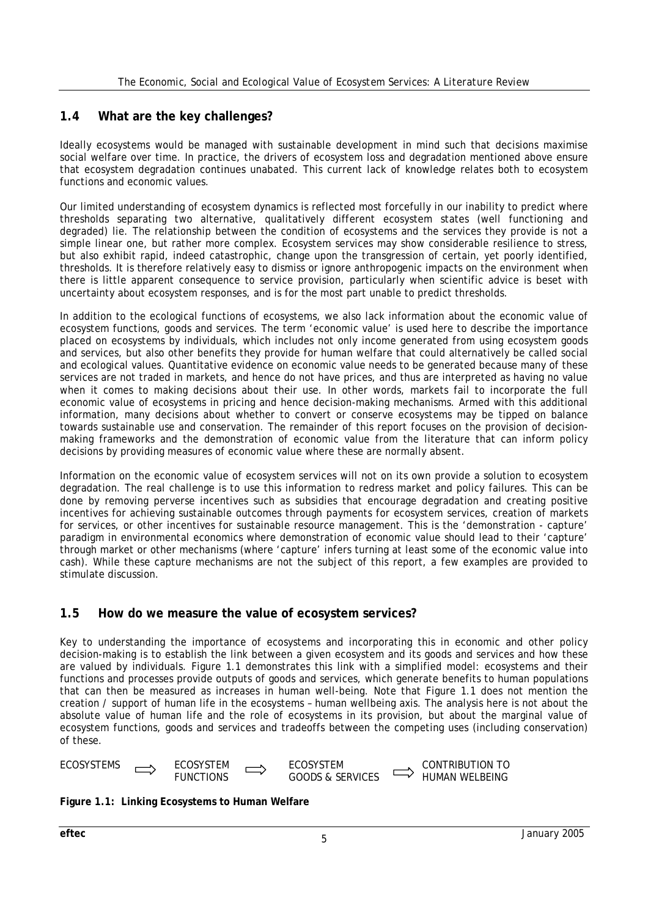## 1.4 What are the key challenges?

Ideally ecosystems would be managed with sustainable development in mind such that decisions maximise social welfare over time. In practice, the drivers of ecosystem loss and degradation mentioned above ensure that ecosystem degradation continues unabated. This current lack of knowledge relates both to ecosystem functions and economic values.

Our limited understanding of ecosystem dynamics is reflected most forcefully in our inability to predict where thresholds separating two alternative, qualitatively different ecosystem states (well functioning and degraded) lie. The relationship between the condition of ecosystems and the services they provide is not a simple linear one, but rather more complex. Ecosystem services may show considerable resilience to stress, but also exhibit rapid, indeed catastrophic, change upon the transgression of certain, yet poorly identified, thresholds. It is therefore relatively easy to dismiss or ignore anthropogenic impacts on the environment when there is little apparent consequence to service provision, particularly when scientific advice is beset with uncertainty about ecosystem responses, and is for the most part unable to predict thresholds.

In addition to the ecological functions of ecosystems, we also lack information about the economic value of ecosystem functions, goods and services. The term 'economic value' is used here to describe the importance placed on ecosystems by individuals, which includes not only income generated from using ecosystem goods and services, but also other benefits they provide for human welfare that could alternatively be called social and ecological values. Quantitative evidence on economic value needs to be generated because many of these services are not traded in markets, and hence do not have prices, and thus are interpreted as having no value when it comes to making decisions about their use. In other words, markets fail to incorporate the full economic value of ecosystems in pricing and hence decision-making mechanisms. Armed with this additional information, many decisions about whether to convert or conserve ecosystems may be tipped on balance towards sustainable use and conservation. The remainder of this report focuses on the provision of decision-making frameworks and the demonstration of economic value from the literature that can inform policy decisions by providing measures of economic value where these are normally absent.

Information on the economic value of ecosystem services will not on its own provide a solution to ecosystem degradation. The real challenge is to use this information to redress market and policy failures. This can be done by removing perverse incentives such as subsidies that encourage degradation and creating positive incentives for achieving sustainable outcomes through payments for ecosystem services, creation of markets for services, or other incentives for sustainable resource management. This is the 'demonstration - capture' paradigm in environmental economics where demonstration of economic value should lead to their 'capture' through market or other mechanisms (where 'capture' infers turning at least some of the economic value into cash). While these capture mechanisms are not the subject of this report, a few examples are provided to stimulate discussion.

## 1.5 How do we measure the value of ecosystem services?

Key to understanding the importance of ecosystems and incorporating this in economic and other policy decision-making is to establish the link between a given ecosystem and its goods and services and how these are valued by individuals. Figure 1.1 demonstrates this link with a simplified model: ecosystems and their functions and processes provide outputs of goods and services, which generate benefits to human populations that can then be measured as increases in human well-being. Note that Figure 1.1 does not mention the creation / support of human life in the ecosystems – human wellbeing axis. The analysis here is not about the absolute value of human life and the role of ecosystems in its provision, but about the marginal value of ecosystem functions, goods and services and tradeoffs between the competing uses (including conservation) of these.

ECOSYSTEMS ⟹ ECOSYSTEM FUNCTIONS ⟹ ECOSYSTEM GOODS & SERVICES ⟹ CONTRIBUTION TO HUMAN WELBEING

**Figure 1.1: Linking Ecosystems to Human Welfare**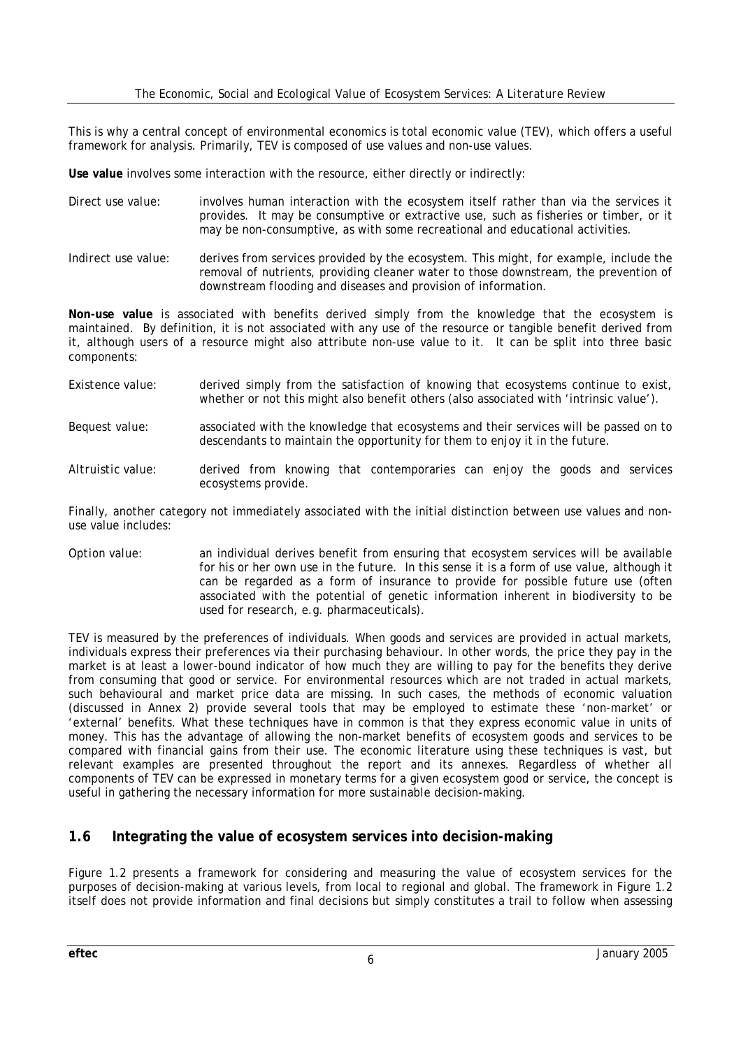This is why a central concept of environmental economics is total economic value (TEV), which offers a useful framework for analysis. Primarily, TEV is composed of use values and non-use values.

**Use value** involves some interaction with the resource, either directly or indirectly:

*Direct use value:* involves human interaction with the ecosystem itself rather than via the services it provides. It may be consumptive or extractive use, such as fisheries or timber, or it may be non-consumptive, as with some recreational and educational activities.

*Indirect use value:* derives from services provided by the ecosystem. This might, for example, include the removal of nutrients, providing cleaner water to those downstream, the prevention of downstream flooding and diseases and provision of information.

**Non-use value** is associated with benefits derived simply from the knowledge that the ecosystem is maintained. By definition, it is not associated with any use of the resource or tangible benefit derived from it, although users of a resource might also attribute non-use value to it. It can be split into three basic components:

*Existence value:* derived simply from the satisfaction of knowing that ecosystems continue to exist, whether or not this might also benefit others (also associated with 'intrinsic value').

*Bequest value:* associated with the knowledge that ecosystems and their services will be passed on to descendants to maintain the opportunity for them to enjoy it in the future.

*Altruistic value:* derived from knowing that contemporaries can enjoy the goods and services ecosystems provide.

Finally, another category not immediately associated with the initial distinction between use values and non-use value includes:

*Option value:* an individual derives benefit from ensuring that ecosystem services will be available for his or her own use in the future. In this sense it is a form of use value, although it can be regarded as a form of insurance to provide for possible future use (often associated with the potential of genetic information inherent in biodiversity to be used for research, e.g. pharmaceuticals).

TEV is measured by the preferences of individuals. When goods and services are provided in actual markets, individuals express their preferences via their purchasing behaviour. In other words, the price they pay in the market is at least a lower-bound indicator of how much they are willing to pay for the benefits they derive from consuming that good or service. For environmental resources which are not traded in actual markets, such behavioural and market price data are missing. In such cases, the methods of economic valuation (discussed in Annex 2) provide several tools that may be employed to estimate these 'non-market' or 'external' benefits. What these techniques have in common is that they express economic value in units of money. This has the advantage of allowing the non-market benefits of ecosystem goods and services to be compared with financial gains from their use. The economic literature using these techniques is vast, but relevant examples are presented throughout the report and its annexes. Regardless of whether all components of TEV can be expressed in monetary terms for a given ecosystem good or service, the concept is useful in gathering the necessary information for more sustainable decision-making.

## 1.6 Integrating the value of ecosystem services into decision-making

Figure 1.2 presents a framework for considering and measuring the value of ecosystem services for the purposes of decision-making at various levels, from local to regional and global. The framework in Figure 1.2 itself does not provide information and final decisions but simply constitutes a trail to follow when assessing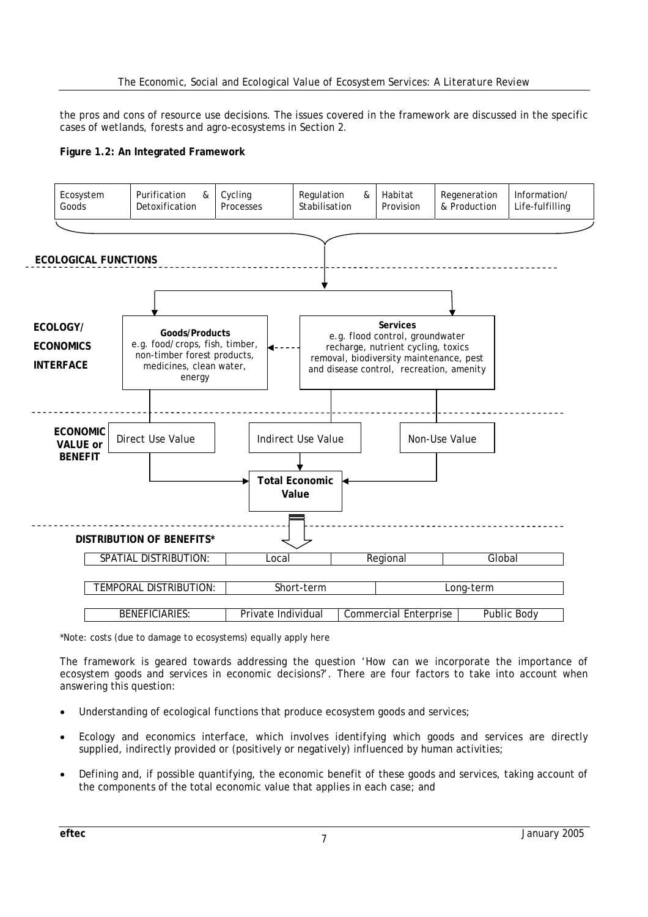the pros and cons of resource use decisions. The issues covered in the framework are discussed in the specific cases of wetlands, forests and agro-ecosystems in Section 2.

**Figure 1.2: An Integrated Framework**

| Ecosystem Goods | Purification & Detoxification | Cycling Processes | Regulation & Stabilisation | Habitat Provision | Regeneration & Production | Information/ Life-fulfilling |
|---|---|---|---|---|---|---|

**ECOLOGICAL FUNCTIONS**

**ECOLOGY/ ECONOMICS INTERFACE**

**Goods/Products** e.g. food/crops, fish, timber, non-timber forest products, medicines, clean water, energy

**Services** e.g. flood control, groundwater recharge, nutrient cycling, toxics removal, biodiversity maintenance, pest and disease control, recreation, amenity

**ECONOMIC VALUE or BENEFIT**

Direct Use Value | Indirect Use Value | Non-Use Value

**Total Economic Value**

**DISTRIBUTION OF BENEFITS***

| SPATIAL DISTRIBUTION: | Local | Regional | Global |
|---|---|---|---|

| TEMPORAL DISTRIBUTION: | Short-term | Long-term |
|---|---|---|

| BENEFICIARIES: | Private Individual | Commercial Enterprise | Public Body |
|---|---|---|---|

*Note: costs (due to damage to ecosystems) equally apply here

The framework is geared towards addressing the question 'How can we incorporate the importance of ecosystem goods and services in economic decisions?'. There are four factors to take into account when answering this question:

- Understanding of ecological functions that produce ecosystem goods and services;
- Ecology and economics interface, which involves identifying which goods and services are directly supplied, indirectly provided or (positively or negatively) influenced by human activities;
- Defining and, if possible quantifying, the economic benefit of these goods and services, taking account of the components of the total economic value that applies in each case; and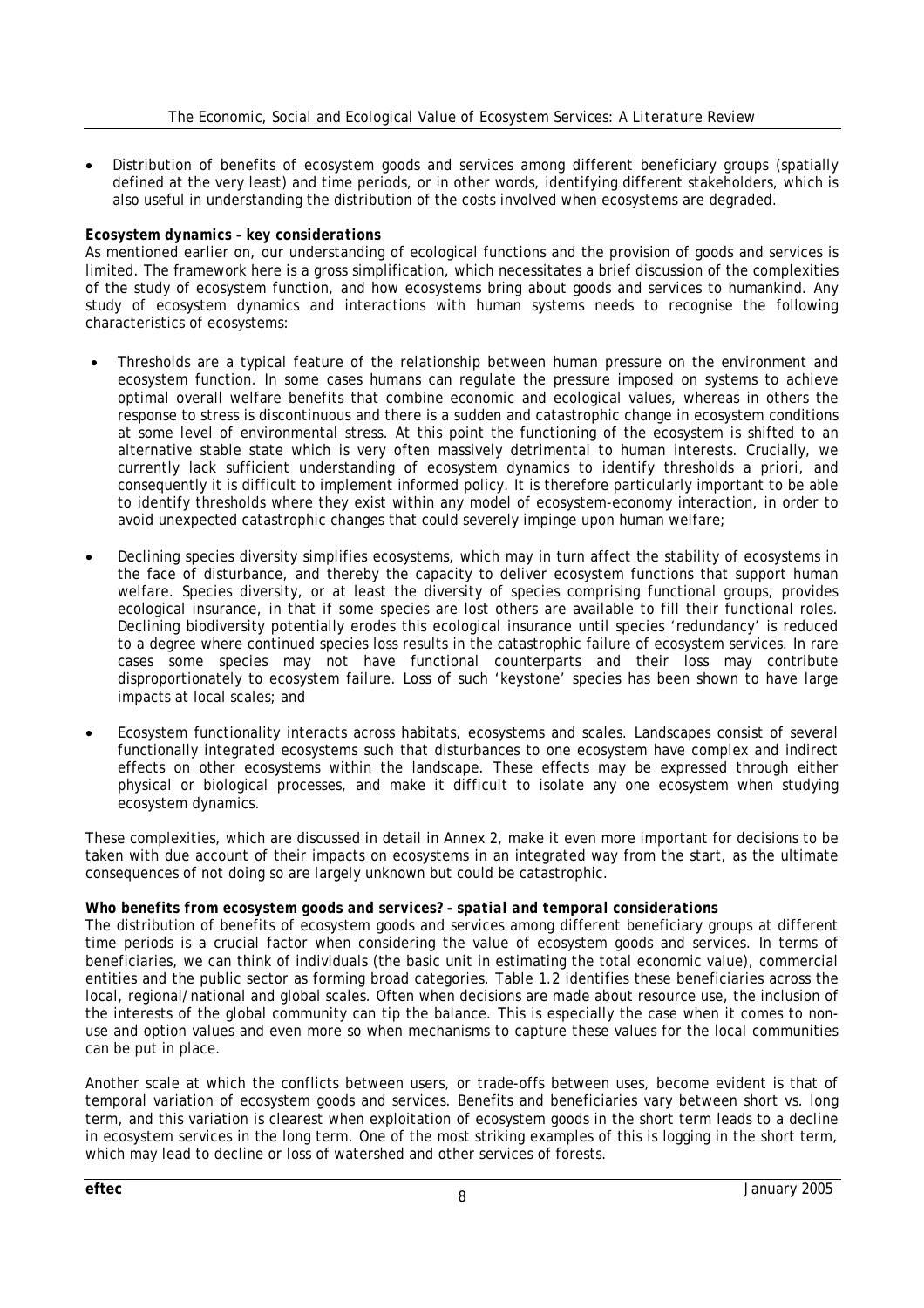- Distribution of benefits of ecosystem goods and services among different beneficiary groups (spatially defined at the very least) and time periods, or in other words, identifying different stakeholders, which is also useful in understanding the distribution of the costs involved when ecosystems are degraded.

***Ecosystem dynamics – key considerations***

As mentioned earlier on, our understanding of ecological functions and the provision of goods and services is limited. The framework here is a gross simplification, which necessitates a brief discussion of the complexities of the study of ecosystem function, and how ecosystems bring about goods and services to humankind. Any study of ecosystem dynamics and interactions with human systems needs to recognise the following characteristics of ecosystems:

- Thresholds are a typical feature of the relationship between human pressure on the environment and ecosystem function. In some cases humans can regulate the pressure imposed on systems to achieve optimal overall welfare benefits that combine economic and ecological values, whereas in others the response to stress is discontinuous and there is a sudden and catastrophic change in ecosystem conditions at some level of environmental stress. At this point the functioning of the ecosystem is shifted to an alternative stable state which is very often massively detrimental to human interests. Crucially, we currently lack sufficient understanding of ecosystem dynamics to identify thresholds a priori, and consequently it is difficult to implement informed policy. It is therefore particularly important to be able to identify thresholds where they exist within any model of ecosystem-economy interaction, in order to avoid unexpected catastrophic changes that could severely impinge upon human welfare;

- Declining species diversity simplifies ecosystems, which may in turn affect the stability of ecosystems in the face of disturbance, and thereby the capacity to deliver ecosystem functions that support human welfare. Species diversity, or at least the diversity of species comprising functional groups, provides ecological insurance, in that if some species are lost others are available to fill their functional roles. Declining biodiversity potentially erodes this ecological insurance until species 'redundancy' is reduced to a degree where continued species loss results in the catastrophic failure of ecosystem services. In rare cases some species may not have functional counterparts and their loss may contribute disproportionately to ecosystem failure. Loss of such 'keystone' species has been shown to have large impacts at local scales; and

- Ecosystem functionality interacts across habitats, ecosystems and scales. Landscapes consist of several functionally integrated ecosystems such that disturbances to one ecosystem have complex and indirect effects on other ecosystems within the landscape. These effects may be expressed through either physical or biological processes, and make it difficult to isolate any one ecosystem when studying ecosystem dynamics.

These complexities, which are discussed in detail in Annex 2, make it even more important for decisions to be taken with due account of their impacts on ecosystems in an integrated way from the start, as the ultimate consequences of not doing so are largely unknown but could be catastrophic.

***Who benefits from ecosystem goods and services? – spatial and temporal considerations***

The distribution of benefits of ecosystem goods and services among different beneficiary groups at different time periods is a crucial factor when considering the value of ecosystem goods and services. In terms of beneficiaries, we can think of individuals (the basic unit in estimating the total economic value), commercial entities and the public sector as forming broad categories. Table 1.2 identifies these beneficiaries across the local, regional/national and global scales. Often when decisions are made about resource use, the inclusion of the interests of the global community can tip the balance. This is especially the case when it comes to non-use and option values and even more so when mechanisms to capture these values for the local communities can be put in place.

Another scale at which the conflicts between users, or trade-offs between uses, become evident is that of temporal variation of ecosystem goods and services. Benefits and beneficiaries vary between short vs. long term, and this variation is clearest when exploitation of ecosystem goods in the short term leads to a decline in ecosystem services in the long term. One of the most striking examples of this is logging in the short term, which may lead to decline or loss of watershed and other services of forests.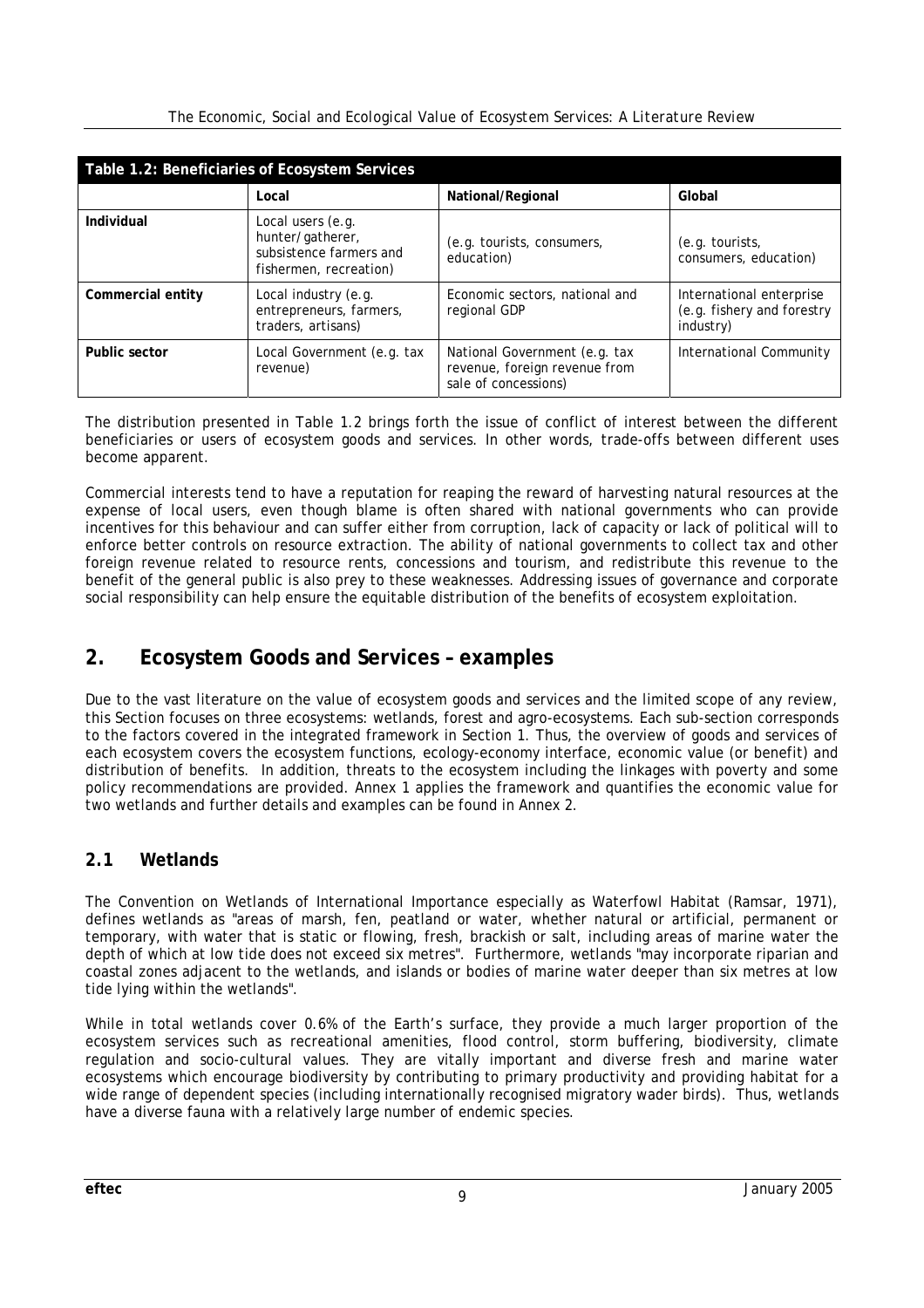| Table 1.2: Beneficiaries of Ecosystem Services | | | |
|---|---|---|---|
| | **Local** | **National/Regional** | **Global** |
| **Individual** | Local users (e.g. hunter/gatherer, subsistence farmers and fishermen, recreation) | (e.g. tourists, consumers, education) | (e.g. tourists, consumers, education) |
| **Commercial entity** | Local industry (e.g. entrepreneurs, farmers, traders, artisans) | Economic sectors, national and regional GDP | International enterprise (e.g. fishery and forestry industry) |
| **Public sector** | Local Government (e.g. tax revenue) | National Government (e.g. tax revenue, foreign revenue from sale of concessions) | International Community |

The distribution presented in Table 1.2 brings forth the issue of conflict of interest between the different beneficiaries or users of ecosystem goods and services. In other words, trade-offs between different uses become apparent.

Commercial interests tend to have a reputation for reaping the reward of harvesting natural resources at the expense of local users, even though blame is often shared with national governments who can provide incentives for this behaviour and can suffer either from corruption, lack of capacity or lack of political will to enforce better controls on resource extraction. The ability of national governments to collect tax and other foreign revenue related to resource rents, concessions and tourism, and redistribute this revenue to the benefit of the general public is also prey to these weaknesses. Addressing issues of governance and corporate social responsibility can help ensure the equitable distribution of the benefits of ecosystem exploitation.

## 2. Ecosystem Goods and Services – examples

Due to the vast literature on the value of ecosystem goods and services and the limited scope of any review, this Section focuses on three ecosystems: wetlands, forest and agro-ecosystems. Each sub-section corresponds to the factors covered in the integrated framework in Section 1. Thus, the overview of goods and services of each ecosystem covers the ecosystem functions, ecology-economy interface, economic value (or benefit) and distribution of benefits. In addition, threats to the ecosystem including the linkages with poverty and some policy recommendations are provided. Annex 1 applies the framework and quantifies the economic value for two wetlands and further details and examples can be found in Annex 2.

### 2.1 Wetlands

The Convention on Wetlands of International Importance especially as Waterfowl Habitat (Ramsar, 1971), defines wetlands as "areas of marsh, fen, peatland or water, whether natural or artificial, permanent or temporary, with water that is static or flowing, fresh, brackish or salt, including areas of marine water the depth of which at low tide does not exceed six metres". Furthermore, wetlands "may incorporate riparian and coastal zones adjacent to the wetlands, and islands or bodies of marine water deeper than six metres at low tide lying within the wetlands".

While in total wetlands cover 0.6% of the Earth's surface, they provide a much larger proportion of the ecosystem services such as recreational amenities, flood control, storm buffering, biodiversity, climate regulation and socio-cultural values. They are vitally important and diverse fresh and marine water ecosystems which encourage biodiversity by contributing to primary productivity and providing habitat for a wide range of dependent species (including internationally recognised migratory wader birds). Thus, wetlands have a diverse fauna with a relatively large number of endemic species.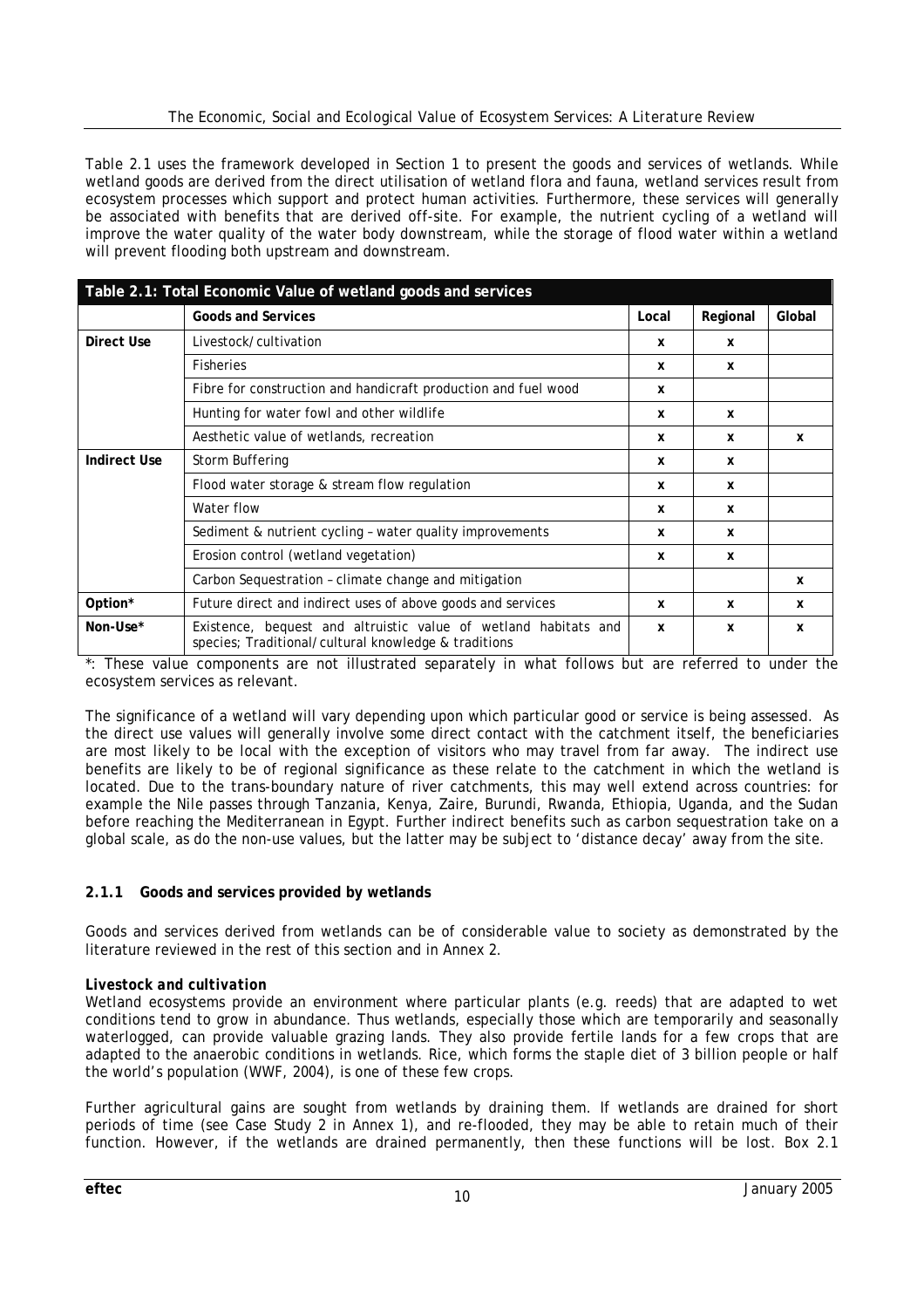Table 2.1 uses the framework developed in Section 1 to present the goods and services of wetlands. While wetland goods are derived from the direct utilisation of wetland flora and fauna, wetland services result from ecosystem processes which support and protect human activities. Furthermore, these services will generally be associated with benefits that are derived off-site. For example, the nutrient cycling of a wetland will improve the water quality of the water body downstream, while the storage of flood water within a wetland will prevent flooding both upstream and downstream.

**Table 2.1: Total Economic Value of wetland goods and services**

| | Goods and Services | Local | Regional | Global |
|---|---|---|---|---|
| **Direct Use** | Livestock/cultivation | x | x | |
| | Fisheries | x | x | |
| | Fibre for construction and handicraft production and fuel wood | x | | |
| | Hunting for water fowl and other wildlife | x | x | |
| | Aesthetic value of wetlands, recreation | x | x | x |
| **Indirect Use** | Storm Buffering | x | x | |
| | Flood water storage & stream flow regulation | x | x | |
| | Water flow | x | x | |
| | Sediment & nutrient cycling – water quality improvements | x | x | |
| | Erosion control (wetland vegetation) | x | x | |
| | Carbon Sequestration – climate change and mitigation | | | x |
| **Option*** | Future direct and indirect uses of above goods and services | x | x | x |
| **Non-Use*** | Existence, bequest and altruistic value of wetland habitats and species; Traditional/cultural knowledge & traditions | x | x | x |

*: These value components are not illustrated separately in what follows but are referred to under the ecosystem services as relevant.

The significance of a wetland will vary depending upon which particular good or service is being assessed. As the direct use values will generally involve some direct contact with the catchment itself, the beneficiaries are most likely to be local with the exception of visitors who may travel from far away. The indirect use benefits are likely to be of regional significance as these relate to the catchment in which the wetland is located. Due to the trans-boundary nature of river catchments, this may well extend across countries: for example the Nile passes through Tanzania, Kenya, Zaire, Burundi, Rwanda, Ethiopia, Uganda, and the Sudan before reaching the Mediterranean in Egypt. Further indirect benefits such as carbon sequestration take on a global scale, as do the non-use values, but the latter may be subject to 'distance decay' away from the site.

### 2.1.1 Goods and services provided by wetlands

Goods and services derived from wetlands can be of considerable value to society as demonstrated by the literature reviewed in the rest of this section and in Annex 2.

***Livestock and cultivation***

Wetland ecosystems provide an environment where particular plants (e.g. reeds) that are adapted to wet conditions tend to grow in abundance. Thus wetlands, especially those which are temporarily and seasonally waterlogged, can provide valuable grazing lands. They also provide fertile lands for a few crops that are adapted to the anaerobic conditions in wetlands. Rice, which forms the staple diet of 3 billion people or half the world's population (WWF, 2004), is one of these few crops.

Further agricultural gains are sought from wetlands by draining them. If wetlands are drained for short periods of time (see Case Study 2 in Annex 1), and re-flooded, they may be able to retain much of their function. However, if the wetlands are drained permanently, then these functions will be lost. Box 2.1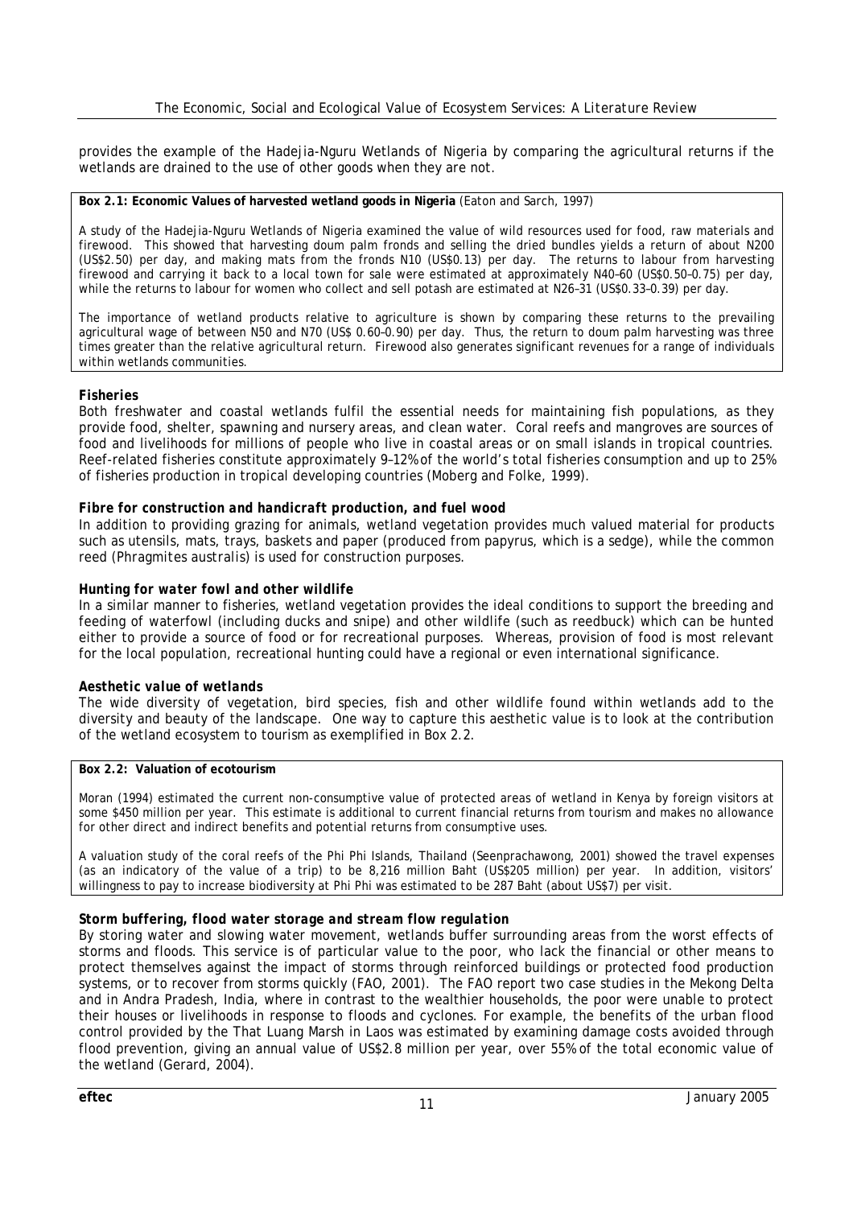provides the example of the Hadejia-Nguru Wetlands of Nigeria by comparing the agricultural returns if the wetlands are drained to the use of other goods when they are not.

**Box 2.1: Economic Values of harvested wetland goods in Nigeria** (Eaton and Sarch, 1997)

A study of the Hadejia-Nguru Wetlands of Nigeria examined the value of wild resources used for food, raw materials and firewood. This showed that harvesting doum palm fronds and selling the dried bundles yields a return of about N200 (US$2.50) per day, and making mats from the fronds N10 (US$0.13) per day. The returns to labour from harvesting firewood and carrying it back to a local town for sale were estimated at approximately N40–60 (US$0.50–0.75) per day, while the returns to labour for women who collect and sell potash are estimated at N26–31 (US$0.33–0.39) per day.

The importance of wetland products relative to agriculture is shown by comparing these returns to the prevailing agricultural wage of between N50 and N70 (US$ 0.60–0.90) per day. Thus, the return to doum palm harvesting was three times greater than the relative agricultural return. Firewood also generates significant revenues for a range of individuals within wetlands communities.

***Fisheries***

Both freshwater and coastal wetlands fulfil the essential needs for maintaining fish populations, as they provide food, shelter, spawning and nursery areas, and clean water. Coral reefs and mangroves are sources of food and livelihoods for millions of people who live in coastal areas or on small islands in tropical countries. Reef-related fisheries constitute approximately 9–12% of the world's total fisheries consumption and up to 25% of fisheries production in tropical developing countries (Moberg and Folke, 1999).

***Fibre for construction and handicraft production, and fuel wood***

In addition to providing grazing for animals, wetland vegetation provides much valued material for products such as utensils, mats, trays, baskets and paper (produced from papyrus, which is a sedge), while the common reed (*Phragmites australis*) is used for construction purposes.

***Hunting for water fowl and other wildlife***

In a similar manner to fisheries, wetland vegetation provides the ideal conditions to support the breeding and feeding of waterfowl (including ducks and snipe) and other wildlife (such as reedbuck) which can be hunted either to provide a source of food or for recreational purposes. Whereas, provision of food is most relevant for the local population, recreational hunting could have a regional or even international significance.

***Aesthetic value of wetlands***

The wide diversity of vegetation, bird species, fish and other wildlife found within wetlands add to the diversity and beauty of the landscape. One way to capture this aesthetic value is to look at the contribution of the wetland ecosystem to tourism as exemplified in Box 2.2.

**Box 2.2: Valuation of ecotourism**

Moran (1994) estimated the current non-consumptive value of protected areas of wetland in Kenya by foreign visitors at some $450 million per year. This estimate is additional to current financial returns from tourism and makes no allowance for other direct and indirect benefits and potential returns from consumptive uses.

A valuation study of the coral reefs of the Phi Phi Islands, Thailand (Seenprachawong, 2001) showed the travel expenses (as an indicatory of the value of a trip) to be 8,216 million Baht (US$205 million) per year. In addition, visitors' willingness to pay to increase biodiversity at Phi Phi was estimated to be 287 Baht (about US$7) per visit.

***Storm buffering, flood water storage and stream flow regulation***

By storing water and slowing water movement, wetlands buffer surrounding areas from the worst effects of storms and floods. This service is of particular value to the poor, who lack the financial or other means to protect themselves against the impact of storms through reinforced buildings or protected food production systems, or to recover from storms quickly (FAO, 2001). The FAO report two case studies in the Mekong Delta and in Andra Pradesh, India, where in contrast to the wealthier households, the poor were unable to protect their houses or livelihoods in response to floods and cyclones. For example, the benefits of the urban flood control provided by the That Luang Marsh in Laos was estimated by examining damage costs avoided through flood prevention, giving an annual value of US$2.8 million per year, over 55% of the total economic value of the wetland (Gerard, 2004).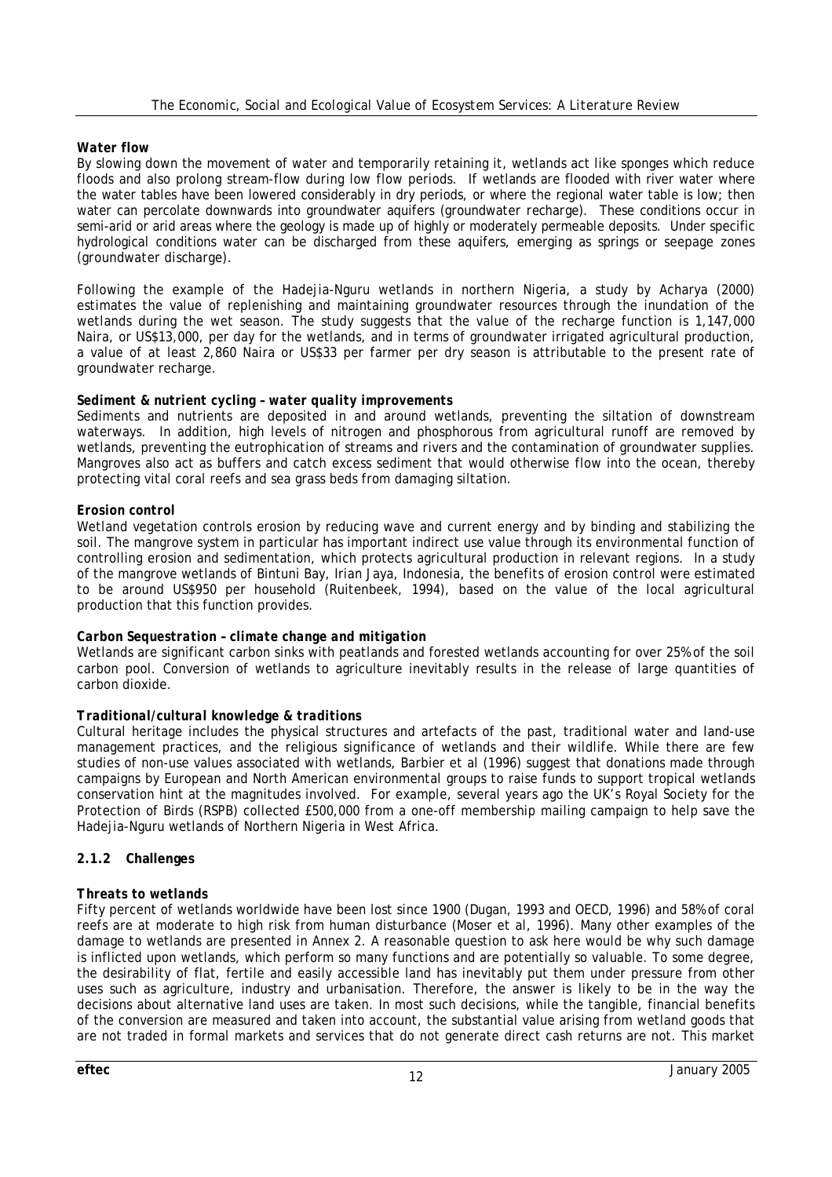***Water flow***

By slowing down the movement of water and temporarily retaining it, wetlands act like sponges which reduce floods and also prolong stream-flow during low flow periods. If wetlands are flooded with river water where the water tables have been lowered considerably in dry periods, or where the regional water table is low; then water can percolate downwards into groundwater aquifers (groundwater recharge). These conditions occur in semi-arid or arid areas where the geology is made up of highly or moderately permeable deposits. Under specific hydrological conditions water can be discharged from these aquifers, emerging as springs or seepage zones (groundwater discharge).

Following the example of the Hadejia-Nguru wetlands in northern Nigeria, a study by Acharya (2000) estimates the value of replenishing and maintaining groundwater resources through the inundation of the wetlands during the wet season. The study suggests that the value of the recharge function is 1,147,000 Naira, or US$13,000, per day for the wetlands, and in terms of groundwater irrigated agricultural production, a value of at least 2,860 Naira or US$33 per farmer per dry season is attributable to the present rate of groundwater recharge.

***Sediment & nutrient cycling – water quality improvements***

Sediments and nutrients are deposited in and around wetlands, preventing the siltation of downstream waterways. In addition, high levels of nitrogen and phosphorous from agricultural runoff are removed by wetlands, preventing the eutrophication of streams and rivers and the contamination of groundwater supplies. Mangroves also act as buffers and catch excess sediment that would otherwise flow into the ocean, thereby protecting vital coral reefs and sea grass beds from damaging siltation.

***Erosion control***

Wetland vegetation controls erosion by reducing wave and current energy and by binding and stabilizing the soil. The mangrove system in particular has important indirect use value through its environmental function of controlling erosion and sedimentation, which protects agricultural production in relevant regions. In a study of the mangrove wetlands of Bintuni Bay, Irian Jaya, Indonesia, the benefits of erosion control were estimated to be around US$950 per household (Ruitenbeek, 1994), based on the value of the local agricultural production that this function provides.

***Carbon Sequestration – climate change and mitigation***

Wetlands are significant carbon sinks with peatlands and forested wetlands accounting for over 25% of the soil carbon pool. Conversion of wetlands to agriculture inevitably results in the release of large quantities of carbon dioxide.

***Traditional/cultural knowledge & traditions***

Cultural heritage includes the physical structures and artefacts of the past, traditional water and land-use management practices, and the religious significance of wetlands and their wildlife. While there are few studies of non-use values associated with wetlands, Barbier et al (1996) suggest that donations made through campaigns by European and North American environmental groups to raise funds to support tropical wetlands conservation hint at the magnitudes involved. For example, several years ago the UK's Royal Society for the Protection of Birds (RSPB) collected £500,000 from a one-off membership mailing campaign to help save the Hadejia-Nguru wetlands of Northern Nigeria in West Africa.

### 2.1.2 Challenges

***Threats to wetlands***

Fifty percent of wetlands worldwide have been lost since 1900 (Dugan, 1993 and OECD, 1996) and 58% of coral reefs are at moderate to high risk from human disturbance (Moser et al, 1996). Many other examples of the damage to wetlands are presented in Annex 2. A reasonable question to ask here would be why such damage is inflicted upon wetlands, which perform so many functions and are potentially so valuable. To some degree, the desirability of flat, fertile and easily accessible land has inevitably put them under pressure from other uses such as agriculture, industry and urbanisation. Therefore, the answer is likely to be in the way the decisions about alternative land uses are taken. In most such decisions, while the tangible, financial benefits of the conversion are measured and taken into account, the substantial value arising from wetland goods that are not traded in formal markets and services that do not generate direct cash returns are not. This market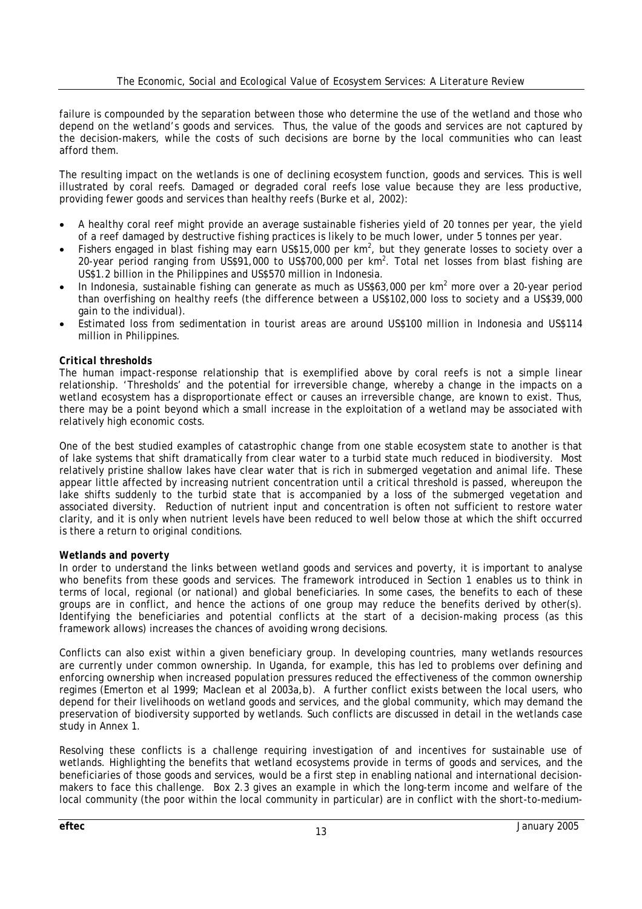failure is compounded by the separation between those who determine the use of the wetland and those who depend on the wetland's goods and services. Thus, the value of the goods and services are not captured by the decision-makers, while the costs of such decisions are borne by the local communities who can least afford them.

The resulting impact on the wetlands is one of declining ecosystem function, goods and services. This is well illustrated by coral reefs. Damaged or degraded coral reefs lose value because they are less productive, providing fewer goods and services than healthy reefs (Burke et al, 2002):

- A healthy coral reef might provide an average sustainable fisheries yield of 20 tonnes per year, the yield of a reef damaged by destructive fishing practices is likely to be much lower, under 5 tonnes per year.
- Fishers engaged in blast fishing may earn US$15,000 per $km^2$, but they generate losses to society over a 20-year period ranging from US$91,000 to US$700,000 per $km^2$. Total net losses from blast fishing are US$1.2 billion in the Philippines and US$570 million in Indonesia.
- In Indonesia, sustainable fishing can generate as much as US$63,000 per $km^2$ more over a 20-year period than overfishing on healthy reefs (the difference between a US$102,000 loss to society and a US$39,000 gain to the individual).
- Estimated loss from sedimentation in tourist areas are around US$100 million in Indonesia and US$114 million in Philippines.

***Critical thresholds***

The human impact-response relationship that is exemplified above by coral reefs is not a simple linear relationship. 'Thresholds' and the potential for irreversible change, whereby a change in the impacts on a wetland ecosystem has a disproportionate effect or causes an irreversible change, are known to exist. Thus, there may be a point beyond which a small increase in the exploitation of a wetland may be associated with relatively high economic costs.

One of the best studied examples of catastrophic change from one stable ecosystem state to another is that of lake systems that shift dramatically from clear water to a turbid state much reduced in biodiversity. Most relatively pristine shallow lakes have clear water that is rich in submerged vegetation and animal life. These appear little affected by increasing nutrient concentration until a critical threshold is passed, whereupon the lake shifts suddenly to the turbid state that is accompanied by a loss of the submerged vegetation and associated diversity. Reduction of nutrient input and concentration is often not sufficient to restore water clarity, and it is only when nutrient levels have been reduced to well below those at which the shift occurred is there a return to original conditions.

***Wetlands and poverty***

In order to understand the links between wetland goods and services and poverty, it is important to analyse who benefits from these goods and services. The framework introduced in Section 1 enables us to think in terms of local, regional (or national) and global beneficiaries. In some cases, the benefits to each of these groups are in conflict, and hence the actions of one group may reduce the benefits derived by other(s). Identifying the beneficiaries and potential conflicts at the start of a decision-making process (as this framework allows) increases the chances of avoiding wrong decisions.

Conflicts can also exist within a given beneficiary group. In developing countries, many wetlands resources are currently under common ownership. In Uganda, for example, this has led to problems over defining and enforcing ownership when increased population pressures reduced the effectiveness of the common ownership regimes (Emerton et al 1999; Maclean et al 2003a,b). A further conflict exists between the local users, who depend for their livelihoods on wetland goods and services, and the global community, which may demand the preservation of biodiversity supported by wetlands. Such conflicts are discussed in detail in the wetlands case study in Annex 1.

Resolving these conflicts is a challenge requiring investigation of and incentives for sustainable use of wetlands. Highlighting the benefits that wetland ecosystems provide in terms of goods and services, and the beneficiaries of those goods and services, would be a first step in enabling national and international decision-makers to face this challenge. Box 2.3 gives an example in which the long-term income and welfare of the local community (the poor within the local community in particular) are in conflict with the short-to-medium-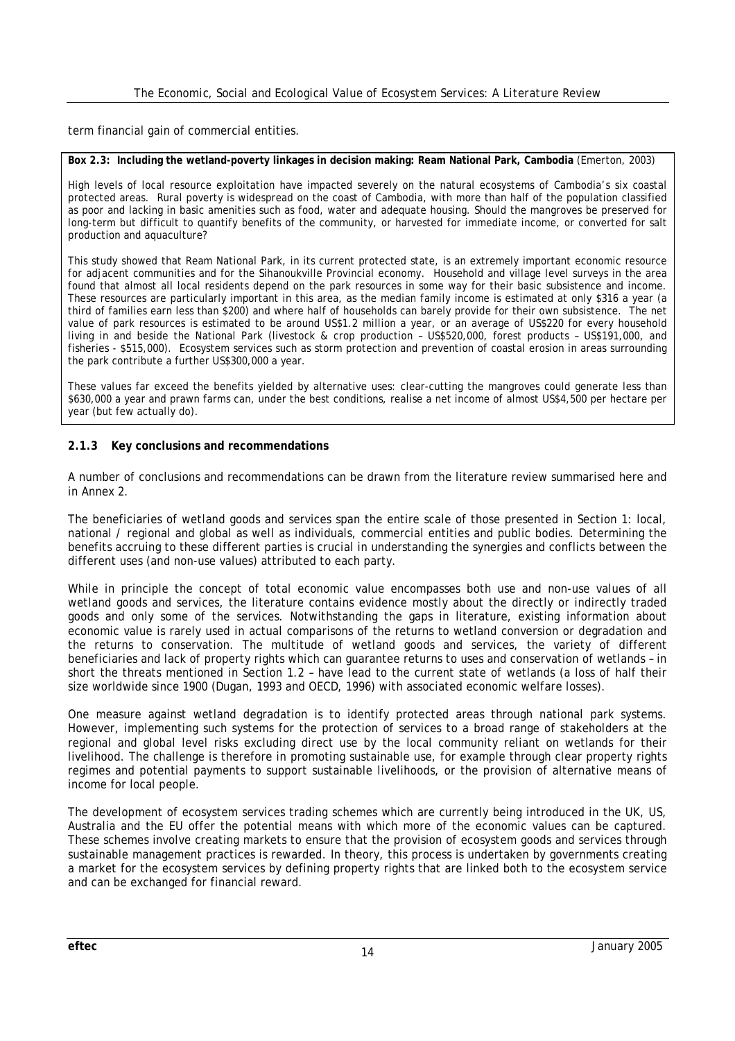term financial gain of commercial entities.

**Box 2.3: Including the wetland-poverty linkages in decision making: Ream National Park, Cambodia** (Emerton, 2003)

High levels of local resource exploitation have impacted severely on the natural ecosystems of Cambodia's six coastal protected areas. Rural poverty is widespread on the coast of Cambodia, with more than half of the population classified as poor and lacking in basic amenities such as food, water and adequate housing. Should the mangroves be preserved for long-term but difficult to quantify benefits of the community, or harvested for immediate income, or converted for salt production and aquaculture?

This study showed that Ream National Park, in its current protected state, is an extremely important economic resource for adjacent communities and for the Sihanoukville Provincial economy. Household and village level surveys in the area found that almost all local residents depend on the park resources in some way for their basic subsistence and income. These resources are particularly important in this area, as the median family income is estimated at only $316 a year (a third of families earn less than $200) and where half of households can barely provide for their own subsistence. The net value of park resources is estimated to be around US$1.2 million a year, or an average of US$220 for every household living in and beside the National Park (livestock & crop production – US$520,000, forest products – US$191,000, and fisheries - $515,000). Ecosystem services such as storm protection and prevention of coastal erosion in areas surrounding the park contribute a further US$300,000 a year.

These values far exceed the benefits yielded by alternative uses: clear-cutting the mangroves could generate less than $630,000 a year and prawn farms can, under the best conditions, realise a net income of almost US$4,500 per hectare per year (but few actually do).

### 2.1.3 Key conclusions and recommendations

A number of conclusions and recommendations can be drawn from the literature review summarised here and in Annex 2.

The beneficiaries of wetland goods and services span the entire scale of those presented in Section 1: local, national / regional and global as well as individuals, commercial entities and public bodies. Determining the benefits accruing to these different parties is crucial in understanding the synergies and conflicts between the different uses (and non-use values) attributed to each party.

While in principle the concept of total economic value encompasses both use and non-use values of all wetland goods and services, the literature contains evidence mostly about the directly or indirectly traded goods and only some of the services. Notwithstanding the gaps in literature, existing information about economic value is rarely used in actual comparisons of the returns to wetland conversion or degradation and the returns to conservation. The multitude of wetland goods and services, the variety of different beneficiaries and lack of property rights which can guarantee returns to uses and conservation of wetlands – in short the threats mentioned in Section 1.2 – have lead to the current state of wetlands (a loss of half their size worldwide since 1900 (Dugan, 1993 and OECD, 1996) with associated economic welfare losses).

One measure against wetland degradation is to identify protected areas through national park systems. However, implementing such systems for the protection of services to a broad range of stakeholders at the regional and global level risks excluding direct use by the local community reliant on wetlands for their livelihood. The challenge is therefore in promoting sustainable use, for example through clear property rights regimes and potential payments to support sustainable livelihoods, or the provision of alternative means of income for local people.

The development of ecosystem services trading schemes which are currently being introduced in the UK, US, Australia and the EU offer the potential means with which more of the economic values can be captured. These schemes involve creating markets to ensure that the provision of ecosystem goods and services through sustainable management practices is rewarded. In theory, this process is undertaken by governments creating a market for the ecosystem services by defining property rights that are linked both to the ecosystem service and can be exchanged for financial reward.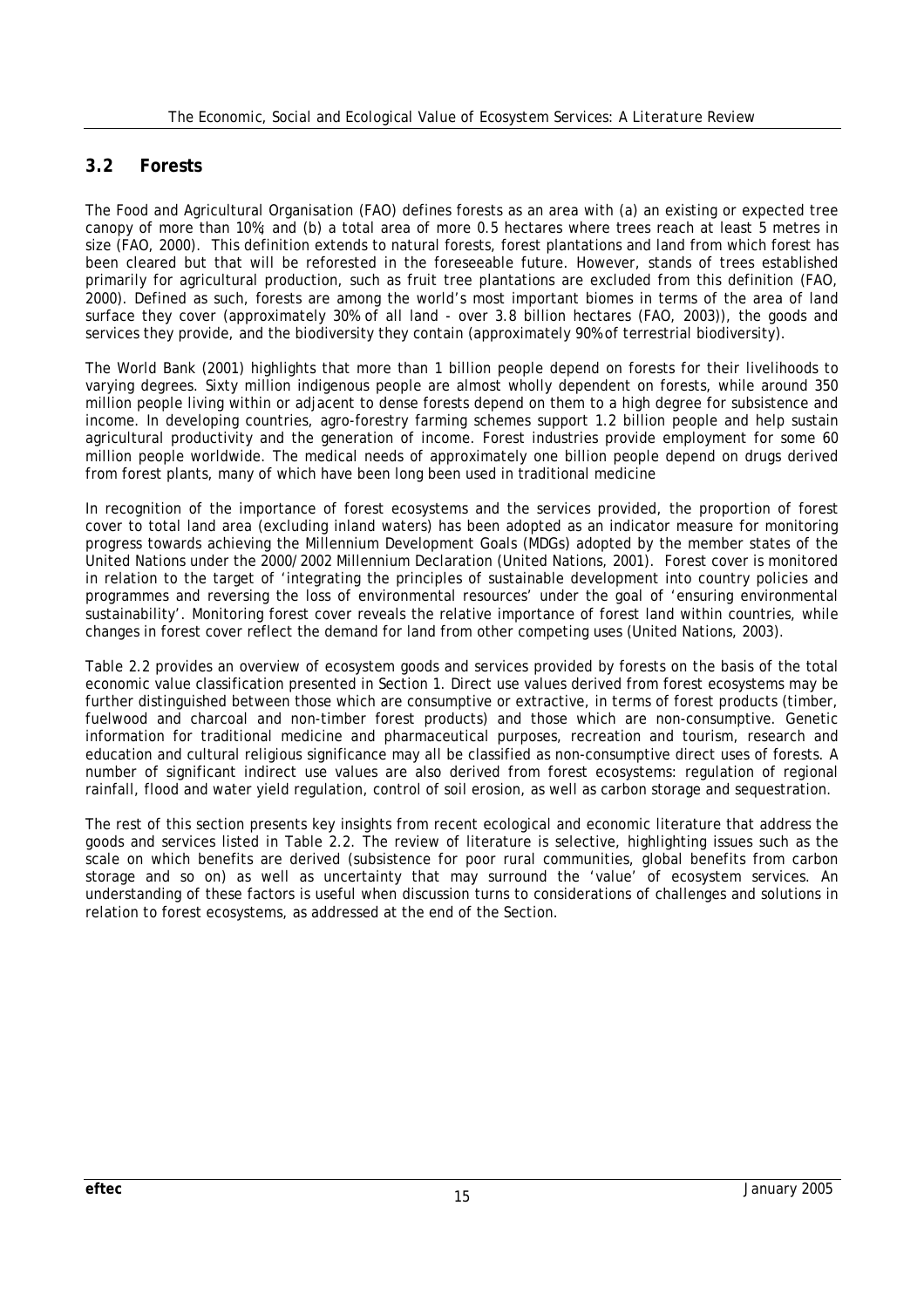## 3.2 Forests

The Food and Agricultural Organisation (FAO) defines forests as an area with (a) an existing or expected tree canopy of more than 10%; and (b) a total area of more 0.5 hectares where trees reach at least 5 metres in size (FAO, 2000). This definition extends to natural forests, forest plantations and land from which forest has been cleared but that will be reforested in the foreseeable future. However, stands of trees established primarily for agricultural production, such as fruit tree plantations are excluded from this definition (FAO, 2000). Defined as such, forests are among the world's most important biomes in terms of the area of land surface they cover (approximately 30% of all land - over 3.8 billion hectares (FAO, 2003)), the goods and services they provide, and the biodiversity they contain (approximately 90% of terrestrial biodiversity).

The World Bank (2001) highlights that more than 1 billion people depend on forests for their livelihoods to varying degrees. Sixty million indigenous people are almost wholly dependent on forests, while around 350 million people living within or adjacent to dense forests depend on them to a high degree for subsistence and income. In developing countries, agro-forestry farming schemes support 1.2 billion people and help sustain agricultural productivity and the generation of income. Forest industries provide employment for some 60 million people worldwide. The medical needs of approximately one billion people depend on drugs derived from forest plants, many of which have been long been used in traditional medicine

In recognition of the importance of forest ecosystems and the services provided, the proportion of forest cover to total land area (excluding inland waters) has been adopted as an indicator measure for monitoring progress towards achieving the Millennium Development Goals (MDGs) adopted by the member states of the United Nations under the 2000/2002 Millennium Declaration (United Nations, 2001). Forest cover is monitored in relation to the target of 'integrating the principles of sustainable development into country policies and programmes and reversing the loss of environmental resources' under the goal of 'ensuring environmental sustainability'. Monitoring forest cover reveals the relative importance of forest land within countries, while changes in forest cover reflect the demand for land from other competing uses (United Nations, 2003).

Table 2.2 provides an overview of ecosystem goods and services provided by forests on the basis of the total economic value classification presented in Section 1. Direct use values derived from forest ecosystems may be further distinguished between those which are consumptive or extractive, in terms of forest products (timber, fuelwood and charcoal and non-timber forest products) and those which are non-consumptive. Genetic information for traditional medicine and pharmaceutical purposes, recreation and tourism, research and education and cultural religious significance may all be classified as non-consumptive direct uses of forests. A number of significant indirect use values are also derived from forest ecosystems: regulation of regional rainfall, flood and water yield regulation, control of soil erosion, as well as carbon storage and sequestration.

The rest of this section presents key insights from recent ecological and economic literature that address the goods and services listed in Table 2.2. The review of literature is selective, highlighting issues such as the scale on which benefits are derived (subsistence for poor rural communities, global benefits from carbon storage and so on) as well as uncertainty that may surround the 'value' of ecosystem services. An understanding of these factors is useful when discussion turns to considerations of challenges and solutions in relation to forest ecosystems, as addressed at the end of the Section.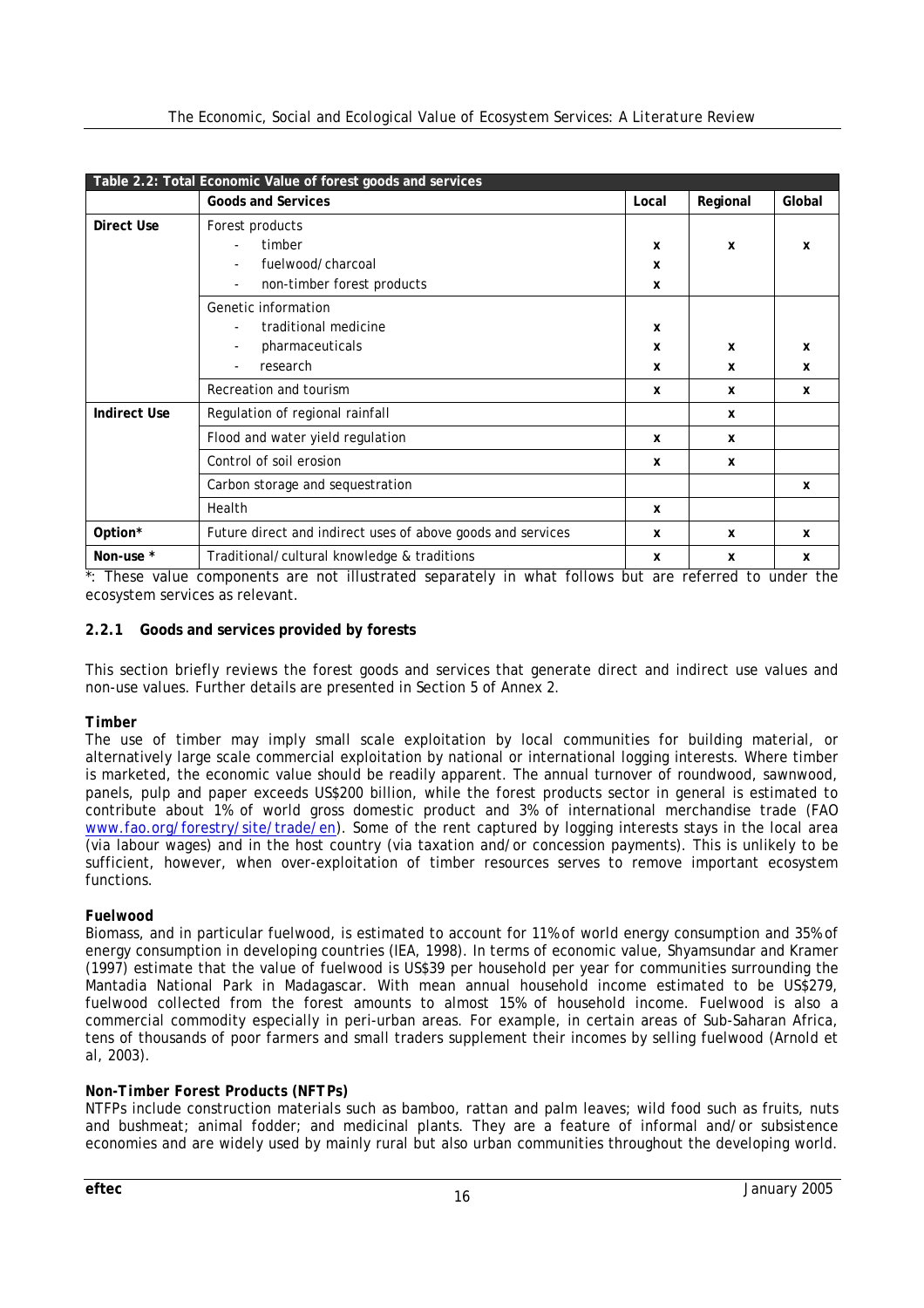**Table 2.2: Total Economic Value of forest goods and services**

| | Goods and Services | Local | Regional | Global |
|---|---|---|---|---|
| **Direct Use** | Forest products | | | |
| | - timber | x | x | x |
| | - fuelwood/charcoal | x | | |
| | - non-timber forest products | x | | |
| | Genetic information | | | |
| | - traditional medicine | x | | |
| | - pharmaceuticals | x | x | x |
| | - research | x | x | x |
| | Recreation and tourism | x | x | x |
| **Indirect Use** | Regulation of regional rainfall | | x | |
| | Flood and water yield regulation | x | x | |
| | Control of soil erosion | x | x | |
| | Carbon storage and sequestration | | | x |
| | Health | x | | |
| **Option*** | Future direct and indirect uses of above goods and services | x | x | x |
| **Non-use *** | Traditional/cultural knowledge & traditions | x | x | x |

*: These value components are not illustrated separately in what follows but are referred to under the ecosystem services as relevant.

### 2.2.1 Goods and services provided by forests

This section briefly reviews the forest goods and services that generate direct and indirect use values and non-use values. Further details are presented in Section 5 of Annex 2.

**Timber**

The use of timber may imply small scale exploitation by local communities for building material, or alternatively large scale commercial exploitation by national or international logging interests. Where timber is marketed, the economic value should be readily apparent. The annual turnover of roundwood, sawnwood, panels, pulp and paper exceeds US$200 billion, while the forest products sector in general is estimated to contribute about 1% of world gross domestic product and 3% of international merchandise trade (FAO www.fao.org/forestry/site/trade/en). Some of the rent captured by logging interests stays in the local area (via labour wages) and in the host country (via taxation and/or concession payments). This is unlikely to be sufficient, however, when over-exploitation of timber resources serves to remove important ecosystem functions.

**Fuelwood**

Biomass, and in particular fuelwood, is estimated to account for 11% of world energy consumption and 35% of energy consumption in developing countries (IEA, 1998). In terms of economic value, Shyamsundar and Kramer (1997) estimate that the value of fuelwood is US$39 per household per year for communities surrounding the Mantadia National Park in Madagascar. With mean annual household income estimated to be US$279, fuelwood collected from the forest amounts to almost 15% of household income. Fuelwood is also a commercial commodity especially in peri-urban areas. For example, in certain areas of Sub-Saharan Africa, tens of thousands of poor farmers and small traders supplement their incomes by selling fuelwood (Arnold et al, 2003).

**Non-Timber Forest Products (NFTPs)**

NTFPs include construction materials such as bamboo, rattan and palm leaves; wild food such as fruits, nuts and bushmeat; animal fodder; and medicinal plants. They are a feature of informal and/or subsistence economies and are widely used by mainly rural but also urban communities throughout the developing world.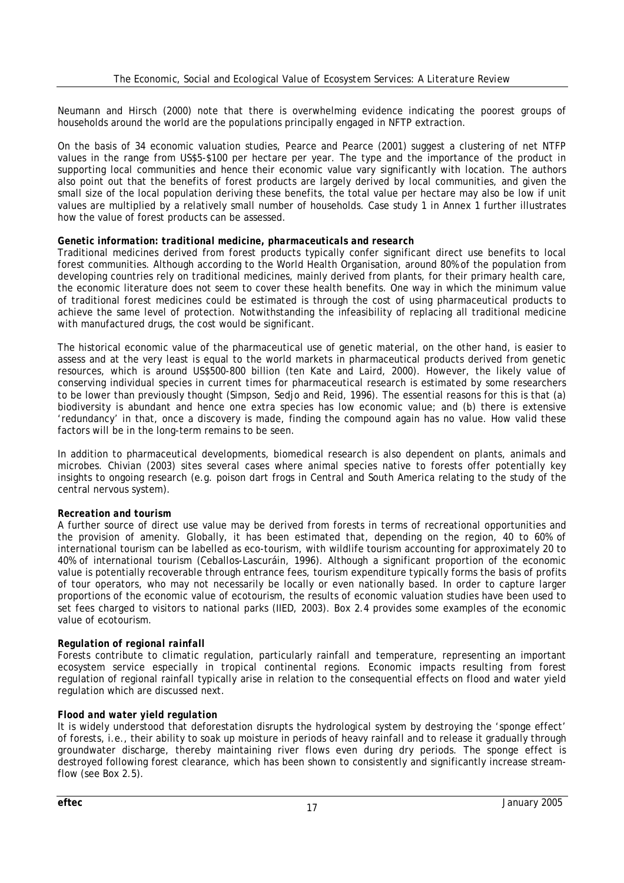Neumann and Hirsch (2000) note that there is overwhelming evidence indicating the poorest groups of households around the world are the populations principally engaged in NFTP extraction.

On the basis of 34 economic valuation studies, Pearce and Pearce (2001) suggest a clustering of net NTFP values in the range from US$5-$100 per hectare per year. The type and the importance of the product in supporting local communities and hence their economic value vary significantly with location. The authors also point out that the benefits of forest products are largely derived by local communities, and given the small size of the local population deriving these benefits, the total value per hectare may also be low if unit values are multiplied by a relatively small number of households. Case study 1 in Annex 1 further illustrates how the value of forest products can be assessed.

***Genetic information: traditional medicine, pharmaceuticals and research***

Traditional medicines derived from forest products typically confer significant direct use benefits to local forest communities. Although according to the World Health Organisation, around 80% of the population from developing countries rely on traditional medicines, mainly derived from plants, for their primary health care, the economic literature does not seem to cover these health benefits. One way in which the minimum value of traditional forest medicines could be estimated is through the cost of using pharmaceutical products to achieve the same level of protection. Notwithstanding the infeasibility of replacing all traditional medicine with manufactured drugs, the cost would be significant.

The historical economic value of the pharmaceutical use of genetic material, on the other hand, is easier to assess and at the very least is equal to the world markets in pharmaceutical products derived from genetic resources, which is around US$500-800 billion (ten Kate and Laird, 2000). However, the likely value of conserving individual species in current times for pharmaceutical research is estimated by some researchers to be lower than previously thought (Simpson, Sedjo and Reid, 1996). The essential reasons for this is that (a) biodiversity is abundant and hence one extra species has low economic value; and (b) there is extensive 'redundancy' in that, once a discovery is made, finding the compound again has no value. How valid these factors will be in the long-term remains to be seen.

In addition to pharmaceutical developments, biomedical research is also dependent on plants, animals and microbes. Chivian (2003) sites several cases where animal species native to forests offer potentially key insights to ongoing research (e.g. poison dart frogs in Central and South America relating to the study of the central nervous system).

***Recreation and tourism***

A further source of direct use value may be derived from forests in terms of recreational opportunities and the provision of amenity. Globally, it has been estimated that, depending on the region, 40 to 60% of international tourism can be labelled as eco-tourism, with wildlife tourism accounting for approximately 20 to 40% of international tourism (Ceballos-Lascuráin, 1996). Although a significant proportion of the economic value is potentially recoverable through entrance fees, tourism expenditure typically forms the basis of profits of tour operators, who may not necessarily be locally or even nationally based. In order to capture larger proportions of the economic value of ecotourism, the results of economic valuation studies have been used to set fees charged to visitors to national parks (IIED, 2003). Box 2.4 provides some examples of the economic value of ecotourism.

***Regulation of regional rainfall***

Forests contribute to climatic regulation, particularly rainfall and temperature, representing an important ecosystem service especially in tropical continental regions. Economic impacts resulting from forest regulation of regional rainfall typically arise in relation to the consequential effects on flood and water yield regulation which are discussed next.

***Flood and water yield regulation***

It is widely understood that deforestation disrupts the hydrological system by destroying the 'sponge effect' of forests, i.e., their ability to soak up moisture in periods of heavy rainfall and to release it gradually through groundwater discharge, thereby maintaining river flows even during dry periods. The sponge effect is destroyed following forest clearance, which has been shown to consistently and significantly increase stream-flow (see Box 2.5).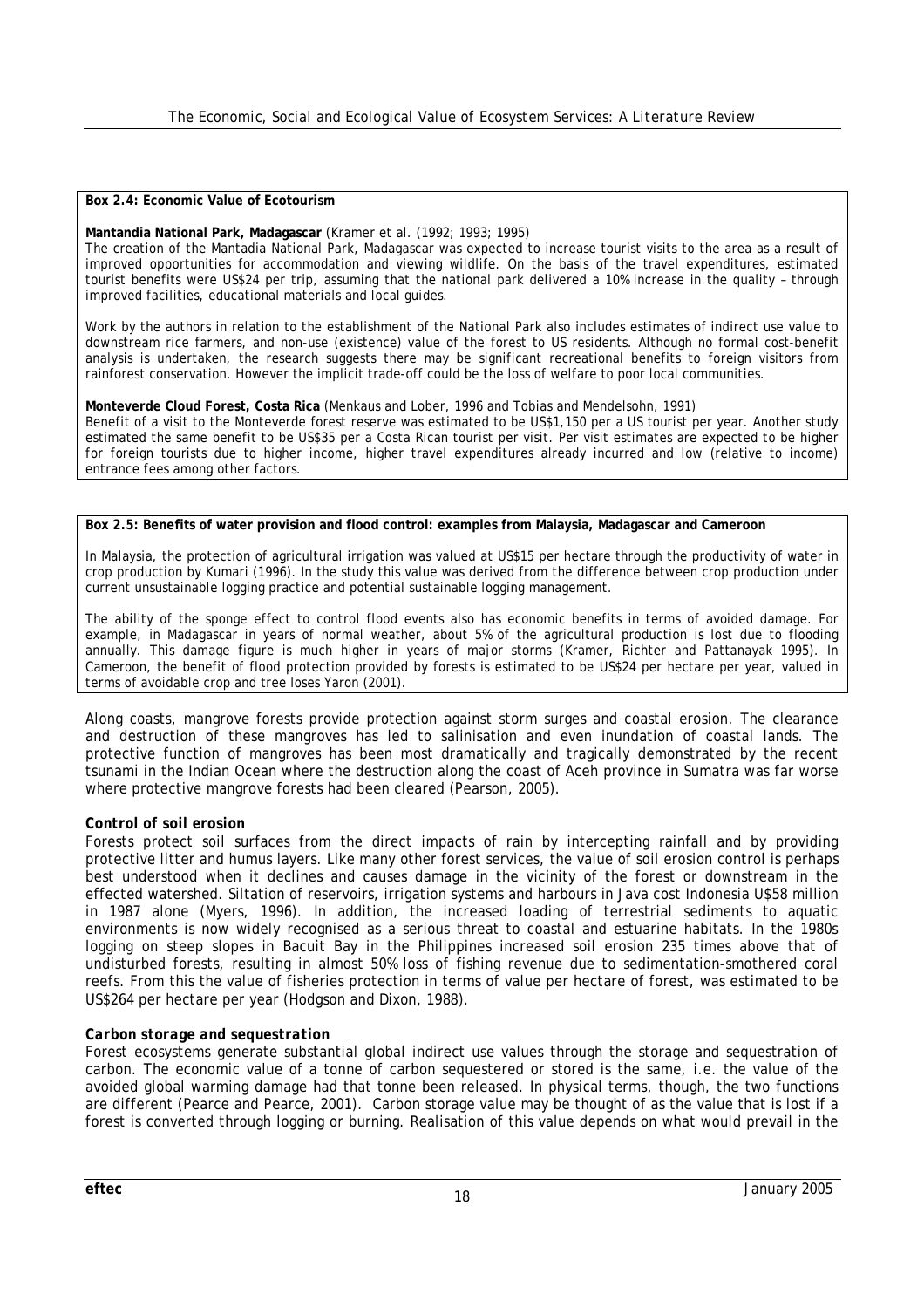**Box 2.4: Economic Value of Ecotourism**

**Mantandia National Park, Madagascar** (Kramer et al. (1992; 1993; 1995)
The creation of the Mantadia National Park, Madagascar was expected to increase tourist visits to the area as a result of improved opportunities for accommodation and viewing wildlife. On the basis of the travel expenditures, estimated tourist benefits were US$24 per trip, assuming that the national park delivered a 10% increase in the quality – through improved facilities, educational materials and local guides.

Work by the authors in relation to the establishment of the National Park also includes estimates of indirect use value to downstream rice farmers, and non-use (existence) value of the forest to US residents. Although no formal cost-benefit analysis is undertaken, the research suggests there may be significant recreational benefits to foreign visitors from rainforest conservation. However the implicit trade-off could be the loss of welfare to poor local communities.

**Monteverde Cloud Forest, Costa Rica** (Menkaus and Lober, 1996 and Tobias and Mendelsohn, 1991)
Benefit of a visit to the Monteverde forest reserve was estimated to be US$1,150 per a US tourist per year. Another study estimated the same benefit to be US$35 per a Costa Rican tourist per visit. Per visit estimates are expected to be higher for foreign tourists due to higher income, higher travel expenditures already incurred and low (relative to income) entrance fees among other factors.

**Box 2.5: Benefits of water provision and flood control: examples from Malaysia, Madagascar and Cameroon**

In Malaysia, the protection of agricultural irrigation was valued at US$15 per hectare through the productivity of water in crop production by Kumari (1996). In the study this value was derived from the difference between crop production under current unsustainable logging practice and potential sustainable logging management.

The ability of the sponge effect to control flood events also has economic benefits in terms of avoided damage. For example, in Madagascar in years of normal weather, about 5% of the agricultural production is lost due to flooding annually. This damage figure is much higher in years of major storms (Kramer, Richter and Pattanayak 1995). In Cameroon, the benefit of flood protection provided by forests is estimated to be US$24 per hectare per year, valued in terms of avoidable crop and tree loses Yaron (2001).

Along coasts, mangrove forests provide protection against storm surges and coastal erosion. The clearance and destruction of these mangroves has led to salinisation and even inundation of coastal lands. The protective function of mangroves has been most dramatically and tragically demonstrated by the recent tsunami in the Indian Ocean where the destruction along the coast of Aceh province in Sumatra was far worse where protective mangrove forests had been cleared (Pearson, 2005).

***Control of soil erosion***

Forests protect soil surfaces from the direct impacts of rain by intercepting rainfall and by providing protective litter and humus layers. Like many other forest services, the value of soil erosion control is perhaps best understood when it declines and causes damage in the vicinity of the forest or downstream in the effected watershed. Siltation of reservoirs, irrigation systems and harbours in Java cost Indonesia U$58 million in 1987 alone (Myers, 1996). In addition, the increased loading of terrestrial sediments to aquatic environments is now widely recognised as a serious threat to coastal and estuarine habitats. In the 1980s logging on steep slopes in Bacuit Bay in the Philippines increased soil erosion 235 times above that of undisturbed forests, resulting in almost 50% loss of fishing revenue due to sedimentation-smothered coral reefs. From this the value of fisheries protection in terms of value per hectare of forest, was estimated to be US$264 per hectare per year (Hodgson and Dixon, 1988).

***Carbon storage and sequestration***

Forest ecosystems generate substantial global indirect use values through the storage and sequestration of carbon. The economic value of a tonne of carbon sequestered or stored is the same, i.e. the value of the avoided global warming damage had that tonne been released. In physical terms, though, the two functions are different (Pearce and Pearce, 2001). Carbon storage value may be thought of as the value that is lost if a forest is converted through logging or burning. Realisation of this value depends on what would prevail in the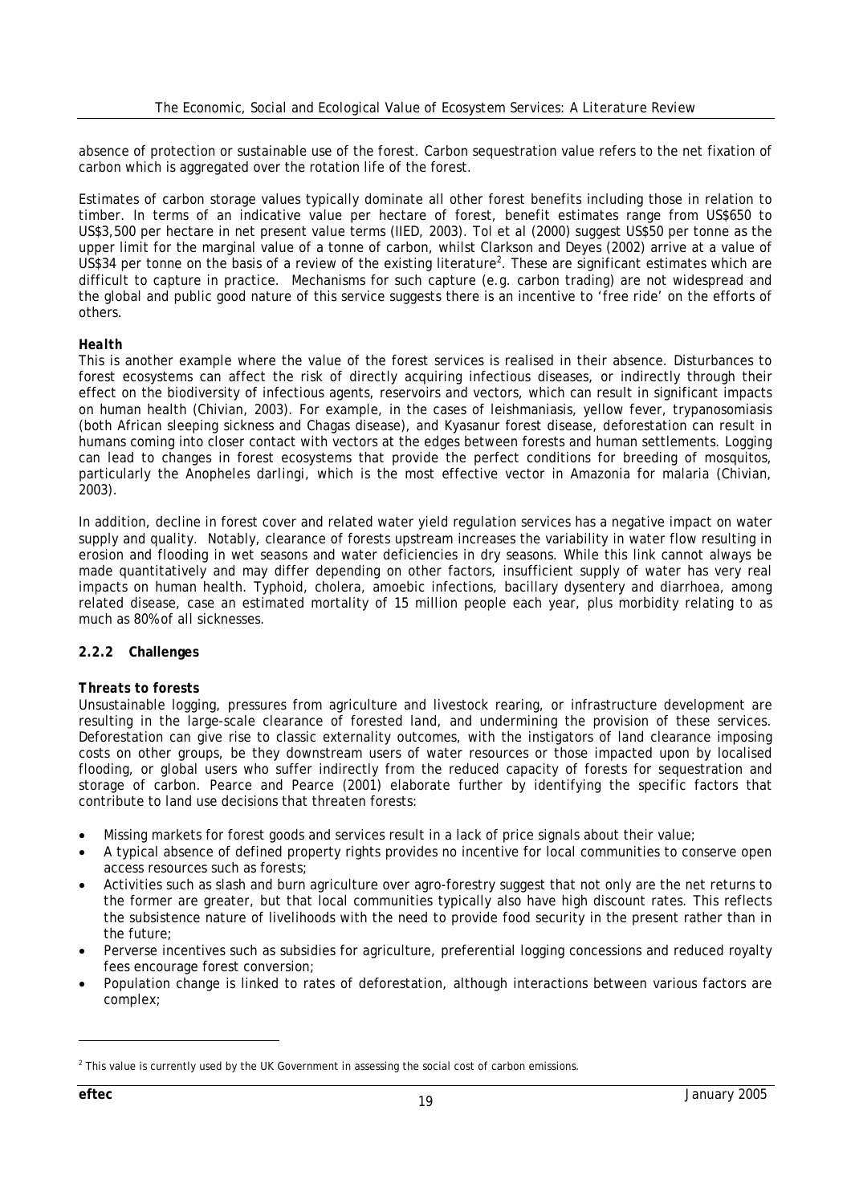absence of protection or sustainable use of the forest. Carbon sequestration value refers to the net fixation of carbon which is aggregated over the rotation life of the forest.

Estimates of carbon storage values typically dominate all other forest benefits including those in relation to timber. In terms of an indicative value per hectare of forest, benefit estimates range from US$650 to US$3,500 per hectare in net present value terms (IIED, 2003). Tol et al (2000) suggest US$50 per tonne as the upper limit for the marginal value of a tonne of carbon, whilst Clarkson and Deyes (2002) arrive at a value of US$34 per tonne on the basis of a review of the existing literature[2]. These are significant estimates which are difficult to capture in practice. Mechanisms for such capture (e.g. carbon trading) are not widespread and the global and public good nature of this service suggests there is an incentive to 'free ride' on the efforts of others.

***Health***

This is another example where the value of the forest services is realised in their absence. Disturbances to forest ecosystems can affect the risk of directly acquiring infectious diseases, or indirectly through their effect on the biodiversity of infectious agents, reservoirs and vectors, which can result in significant impacts on human health (Chivian, 2003). For example, in the cases of leishmaniasis, yellow fever, trypanosomiasis (both African sleeping sickness and Chagas disease), and Kyasanur forest disease, deforestation can result in humans coming into closer contact with vectors at the edges between forests and human settlements. Logging can lead to changes in forest ecosystems that provide the perfect conditions for breeding of mosquitos, particularly the *Anopheles darlingi*, which is the most effective vector in Amazonia for malaria (Chivian, 2003).

In addition, decline in forest cover and related water yield regulation services has a negative impact on water supply and quality. Notably, clearance of forests upstream increases the variability in water flow resulting in erosion and flooding in wet seasons and water deficiencies in dry seasons. While this link cannot always be made quantitatively and may differ depending on other factors, insufficient supply of water has very real impacts on human health. Typhoid, cholera, amoebic infections, bacillary dysentery and diarrhoea, among related disease, case an estimated mortality of 15 million people each year, plus morbidity relating to as much as 80% of all sicknesses.

### 2.2.2 Challenges

***Threats to forests***

Unsustainable logging, pressures from agriculture and livestock rearing, or infrastructure development are resulting in the large-scale clearance of forested land, and undermining the provision of these services. Deforestation can give rise to classic externality outcomes, with the instigators of land clearance imposing costs on other groups, be they downstream users of water resources or those impacted upon by localised flooding, or global users who suffer indirectly from the reduced capacity of forests for sequestration and storage of carbon. Pearce and Pearce (2001) elaborate further by identifying the specific factors that contribute to land use decisions that threaten forests:

- Missing markets for forest goods and services result in a lack of price signals about their value;
- A typical absence of defined property rights provides no incentive for local communities to conserve open access resources such as forests;
- Activities such as slash and burn agriculture over agro-forestry suggest that not only are the net returns to the former are greater, but that local communities typically also have high discount rates. This reflects the subsistence nature of livelihoods with the need to provide food security in the present rather than in the future;
- Perverse incentives such as subsidies for agriculture, preferential logging concessions and reduced royalty fees encourage forest conversion;
- Population change is linked to rates of deforestation, although interactions between various factors are complex;

[2] This value is currently used by the UK Government in assessing the social cost of carbon emissions.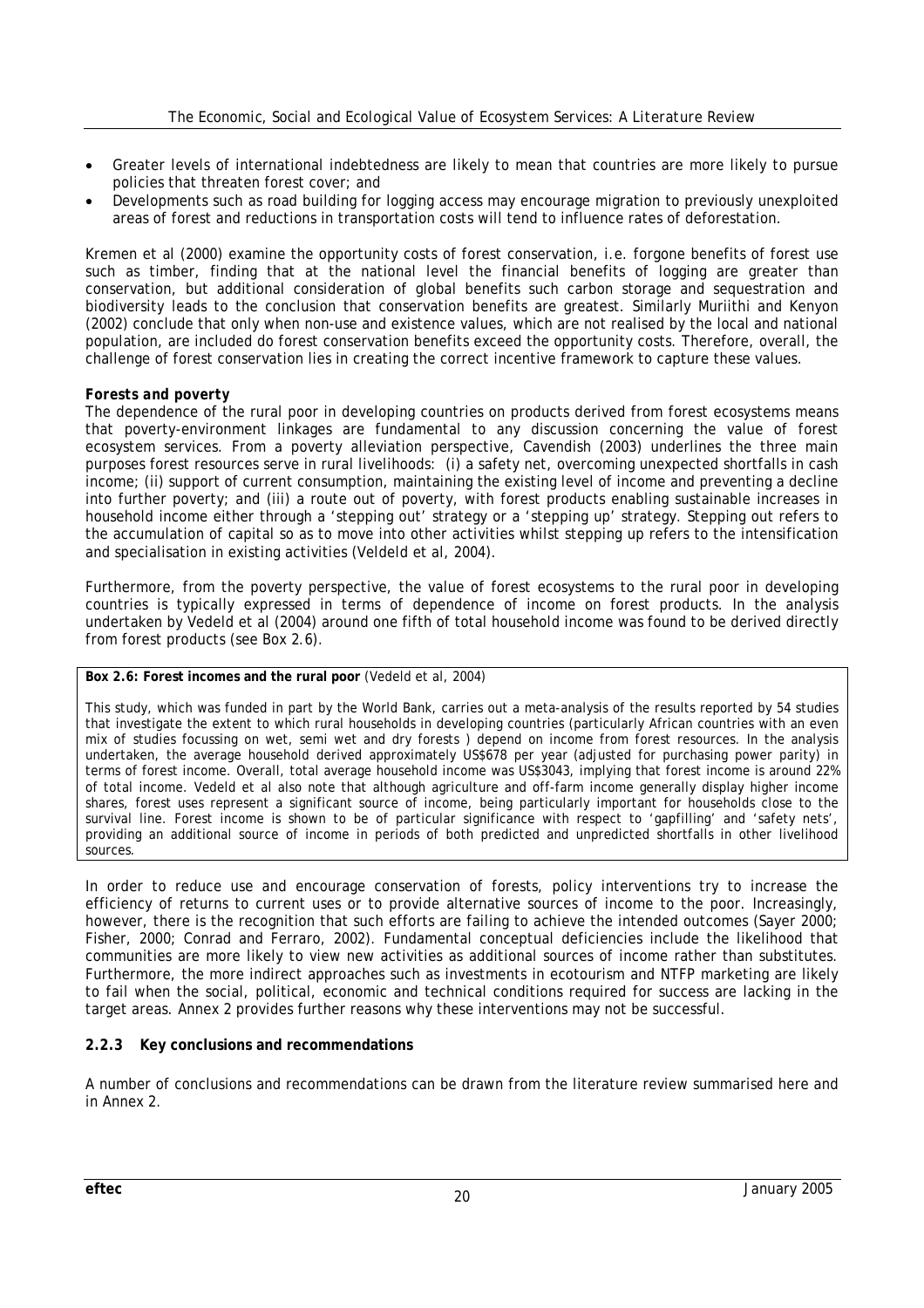- Greater levels of international indebtedness are likely to mean that countries are more likely to pursue policies that threaten forest cover; and
- Developments such as road building for logging access may encourage migration to previously unexploited areas of forest and reductions in transportation costs will tend to influence rates of deforestation.

Kremen et al (2000) examine the opportunity costs of forest conservation, i.e. forgone benefits of forest use such as timber, finding that at the national level the financial benefits of logging are greater than conservation, but additional consideration of global benefits such carbon storage and sequestration and biodiversity leads to the conclusion that conservation benefits are greatest. Similarly Muriithi and Kenyon (2002) conclude that only when non-use and existence values, which are not realised by the local and national population, are included do forest conservation benefits exceed the opportunity costs. Therefore, overall, the challenge of forest conservation lies in creating the correct incentive framework to capture these values.

***Forests and poverty***

The dependence of the rural poor in developing countries on products derived from forest ecosystems means that poverty-environment linkages are fundamental to any discussion concerning the value of forest ecosystem services. From a poverty alleviation perspective, Cavendish (2003) underlines the three main purposes forest resources serve in rural livelihoods: (i) a safety net, overcoming unexpected shortfalls in cash income; (ii) support of current consumption, maintaining the existing level of income and preventing a decline into further poverty; and (iii) a route out of poverty, with forest products enabling sustainable increases in household income either through a 'stepping out' strategy or a 'stepping up' strategy. Stepping out refers to the accumulation of capital so as to move into other activities whilst stepping up refers to the intensification and specialisation in existing activities (Veldeld et al, 2004).

Furthermore, from the poverty perspective, the value of forest ecosystems to the rural poor in developing countries is typically expressed in terms of dependence of income on forest products. In the analysis undertaken by Vedeld et al (2004) around one fifth of total household income was found to be derived directly from forest products (see Box 2.6).

**Box 2.6: Forest incomes and the rural poor** (Vedeld et al, 2004)

This study, which was funded in part by the World Bank, carries out a meta-analysis of the results reported by 54 studies that investigate the extent to which rural households in developing countries (particularly African countries with an even mix of studies focussing on wet, semi wet and dry forests ) depend on income from forest resources. In the analysis undertaken, the average household derived approximately US$678 per year (adjusted for purchasing power parity) in terms of forest income. Overall, total average household income was US$3043, implying that forest income is around 22% of total income. Vedeld et al also note that although agriculture and off-farm income generally display higher income shares, forest uses represent a significant source of income, being particularly important for households close to the survival line. Forest income is shown to be of particular significance with respect to 'gapfilling' and 'safety nets', providing an additional source of income in periods of both predicted and unpredicted shortfalls in other livelihood sources.

In order to reduce use and encourage conservation of forests, policy interventions try to increase the efficiency of returns to current uses or to provide alternative sources of income to the poor. Increasingly, however, there is the recognition that such efforts are failing to achieve the intended outcomes (Sayer 2000; Fisher, 2000; Conrad and Ferraro, 2002). Fundamental conceptual deficiencies include the likelihood that communities are more likely to view new activities as additional sources of income rather than substitutes. Furthermore, the more indirect approaches such as investments in ecotourism and NTFP marketing are likely to fail when the social, political, economic and technical conditions required for success are lacking in the target areas. Annex 2 provides further reasons why these interventions may not be successful.

### 2.2.3 Key conclusions and recommendations

A number of conclusions and recommendations can be drawn from the literature review summarised here and in Annex 2.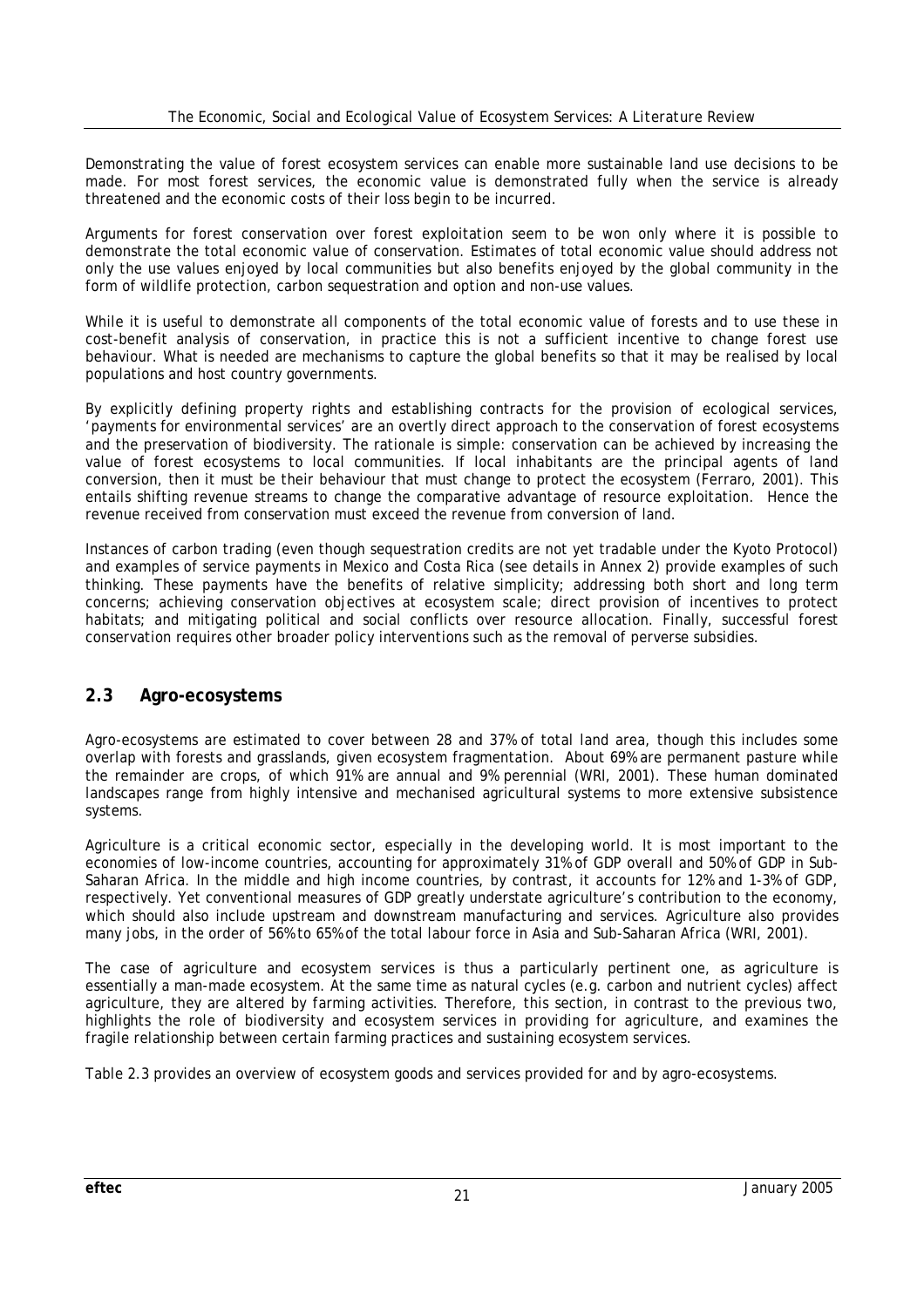Demonstrating the value of forest ecosystem services can enable more sustainable land use decisions to be made. For most forest services, the economic value is demonstrated fully when the service is already threatened and the economic costs of their loss begin to be incurred.

Arguments for forest conservation over forest exploitation seem to be won only where it is possible to demonstrate the total economic value of conservation. Estimates of total economic value should address not only the use values enjoyed by local communities but also benefits enjoyed by the global community in the form of wildlife protection, carbon sequestration and option and non-use values.

While it is useful to demonstrate all components of the total economic value of forests and to use these in cost-benefit analysis of conservation, in practice this is not a sufficient incentive to change forest use behaviour. What is needed are mechanisms to capture the global benefits so that it may be realised by local populations and host country governments.

By explicitly defining property rights and establishing contracts for the provision of ecological services, 'payments for environmental services' are an overtly direct approach to the conservation of forest ecosystems and the preservation of biodiversity. The rationale is simple: conservation can be achieved by increasing the value of forest ecosystems to local communities. If local inhabitants are the principal agents of land conversion, then it must be their behaviour that must change to protect the ecosystem (Ferraro, 2001). This entails shifting revenue streams to change the comparative advantage of resource exploitation. Hence the revenue received from conservation must exceed the revenue from conversion of land.

Instances of carbon trading (even though sequestration credits are not yet tradable under the Kyoto Protocol) and examples of service payments in Mexico and Costa Rica (see details in Annex 2) provide examples of such thinking. These payments have the benefits of relative simplicity; addressing both short and long term concerns; achieving conservation objectives at ecosystem scale; direct provision of incentives to protect habitats; and mitigating political and social conflicts over resource allocation. Finally, successful forest conservation requires other broader policy interventions such as the removal of perverse subsidies.

## 2.3 Agro-ecosystems

Agro-ecosystems are estimated to cover between 28 and 37% of total land area, though this includes some overlap with forests and grasslands, given ecosystem fragmentation. About 69% are permanent pasture while the remainder are crops, of which 91% are annual and 9% perennial (WRI, 2001). These human dominated landscapes range from highly intensive and mechanised agricultural systems to more extensive subsistence systems.

Agriculture is a critical economic sector, especially in the developing world. It is most important to the economies of low-income countries, accounting for approximately 31% of GDP overall and 50% of GDP in Sub-Saharan Africa. In the middle and high income countries, by contrast, it accounts for 12% and 1-3% of GDP, respectively. Yet conventional measures of GDP greatly understate agriculture's contribution to the economy, which should also include upstream and downstream manufacturing and services. Agriculture also provides many jobs, in the order of 56% to 65% of the total labour force in Asia and Sub-Saharan Africa (WRI, 2001).

The case of agriculture and ecosystem services is thus a particularly pertinent one, as agriculture is essentially a man-made ecosystem. At the same time as natural cycles (e.g. carbon and nutrient cycles) affect agriculture, they are altered by farming activities. Therefore, this section, in contrast to the previous two, highlights the role of biodiversity and ecosystem services in providing for agriculture, and examines the fragile relationship between certain farming practices and sustaining ecosystem services.

Table 2.3 provides an overview of ecosystem goods and services provided for and by agro-ecosystems.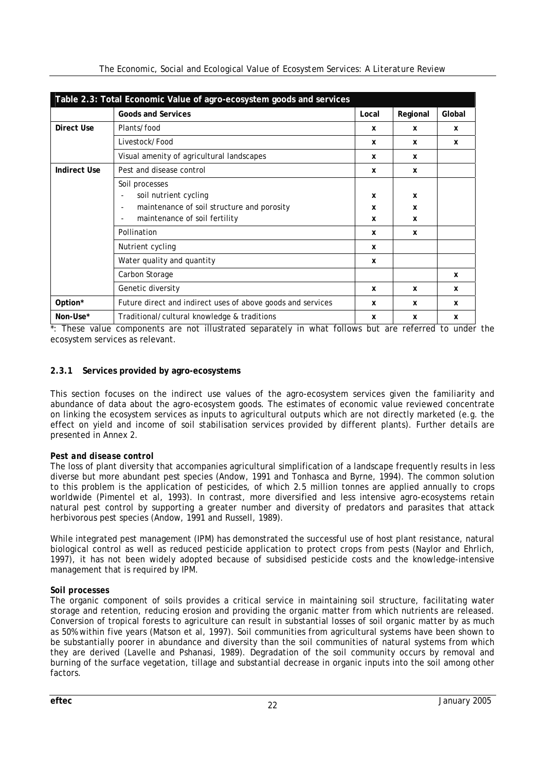**Table 2.3: Total Economic Value of agro-ecosystem goods and services**

| | Goods and Services | Local | Regional | Global |
|---|---|---|---|---|
| **Direct Use** | Plants/food | x | x | x |
| | Livestock/Food | x | x | x |
| | Visual amenity of agricultural landscapes | x | x | |
| **Indirect Use** | Pest and disease control | x | x | |
| | Soil processes | | | |
| | - soil nutrient cycling | x | x | |
| | - maintenance of soil structure and porosity | x | x | |
| | - maintenance of soil fertility | x | x | |
| | Pollination | x | x | |
| | Nutrient cycling | x | | |
| | Water quality and quantity | x | | |
| | Carbon Storage | | | x |
| | Genetic diversity | x | x | x |
| **Option*** | Future direct and indirect uses of above goods and services | x | x | x |
| **Non-Use*** | Traditional/cultural knowledge & traditions | x | x | x |

*: These value components are not illustrated separately in what follows but are referred to under the ecosystem services as relevant.

### 2.3.1 Services provided by agro-ecosystems

This section focuses on the indirect use values of the agro-ecosystem services given the familiarity and abundance of data about the agro-ecosystem goods. The estimates of economic value reviewed concentrate on linking the ecosystem services as inputs to agricultural outputs which are not directly marketed (e.g. the effect on yield and income of soil stabilisation services provided by different plants). Further details are presented in Annex 2.

***Pest and disease control***

The loss of plant diversity that accompanies agricultural simplification of a landscape frequently results in less diverse but more abundant pest species (Andow, 1991 and Tonhasca and Byrne, 1994). The common solution to this problem is the application of pesticides, of which 2.5 million tonnes are applied annually to crops worldwide (Pimentel et al, 1993). In contrast, more diversified and less intensive agro-ecosystems retain natural pest control by supporting a greater number and diversity of predators and parasites that attack herbivorous pest species (Andow, 1991 and Russell, 1989).

While integrated pest management (IPM) has demonstrated the successful use of host plant resistance, natural biological control as well as reduced pesticide application to protect crops from pests (Naylor and Ehrlich, 1997), it has not been widely adopted because of subsidised pesticide costs and the knowledge-intensive management that is required by IPM.

***Soil processes***

The organic component of soils provides a critical service in maintaining soil structure, facilitating water storage and retention, reducing erosion and providing the organic matter from which nutrients are released. Conversion of tropical forests to agriculture can result in substantial losses of soil organic matter by as much as 50% within five years (Matson et al, 1997). Soil communities from agricultural systems have been shown to be substantially poorer in abundance and diversity than the soil communities of natural systems from which they are derived (Lavelle and Pshanasi, 1989). Degradation of the soil community occurs by removal and burning of the surface vegetation, tillage and substantial decrease in organic inputs into the soil among other factors.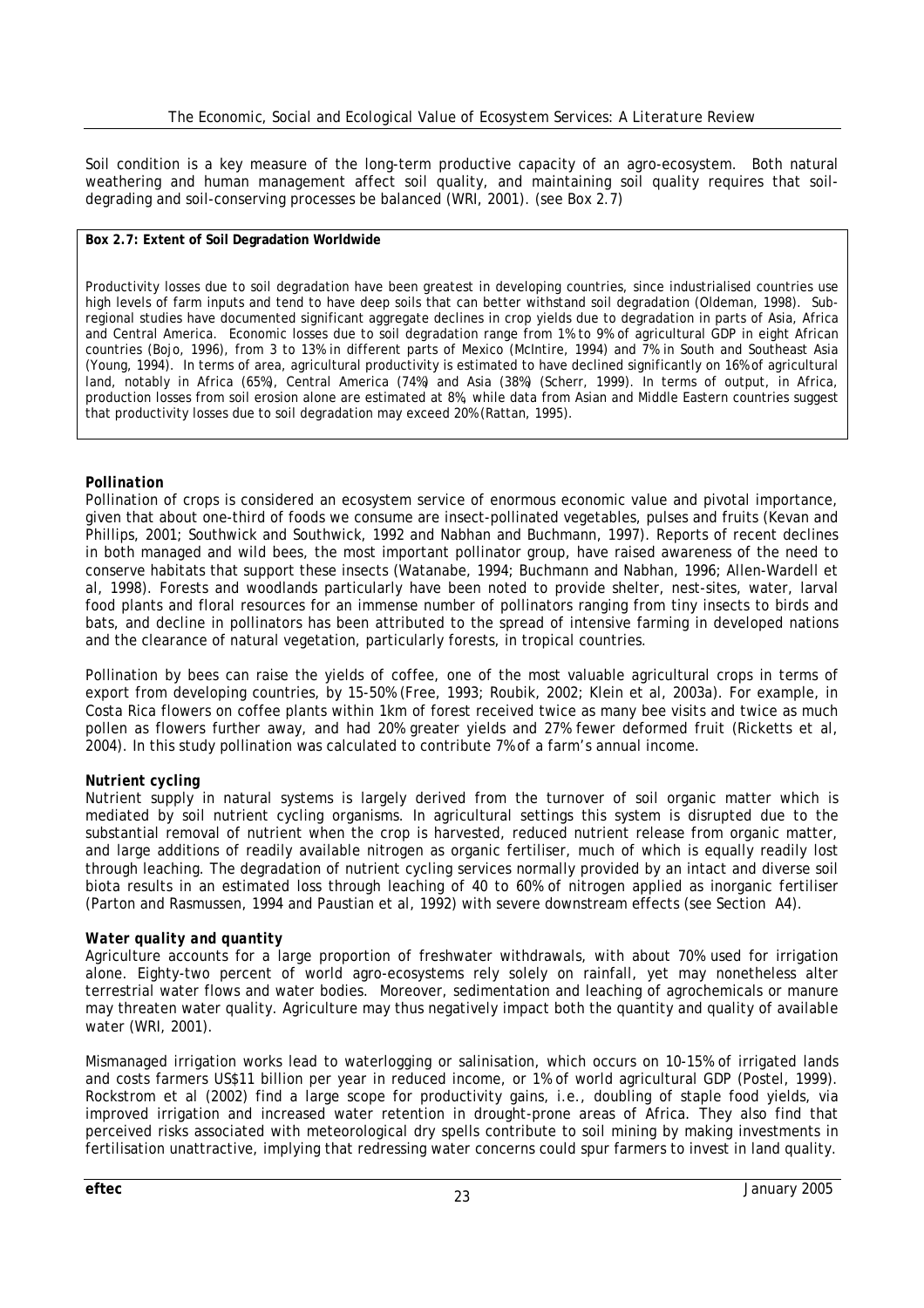Soil condition is a key measure of the long-term productive capacity of an agro-ecosystem. Both natural weathering and human management affect soil quality, and maintaining soil quality requires that soil-degrading and soil-conserving processes be balanced (WRI, 2001). (see Box 2.7)

**Box 2.7: Extent of Soil Degradation Worldwide**

Productivity losses due to soil degradation have been greatest in developing countries, since industrialised countries use high levels of farm inputs and tend to have deep soils that can better withstand soil degradation (Oldeman, 1998). Sub-regional studies have documented significant aggregate declines in crop yields due to degradation in parts of Asia, Africa and Central America. Economic losses due to soil degradation range from 1% to 9% of agricultural GDP in eight African countries (Bojo, 1996), from 3 to 13% in different parts of Mexico (McIntire, 1994) and 7% in South and Southeast Asia (Young, 1994). In terms of area, agricultural productivity is estimated to have declined significantly on 16% of agricultural land, notably in Africa (65%), Central America (74%) and Asia (38%) (Scherr, 1999). In terms of output, in Africa, production losses from soil erosion alone are estimated at 8%, while data from Asian and Middle Eastern countries suggest that productivity losses due to soil degradation may exceed 20% (Rattan, 1995).

***Pollination***

Pollination of crops is considered an ecosystem service of enormous economic value and pivotal importance, given that about one-third of foods we consume are insect-pollinated vegetables, pulses and fruits (Kevan and Phillips, 2001; Southwick and Southwick, 1992 and Nabhan and Buchmann, 1997). Reports of recent declines in both managed and wild bees, the most important pollinator group, have raised awareness of the need to conserve habitats that support these insects (Watanabe, 1994; Buchmann and Nabhan, 1996; Allen-Wardell et al, 1998). Forests and woodlands particularly have been noted to provide shelter, nest-sites, water, larval food plants and floral resources for an immense number of pollinators ranging from tiny insects to birds and bats, and decline in pollinators has been attributed to the spread of intensive farming in developed nations and the clearance of natural vegetation, particularly forests, in tropical countries.

Pollination by bees can raise the yields of coffee, one of the most valuable agricultural crops in terms of export from developing countries, by 15-50% (Free, 1993; Roubik, 2002; Klein et al, 2003a). For example, in Costa Rica flowers on coffee plants within 1km of forest received twice as many bee visits and twice as much pollen as flowers further away, and had 20% greater yields and 27% fewer deformed fruit (Ricketts et al, 2004). In this study pollination was calculated to contribute 7% of a farm's annual income.

***Nutrient cycling***

Nutrient supply in natural systems is largely derived from the turnover of soil organic matter which is mediated by soil nutrient cycling organisms. In agricultural settings this system is disrupted due to the substantial removal of nutrient when the crop is harvested, reduced nutrient release from organic matter, and large additions of readily available nitrogen as organic fertiliser, much of which is equally readily lost through leaching. The degradation of nutrient cycling services normally provided by an intact and diverse soil biota results in an estimated loss through leaching of 40 to 60% of nitrogen applied as inorganic fertiliser (Parton and Rasmussen, 1994 and Paustian et al, 1992) with severe downstream effects (see Section A4).

***Water quality and quantity***

Agriculture accounts for a large proportion of freshwater withdrawals, with about 70% used for irrigation alone. Eighty-two percent of world agro-ecosystems rely solely on rainfall, yet may nonetheless alter terrestrial water flows and water bodies. Moreover, sedimentation and leaching of agrochemicals or manure may threaten water quality. Agriculture may thus negatively impact both the quantity and quality of available water (WRI, 2001).

Mismanaged irrigation works lead to waterlogging or salinisation, which occurs on 10-15% of irrigated lands and costs farmers US$11 billion per year in reduced income, or 1% of world agricultural GDP (Postel, 1999). Rockstrom et al (2002) find a large scope for productivity gains, i.e., doubling of staple food yields, via improved irrigation and increased water retention in drought-prone areas of Africa. They also find that perceived risks associated with meteorological dry spells contribute to soil mining by making investments in fertilisation unattractive, implying that redressing water concerns could spur farmers to invest in land quality.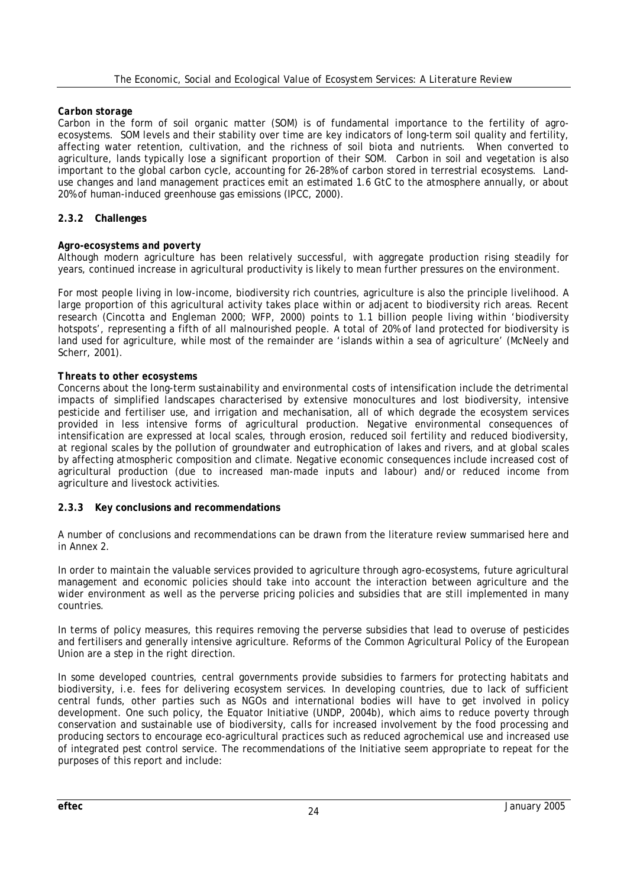***Carbon storage***
Carbon in the form of soil organic matter (SOM) is of fundamental importance to the fertility of agro-ecosystems. SOM levels and their stability over time are key indicators of long-term soil quality and fertility, affecting water retention, cultivation, and the richness of soil biota and nutrients. When converted to agriculture, lands typically lose a significant proportion of their SOM. Carbon in soil and vegetation is also important to the global carbon cycle, accounting for 26-28% of carbon stored in terrestrial ecosystems. Land-use changes and land management practices emit an estimated 1.6 GtC to the atmosphere annually, or about 20% of human-induced greenhouse gas emissions (IPCC, 2000).

### 2.3.2 Challenges

***Agro-ecosystems and poverty***
Although modern agriculture has been relatively successful, with aggregate production rising steadily for years, continued increase in agricultural productivity is likely to mean further pressures on the environment.

For most people living in low-income, biodiversity rich countries, agriculture is also the principle livelihood. A large proportion of this agricultural activity takes place within or adjacent to biodiversity rich areas. Recent research (Cincotta and Engleman 2000; WFP, 2000) points to 1.1 billion people living within 'biodiversity hotspots', representing a fifth of all malnourished people. A total of 20% of land protected for biodiversity is land used for agriculture, while most of the remainder are 'islands within a sea of agriculture' (McNeely and Scherr, 2001).

***Threats to other ecosystems***
Concerns about the long-term sustainability and environmental costs of intensification include the detrimental impacts of simplified landscapes characterised by extensive monocultures and lost biodiversity, intensive pesticide and fertiliser use, and irrigation and mechanisation, all of which degrade the ecosystem services provided in less intensive forms of agricultural production. Negative environmental consequences of intensification are expressed at local scales, through erosion, reduced soil fertility and reduced biodiversity, at regional scales by the pollution of groundwater and eutrophication of lakes and rivers, and at global scales by affecting atmospheric composition and climate. Negative economic consequences include increased cost of agricultural production (due to increased man-made inputs and labour) and/or reduced income from agriculture and livestock activities.

### 2.3.3 Key conclusions and recommendations

A number of conclusions and recommendations can be drawn from the literature review summarised here and in Annex 2.

In order to maintain the valuable services provided to agriculture through agro-ecosystems, future agricultural management and economic policies should take into account the interaction between agriculture and the wider environment as well as the perverse pricing policies and subsidies that are still implemented in many countries.

In terms of policy measures, this requires removing the perverse subsidies that lead to overuse of pesticides and fertilisers and generally intensive agriculture. Reforms of the Common Agricultural Policy of the European Union are a step in the right direction.

In some developed countries, central governments provide subsidies to farmers for protecting habitats and biodiversity, i.e. fees for delivering ecosystem services. In developing countries, due to lack of sufficient central funds, other parties such as NGOs and international bodies will have to get involved in policy development. One such policy, the Equator Initiative (UNDP, 2004b), which aims to reduce poverty through conservation and sustainable use of biodiversity, calls for increased involvement by the food processing and producing sectors to encourage eco-agricultural practices such as reduced agrochemical use and increased use of integrated pest control service. The recommendations of the Initiative seem appropriate to repeat for the purposes of this report and include: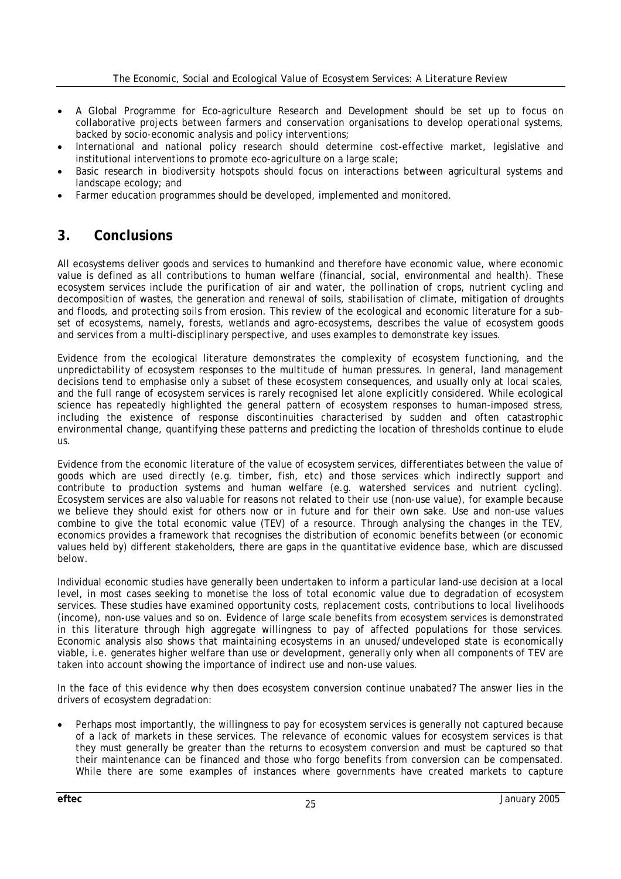- A Global Programme for Eco-agriculture Research and Development should be set up to focus on collaborative projects between farmers and conservation organisations to develop operational systems, backed by socio-economic analysis and policy interventions;
- International and national policy research should determine cost-effective market, legislative and institutional interventions to promote eco-agriculture on a large scale;
- Basic research in biodiversity hotspots should focus on interactions between agricultural systems and landscape ecology; and
- Farmer education programmes should be developed, implemented and monitored.

## 3. Conclusions

All ecosystems deliver goods and services to humankind and therefore have economic value, where economic value is defined as all contributions to human welfare (financial, social, environmental and health). These ecosystem services include the purification of air and water, the pollination of crops, nutrient cycling and decomposition of wastes, the generation and renewal of soils, stabilisation of climate, mitigation of droughts and floods, and protecting soils from erosion. This review of the ecological and economic literature for a sub-set of ecosystems, namely, forests, wetlands and agro-ecosystems, describes the value of ecosystem goods and services from a multi-disciplinary perspective, and uses examples to demonstrate key issues.

Evidence from the ecological literature demonstrates the complexity of ecosystem functioning, and the unpredictability of ecosystem responses to the multitude of human pressures. In general, land management decisions tend to emphasise only a subset of these ecosystem consequences, and usually only at local scales, and the full range of ecosystem services is rarely recognised let alone explicitly considered. While ecological science has repeatedly highlighted the general pattern of ecosystem responses to human-imposed stress, including the existence of response discontinuities characterised by sudden and often catastrophic environmental change, quantifying these patterns and predicting the location of thresholds continue to elude us.

Evidence from the economic literature of the value of ecosystem services, differentiates between the value of goods which are used directly (e.g. timber, fish, etc) and those services which indirectly support and contribute to production systems and human welfare (e.g. watershed services and nutrient cycling). Ecosystem services are also valuable for reasons not related to their use (non-use value), for example because we believe they should exist for others now or in future and for their own sake. Use and non-use values combine to give the total economic value (TEV) of a resource. Through analysing the changes in the TEV, economics provides a framework that recognises the distribution of economic benefits between (or economic values held by) different stakeholders, there are gaps in the quantitative evidence base, which are discussed below.

Individual economic studies have generally been undertaken to inform a particular land-use decision at a local level, in most cases seeking to monetise the loss of total economic value due to degradation of ecosystem services. These studies have examined opportunity costs, replacement costs, contributions to local livelihoods (income), non-use values and so on. Evidence of large scale benefits from ecosystem services is demonstrated in this literature through high aggregate willingness to pay of affected populations for those services. Economic analysis also shows that maintaining ecosystems in an unused/undeveloped state is economically viable, i.e. generates higher welfare than use or development, generally only when all components of TEV are taken into account showing the importance of indirect use and non-use values.

In the face of this evidence why then does ecosystem conversion continue unabated? The answer lies in the drivers of ecosystem degradation:

- Perhaps most importantly, the willingness to pay for ecosystem services is generally not captured because of a lack of markets in these services. The relevance of economic values for ecosystem services is that they must generally be greater than the returns to ecosystem conversion and must be captured so that their maintenance can be financed and those who forgo benefits from conversion can be compensated. While there are some examples of instances where governments have created markets to capture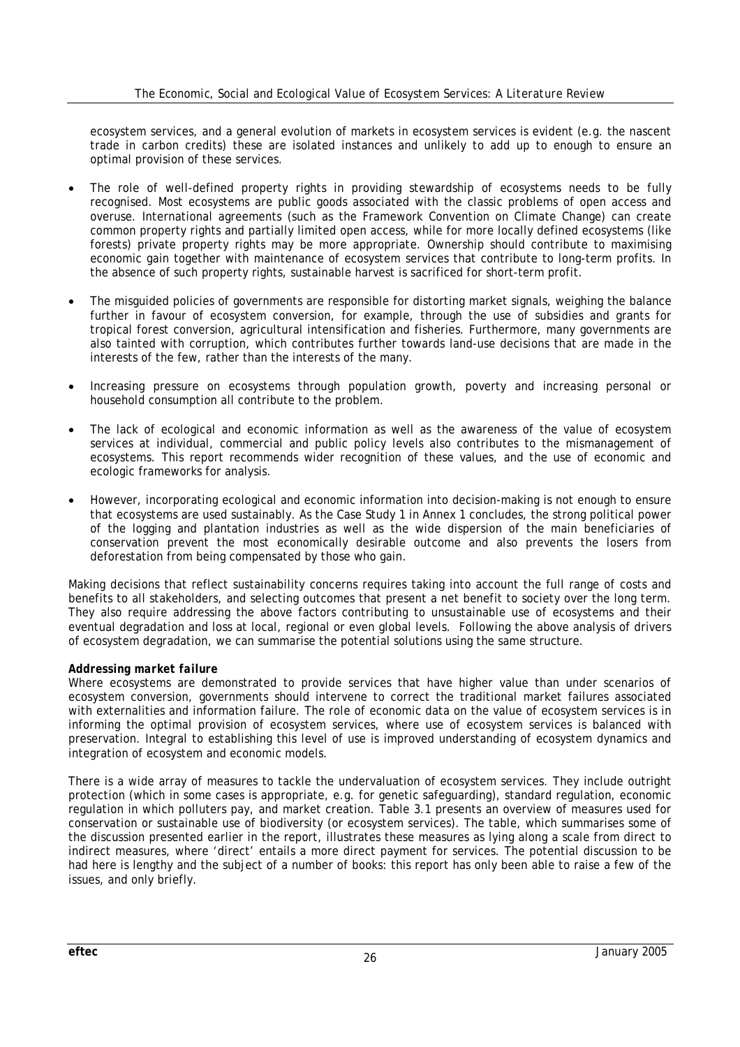ecosystem services, and a general evolution of markets in ecosystem services is evident (e.g. the nascent trade in carbon credits) these are isolated instances and unlikely to add up to enough to ensure an optimal provision of these services.

- The role of well-defined property rights in providing stewardship of ecosystems needs to be fully recognised. Most ecosystems are public goods associated with the classic problems of open access and overuse. International agreements (such as the Framework Convention on Climate Change) can create common property rights and partially limited open access, while for more locally defined ecosystems (like forests) private property rights may be more appropriate. Ownership should contribute to maximising economic gain together with maintenance of ecosystem services that contribute to long-term profits. In the absence of such property rights, sustainable harvest is sacrificed for short-term profit.

- The misguided policies of governments are responsible for distorting market signals, weighing the balance further in favour of ecosystem conversion, for example, through the use of subsidies and grants for tropical forest conversion, agricultural intensification and fisheries. Furthermore, many governments are also tainted with corruption, which contributes further towards land-use decisions that are made in the interests of the few, rather than the interests of the many.

- Increasing pressure on ecosystems through population growth, poverty and increasing personal or household consumption all contribute to the problem.

- The lack of ecological and economic information as well as the awareness of the value of ecosystem services at individual, commercial and public policy levels also contributes to the mismanagement of ecosystems. This report recommends wider recognition of these values, and the use of economic and ecologic frameworks for analysis.

- However, incorporating ecological and economic information into decision-making is not enough to ensure that ecosystems are used sustainably. As the Case Study 1 in Annex 1 concludes, the strong political power of the logging and plantation industries as well as the wide dispersion of the main beneficiaries of conservation prevent the most economically desirable outcome and also prevents the losers from deforestation from being compensated by those who gain.

Making decisions that reflect sustainability concerns requires taking into account the full range of costs and benefits to all stakeholders, and selecting outcomes that present a net benefit to society over the long term. They also require addressing the above factors contributing to unsustainable use of ecosystems and their eventual degradation and loss at local, regional or even global levels. Following the above analysis of drivers of ecosystem degradation, we can summarise the potential solutions using the same structure.

***Addressing market failure***

Where ecosystems are demonstrated to provide services that have higher value than under scenarios of ecosystem conversion, governments should intervene to correct the traditional market failures associated with externalities and information failure. The role of economic data on the value of ecosystem services is in informing the optimal provision of ecosystem services, where use of ecosystem services is balanced with preservation. Integral to establishing this level of use is improved understanding of ecosystem dynamics and integration of ecosystem and economic models.

There is a wide array of measures to tackle the undervaluation of ecosystem services. They include outright protection (which in some cases is appropriate, e.g. for genetic safeguarding), standard regulation, economic regulation in which polluters pay, and market creation. Table 3.1 presents an overview of measures used for conservation or sustainable use of biodiversity (or ecosystem services). The table, which summarises some of the discussion presented earlier in the report, illustrates these measures as lying along a scale from direct to indirect measures, where 'direct' entails a more direct payment for services. The potential discussion to be had here is lengthy and the subject of a number of books: this report has only been able to raise a few of the issues, and only briefly.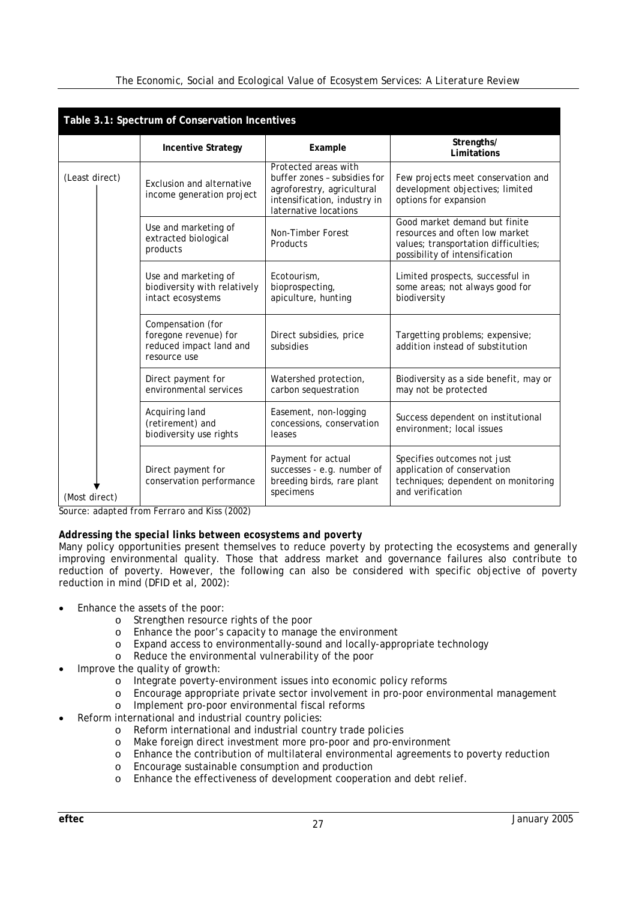**Table 3.1: Spectrum of Conservation Incentives**

| | Incentive Strategy | Example | Strengths/ Limitations |
|---|---|---|---|
| (Least direct) | Exclusion and alternative income generation project | Protected areas with buffer zones – subsidies for agroforestry, agricultural intensification, industry in laternative locations | Few projects meet conservation and development objectives; limited options for expansion |
| | Use and marketing of extracted biological products | Non-Timber Forest Products | Good market demand but finite resources and often low market values; transportation difficulties; possibility of intensification |
| | Use and marketing of biodiversity with relatively intact ecosystems | Ecotourism, bioprospecting, apiculture, hunting | Limited prospects, successful in some areas; not always good for biodiversity |
| | Compensation (for foregone revenue) for reduced impact land and resource use | Direct subsidies, price subsidies | Targetting problems; expensive; addition instead of substitution |
| | Direct payment for environmental services | Watershed protection, carbon sequestration | Biodiversity as a side benefit, may or may not be protected |
| | Acquiring land (retirement) and biodiversity use rights | Easement, non-logging concessions, conservation leases | Success dependent on institutional environment; local issues |
| (Most direct) | Direct payment for conservation performance | Payment for actual successes - e.g. number of breeding birds, rare plant specimens | Specifies outcomes not just application of conservation techniques; dependent on monitoring and verification |

Source: adapted from Ferraro and Kiss (2002)

***Addressing the special links between ecosystems and poverty***

Many policy opportunities present themselves to reduce poverty by protecting the ecosystems and generally improving environmental quality. Those that address market and governance failures also contribute to reduction of poverty. However, the following can also be considered with specific objective of poverty reduction in mind (DFID et al, 2002):

- Enhance the assets of the poor:
  - Strengthen resource rights of the poor
  - Enhance the poor's capacity to manage the environment
  - Expand access to environmentally-sound and locally-appropriate technology
  - Reduce the environmental vulnerability of the poor
- Improve the quality of growth:
  - Integrate poverty-environment issues into economic policy reforms
  - Encourage appropriate private sector involvement in pro-poor environmental management
  - Implement pro-poor environmental fiscal reforms
- Reform international and industrial country policies:
  - Reform international and industrial country trade policies
  - Make foreign direct investment more pro-poor and pro-environment
  - Enhance the contribution of multilateral environmental agreements to poverty reduction
  - Encourage sustainable consumption and production
  - Enhance the effectiveness of development cooperation and debt relief.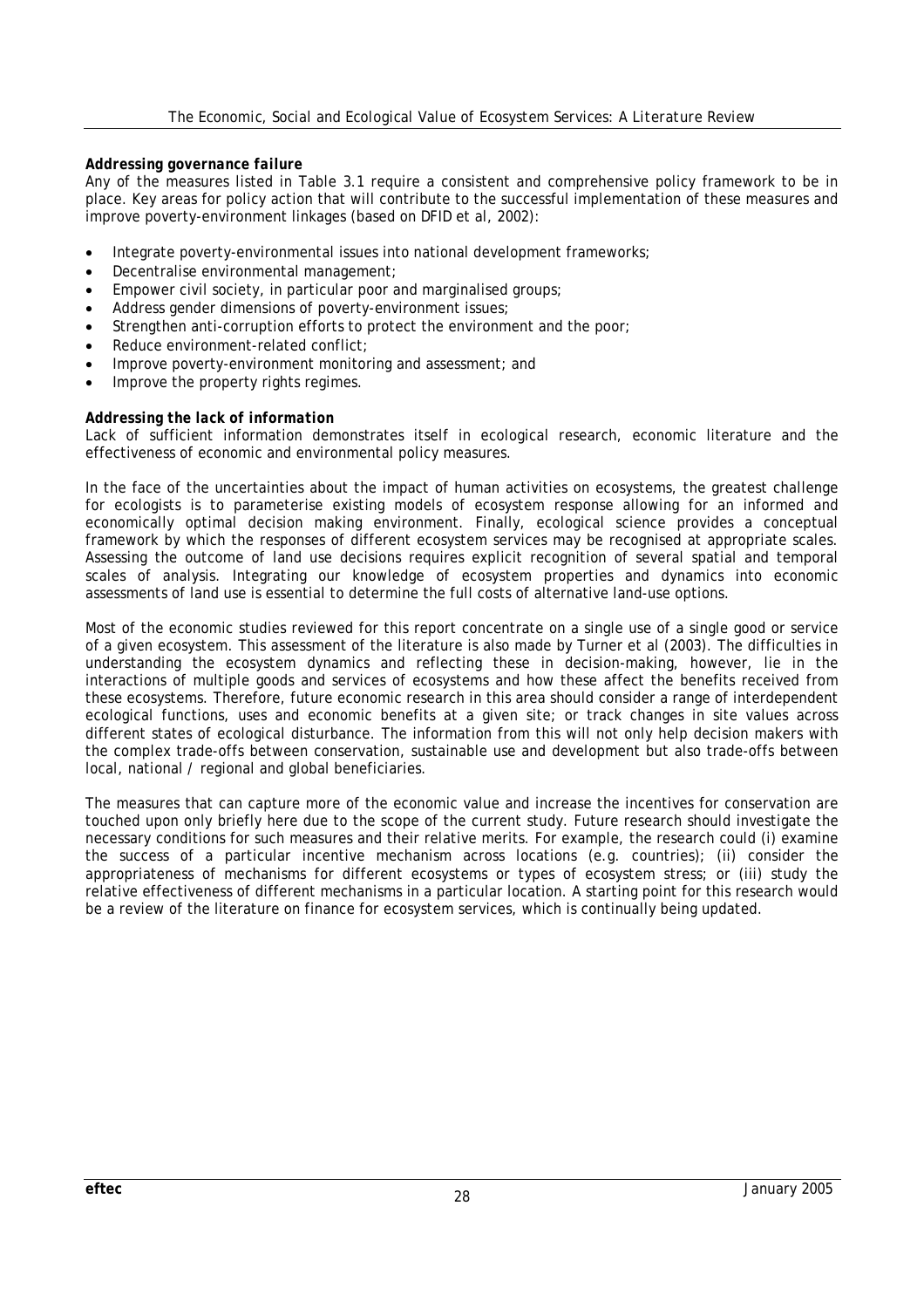***Addressing governance failure***

Any of the measures listed in Table 3.1 require a consistent and comprehensive policy framework to be in place. Key areas for policy action that will contribute to the successful implementation of these measures and improve poverty-environment linkages (based on DFID et al, 2002):

- Integrate poverty-environmental issues into national development frameworks;
- Decentralise environmental management;
- Empower civil society, in particular poor and marginalised groups;
- Address gender dimensions of poverty-environment issues;
- Strengthen anti-corruption efforts to protect the environment and the poor;
- Reduce environment-related conflict;
- Improve poverty-environment monitoring and assessment; and
- Improve the property rights regimes.

***Addressing the lack of information***

Lack of sufficient information demonstrates itself in ecological research, economic literature and the effectiveness of economic and environmental policy measures.

In the face of the uncertainties about the impact of human activities on ecosystems, the greatest challenge for ecologists is to parameterise existing models of ecosystem response allowing for an informed and economically optimal decision making environment. Finally, ecological science provides a conceptual framework by which the responses of different ecosystem services may be recognised at appropriate scales. Assessing the outcome of land use decisions requires explicit recognition of several spatial and temporal scales of analysis. Integrating our knowledge of ecosystem properties and dynamics into economic assessments of land use is essential to determine the full costs of alternative land-use options.

Most of the economic studies reviewed for this report concentrate on a single use of a single good or service of a given ecosystem. This assessment of the literature is also made by Turner et al (2003). The difficulties in understanding the ecosystem dynamics and reflecting these in decision-making, however, lie in the interactions of multiple goods and services of ecosystems and how these affect the benefits received from these ecosystems. Therefore, future economic research in this area should consider a range of interdependent ecological functions, uses and economic benefits at a given site; or track changes in site values across different states of ecological disturbance. The information from this will not only help decision makers with the complex trade-offs between conservation, sustainable use and development but also trade-offs between local, national / regional and global beneficiaries.

The measures that can capture more of the economic value and increase the incentives for conservation are touched upon only briefly here due to the scope of the current study. Future research should investigate the necessary conditions for such measures and their relative merits. For example, the research could (i) examine the success of a particular incentive mechanism across locations (e.g. countries); (ii) consider the appropriateness of mechanisms for different ecosystems or types of ecosystem stress; or (iii) study the relative effectiveness of different mechanisms in a particular location. A starting point for this research would be a review of the literature on finance for ecosystem services, which is continually being updated.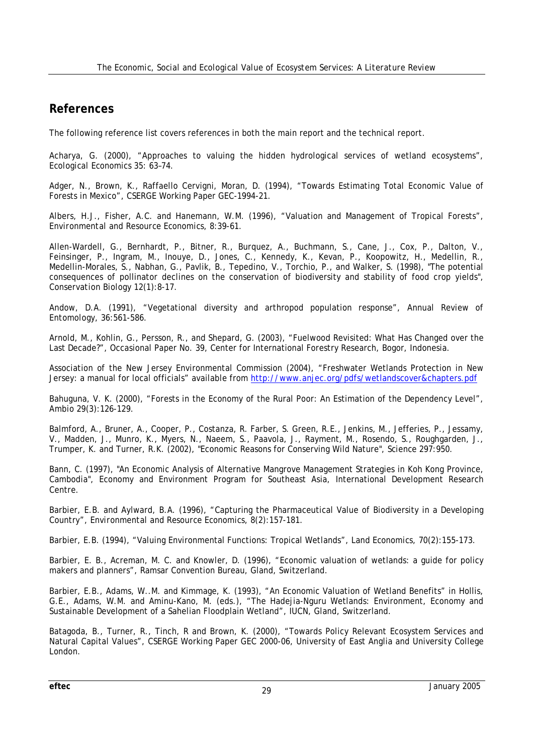## References

The following reference list covers references in both the main report and the technical report.

Acharya, G. (2000), "Approaches to valuing the hidden hydrological services of wetland ecosystems", *Ecological Economics* 35: 63–74.

Adger, N., Brown, K., Raffaello Cervigni, Moran, D. (1994), "Towards Estimating Total Economic Value of Forests in Mexico", CSERGE Working Paper GEC-1994-21.

Albers, H.J., Fisher, A.C. and Hanemann, W.M. (1996), "Valuation and Management of Tropical Forests", *Environmental and Resource Economics*, 8:39-61.

Allen-Wardell, G., Bernhardt, P., Bitner, R., Burquez, A., Buchmann, S., Cane, J., Cox, P., Dalton, V., Feinsinger, P., Ingram, M., Inouye, D., Jones, C., Kennedy, K., Kevan, P., Koopowitz, H., Medellin, R., Medellin-Morales, S., Nabhan, G., Pavlik, B., Tepedino, V., Torchio, P., and Walker, S. (1998), "The potential consequences of pollinator declines on the conservation of biodiversity and stability of food crop yields", *Conservation Biology* 12(1):8-17.

Andow, D.A. (1991), "Vegetational diversity and arthropod population response", *Annual Review of Entomology*, 36:561-586.

Arnold, M., Kohlin, G., Persson, R., and Shepard, G. (2003), "Fuelwood Revisited: What Has Changed over the Last Decade?", Occasional Paper No. 39, Center for International Forestry Research, Bogor, Indonesia.

Association of the New Jersey Environmental Commission (2004), "Freshwater Wetlands Protection in New Jersey: a manual for local officials" available from http://www.anjec.org/pdfs/wetlandscover&chapters.pdf

Bahuguna, V. K. (2000), "Forests in the Economy of the Rural Poor: An Estimation of the Dependency Level", *Ambio* 29(3):126-129.

Balmford, A., Bruner, A., Cooper, P., Costanza, R. Farber, S. Green, R.E., Jenkins, M., Jefferies, P., Jessamy, V., Madden, J., Munro, K., Myers, N., Naeem, S., Paavola, J., Rayment, M., Rosendo, S., Roughgarden, J., Trumper, K. and Turner, R.K. (2002), "Economic Reasons for Conserving Wild Nature", *Science* 297:950.

Bann, C. (1997), "An Economic Analysis of Alternative Mangrove Management Strategies in Koh Kong Province, Cambodia", Economy and Environment Program for Southeast Asia, International Development Research Centre.

Barbier, E.B. and Aylward, B.A. (1996), "Capturing the Pharmaceutical Value of Biodiversity in a Developing Country", *Environmental and Resource Economics*, 8(2):157-181.

Barbier, E.B. (1994), "Valuing Environmental Functions: Tropical Wetlands", *Land Economics*, 70(2):155-173.

Barbier, E. B., Acreman, M. C. and Knowler, D. (1996), "Economic valuation of wetlands: a guide for policy makers and planners", Ramsar Convention Bureau, Gland, Switzerland.

Barbier, E.B., Adams, W..M. and Kimmage, K. (1993), "An Economic Valuation of Wetland Benefits" in Hollis, G.E., Adams, W.M. and Aminu-Kano, M. (eds.), "The Hadejia-Nguru Wetlands: Environment, Economy and Sustainable Development of a Sahelian Floodplain Wetland", IUCN, Gland, Switzerland.

Batagoda, B., Turner, R., Tinch, R and Brown, K. (2000), "Towards Policy Relevant Ecosystem Services and Natural Capital Values", CSERGE Working Paper GEC 2000-06, University of East Anglia and University College London.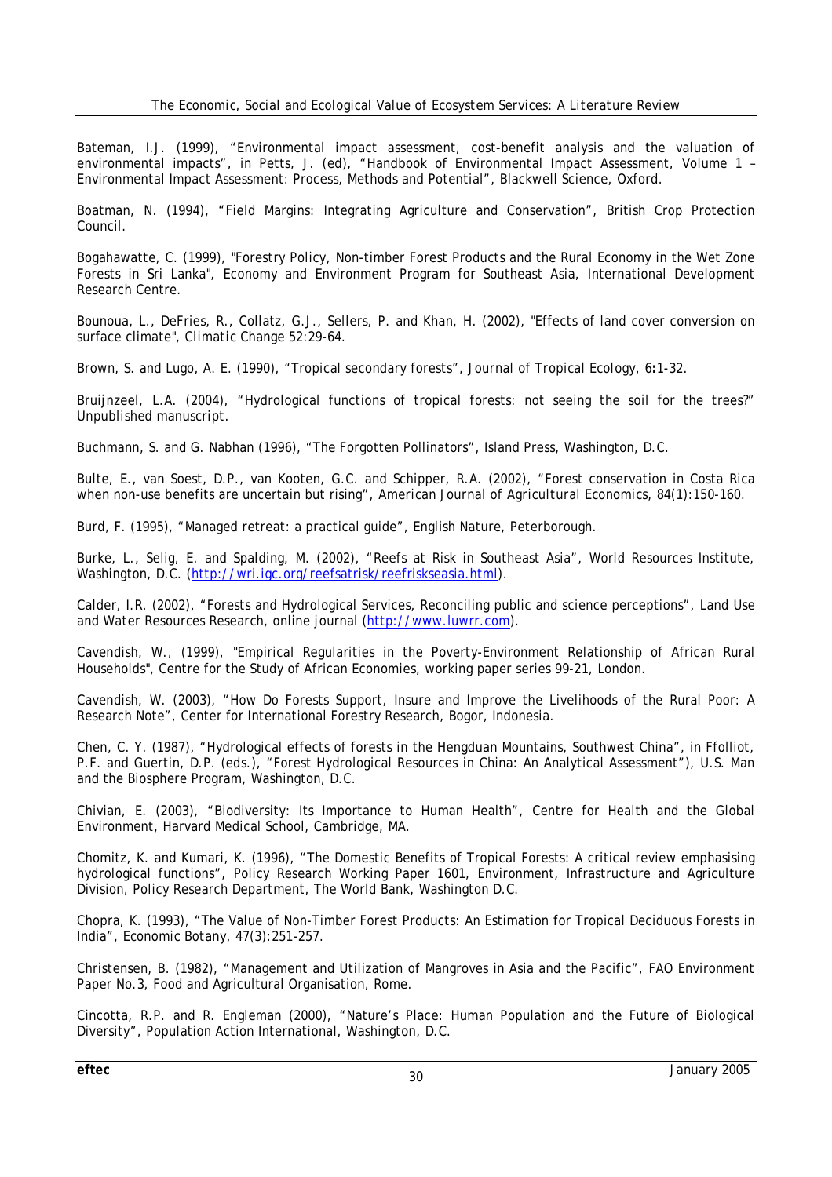Bateman, I.J. (1999), "Environmental impact assessment, cost-benefit analysis and the valuation of environmental impacts", in Petts, J. (ed), "Handbook of Environmental Impact Assessment, Volume 1 – Environmental Impact Assessment: Process, Methods and Potential", Blackwell Science, Oxford.

Boatman, N. (1994), "Field Margins: Integrating Agriculture and Conservation", British Crop Protection Council.

Bogahawatte, C. (1999), "Forestry Policy, Non-timber Forest Products and the Rural Economy in the Wet Zone Forests in Sri Lanka", Economy and Environment Program for Southeast Asia, International Development Research Centre.

Bounoua, L., DeFries, R., Collatz, G.J., Sellers, P. and Khan, H. (2002), "Effects of land cover conversion on surface climate", *Climatic Change* 52:29-64.

Brown, S. and Lugo, A. E. (1990), "Tropical secondary forests", *Journal of Tropical Ecology*, 6**:**1-32.

Bruijnzeel, L.A. (2004), "Hydrological functions of tropical forests: not seeing the soil for the trees?" *Unpublished manuscript*.

Buchmann, S. and G. Nabhan (1996), "The Forgotten Pollinators", Island Press, Washington, D.C.

Bulte, E., van Soest, D.P., van Kooten, G.C. and Schipper, R.A. (2002), "Forest conservation in Costa Rica when non-use benefits are uncertain but rising", *American Journal of Agricultural Economics*, 84(1):150-160.

Burd, F. (1995), "Managed retreat: a practical guide", English Nature, Peterborough.

Burke, L., Selig, E. and Spalding, M. (2002), "Reefs at Risk in Southeast Asia", World Resources Institute, Washington, D.C. (http://wri.igc.org/reefsatrisk/reefriskseasia.html).

Calder, I.R. (2002), "Forests and Hydrological Services, Reconciling public and science perceptions", *Land Use and Water Resources Research*, online journal (http://www.luwrr.com).

Cavendish, W., (1999), "Empirical Regularities in the Poverty-Environment Relationship of African Rural Households", Centre for the Study of African Economies, working paper series 99-21, London.

Cavendish, W. (2003), "How Do Forests Support, Insure and Improve the Livelihoods of the Rural Poor: A Research Note", Center for International Forestry Research, Bogor, Indonesia.

Chen, C. Y. (1987), "Hydrological effects of forests in the Hengduan Mountains, Southwest China", in Ffolliot, P.F. and Guertin, D.P. (eds.), "Forest Hydrological Resources in China: An Analytical Assessment"), U.S. Man and the Biosphere Program, Washington, D.C.

Chivian, E. (2003), "Biodiversity: Its Importance to Human Health", Centre for Health and the Global Environment, Harvard Medical School, Cambridge, MA.

Chomitz, K. and Kumari, K. (1996), "The Domestic Benefits of Tropical Forests: A critical review emphasising hydrological functions", Policy Research Working Paper 1601, Environment, Infrastructure and Agriculture Division, Policy Research Department, The World Bank, Washington D.C.

Chopra, K. (1993), "The Value of Non-Timber Forest Products: An Estimation for Tropical Deciduous Forests in India", Economic Botany, 47(3):251-257.

Christensen, B. (1982), "Management and Utilization of Mangroves in Asia and the Pacific", FAO Environment Paper No.3, Food and Agricultural Organisation, Rome.

Cincotta, R.P. and R. Engleman (2000), "Nature's Place: Human Population and the Future of Biological Diversity", Population Action International, Washington, D.C.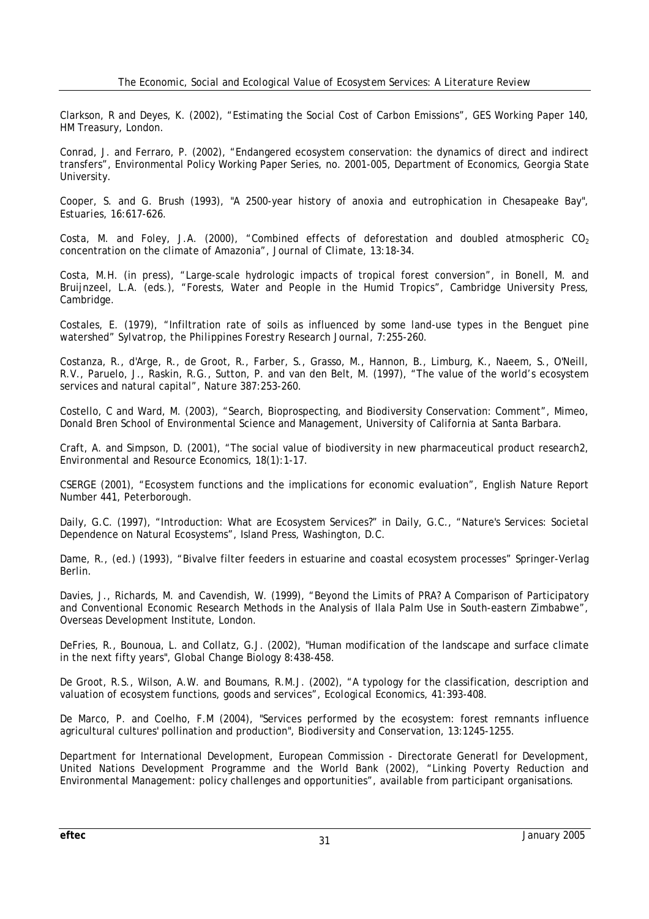Clarkson, R and Deyes, K. (2002), "Estimating the Social Cost of Carbon Emissions", GES Working Paper 140, HM Treasury, London.

Conrad, J. and Ferraro, P. (2002), "Endangered ecosystem conservation: the dynamics of direct and indirect transfers", Environmental Policy Working Paper Series, no. 2001-005, Department of Economics, Georgia State University.

Cooper, S. and G. Brush (1993), "A 2500-year history of anoxia and eutrophication in Chesapeake Bay", *Estuaries*, 16:617-626.

Costa, M. and Foley, J.A. (2000), "Combined effects of deforestation and doubled atmospheric $CO_2$ concentration on the climate of Amazonia", *Journal of Climate*, 13:18-34.

Costa, M.H. (in press), "Large-scale hydrologic impacts of tropical forest conversion", in Bonell, M. and Bruijnzeel, L.A. (eds.), "Forests, Water and People in the Humid Tropics", Cambridge University Press, Cambridge.

Costales, E. (1979), "Infiltration rate of soils as influenced by some land-use types in the Benguet pine watershed" *Sylvatrop, the Philippines Forestry Research Journal*, 7:255-260.

Costanza, R., d'Arge, R., de Groot, R., Farber, S., Grasso, M., Hannon, B., Limburg, K., Naeem, S., O'Neill, R.V., Paruelo, J., Raskin, R.G., Sutton, P. and van den Belt, M. (1997), "The value of the world's ecosystem services and natural capital", *Nature* 387:253-260.

Costello, C and Ward, M. (2003), "Search, Bioprospecting, and Biodiversity Conservation: Comment", Mimeo, Donald Bren School of Environmental Science and Management, University of California at Santa Barbara.

Craft, A. and Simpson, D. (2001), "The social value of biodiversity in new pharmaceutical product research2, *Environmental and Resource Economics*, 18(1):1-17.

CSERGE (2001), "Ecosystem functions and the implications for economic evaluation", English Nature Report Number 441, Peterborough.

Daily, G.C. (1997), "Introduction: What are Ecosystem Services?" in Daily, G.C., "Nature's Services: Societal Dependence on Natural Ecosystems", Island Press, Washington, D.C.

Dame, R., (ed.) (1993), "Bivalve filter feeders in estuarine and coastal ecosystem processes" Springer-Verlag Berlin.

Davies, J., Richards, M. and Cavendish, W. (1999), "Beyond the Limits of PRA? A Comparison of Participatory and Conventional Economic Research Methods in the Analysis of Ilala Palm Use in South-eastern Zimbabwe", Overseas Development Institute, London.

DeFries, R., Bounoua, L. and Collatz, G.J. (2002), "Human modification of the landscape and surface climate in the next fifty years", *Global Change Biology* 8:438-458.

De Groot, R.S., Wilson, A.W. and Boumans, R.M.J. (2002), "A typology for the classification, description and valuation of ecosystem functions, goods and services", *Ecological Economics*, 41:393-408.

De Marco, P. and Coelho, F.M (2004), "Services performed by the ecosystem: forest remnants influence agricultural cultures' pollination and production", *Biodiversity and Conservation*, 13:1245-1255.

Department for International Development, European Commission - Directoratl Generatl for Development, United Nations Development Programme and the World Bank (2002), "Linking Poverty Reduction and Environmental Management: policy challenges and opportunities", available from participant organisations.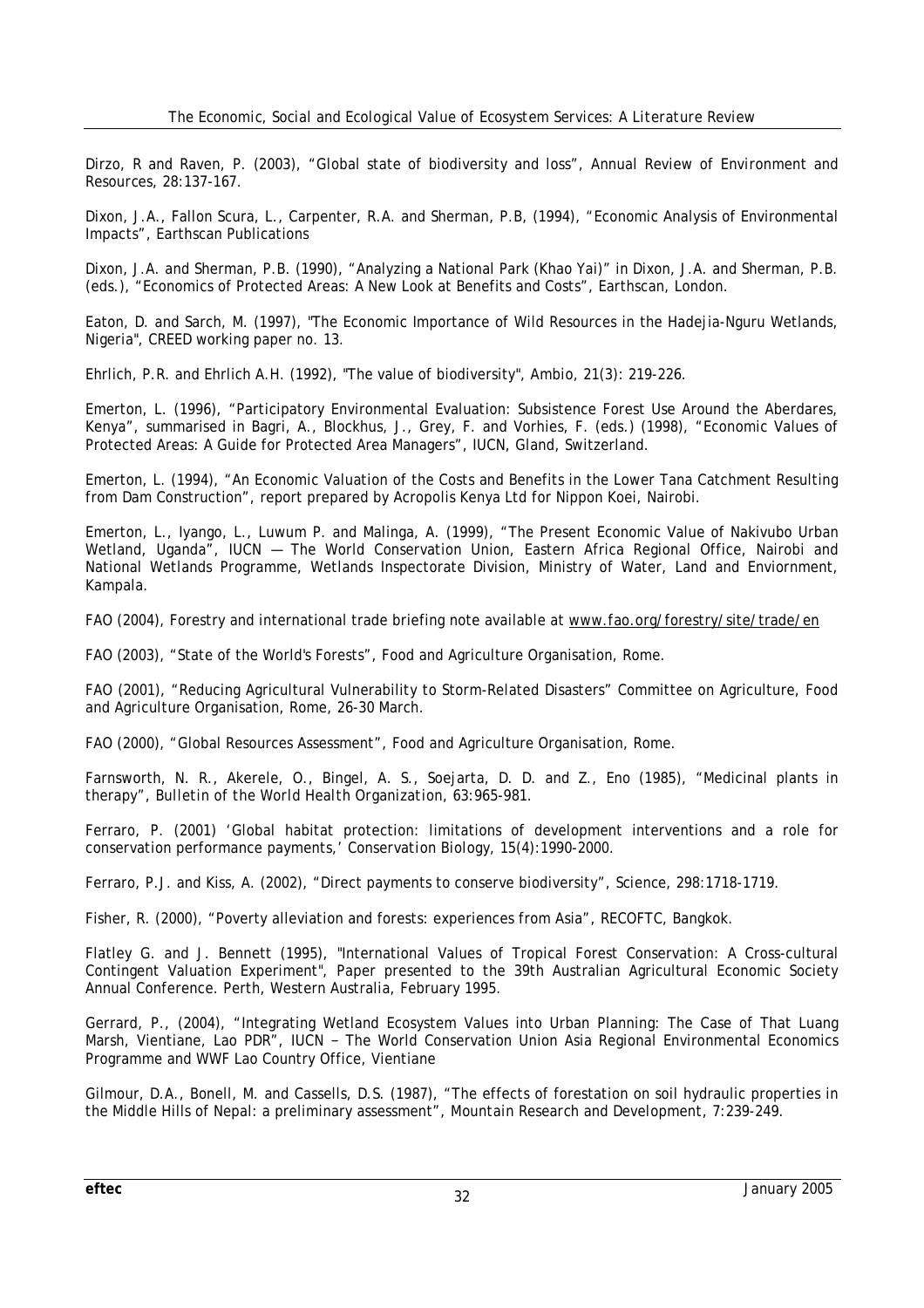Dirzo, R and Raven, P. (2003), "Global state of biodiversity and loss", Annual Review of Environment and Resources, 28:137-167.

Dixon, J.A., Fallon Scura, L., Carpenter, R.A. and Sherman, P.B, (1994), "Economic Analysis of Environmental Impacts", Earthscan Publications

Dixon, J.A. and Sherman, P.B. (1990), "Analyzing a National Park (Khao Yai)" in Dixon, J.A. and Sherman, P.B. (eds.), "Economics of Protected Areas: A New Look at Benefits and Costs", Earthscan, London.

Eaton, D. and Sarch, M. (1997), "The Economic Importance of Wild Resources in the Hadejia-Nguru Wetlands, Nigeria", CREED working paper no. 13.

Ehrlich, P.R. and Ehrlich A.H. (1992), "The value of biodiversity", Ambio, 21(3): 219-226.

Emerton, L. (1996), "Participatory Environmental Evaluation: Subsistence Forest Use Around the Aberdares, Kenya", summarised in Bagri, A., Blockhus, J., Grey, F. and Vorhies, F. (eds.) (1998), "Economic Values of Protected Areas: A Guide for Protected Area Managers", IUCN, Gland, Switzerland.

Emerton, L. (1994), "An Economic Valuation of the Costs and Benefits in the Lower Tana Catchment Resulting from Dam Construction", report prepared by Acropolis Kenya Ltd for Nippon Koei, Nairobi.

Emerton, L., Iyango, L., Luwum P. and Malinga, A. (1999), "The Present Economic Value of Nakivubo Urban Wetland, Uganda", IUCN — The World Conservation Union, Eastern Africa Regional Office, Nairobi and National Wetlands Programme, Wetlands Inspectorate Division, Ministry of Water, Land and Enviornment, Kampala.

FAO (2004), Forestry and international trade briefing note available at www.fao.org/forestry/site/trade/en

FAO (2003), "State of the World's Forests", Food and Agriculture Organisation, Rome.

FAO (2001), "Reducing Agricultural Vulnerability to Storm-Related Disasters" Committee on Agriculture, Food and Agriculture Organisation, Rome, 26-30 March.

FAO (2000), "Global Resources Assessment", Food and Agriculture Organisation, Rome.

Farnsworth, N. R., Akerele, O., Bingel, A. S., Soejarta, D. D. and Z., Eno (1985), "Medicinal plants in therapy", *Bulletin of the World Health Organization*, 63:965-981.

Ferraro, P. (2001) 'Global habitat protection: limitations of development interventions and a role for conservation performance payments,' *Conservation Biology*, 15(4):1990-2000.

Ferraro, P.J. and Kiss, A. (2002), "Direct payments to conserve biodiversity", Science, 298:1718-1719.

Fisher, R. (2000), "Poverty alleviation and forests: experiences from Asia", RECOFTC, Bangkok.

Flatley G. and J. Bennett (1995), "International Values of Tropical Forest Conservation: A Cross-cultural Contingent Valuation Experiment", Paper presented to the 39th Australian Agricultural Economic Society Annual Conference. Perth, Western Australia, February 1995.

Gerrard, P., (2004), "Integrating Wetland Ecosystem Values into Urban Planning: The Case of That Luang Marsh, Vientiane, Lao PDR", IUCN – The World Conservation Union Asia Regional Environmental Economics Programme and WWF Lao Country Office, Vientiane

Gilmour, D.A., Bonell, M. and Cassells, D.S. (1987), "The effects of forestation on soil hydraulic properties in the Middle Hills of Nepal: a preliminary assessment", *Mountain Research and Development*, 7:239-249.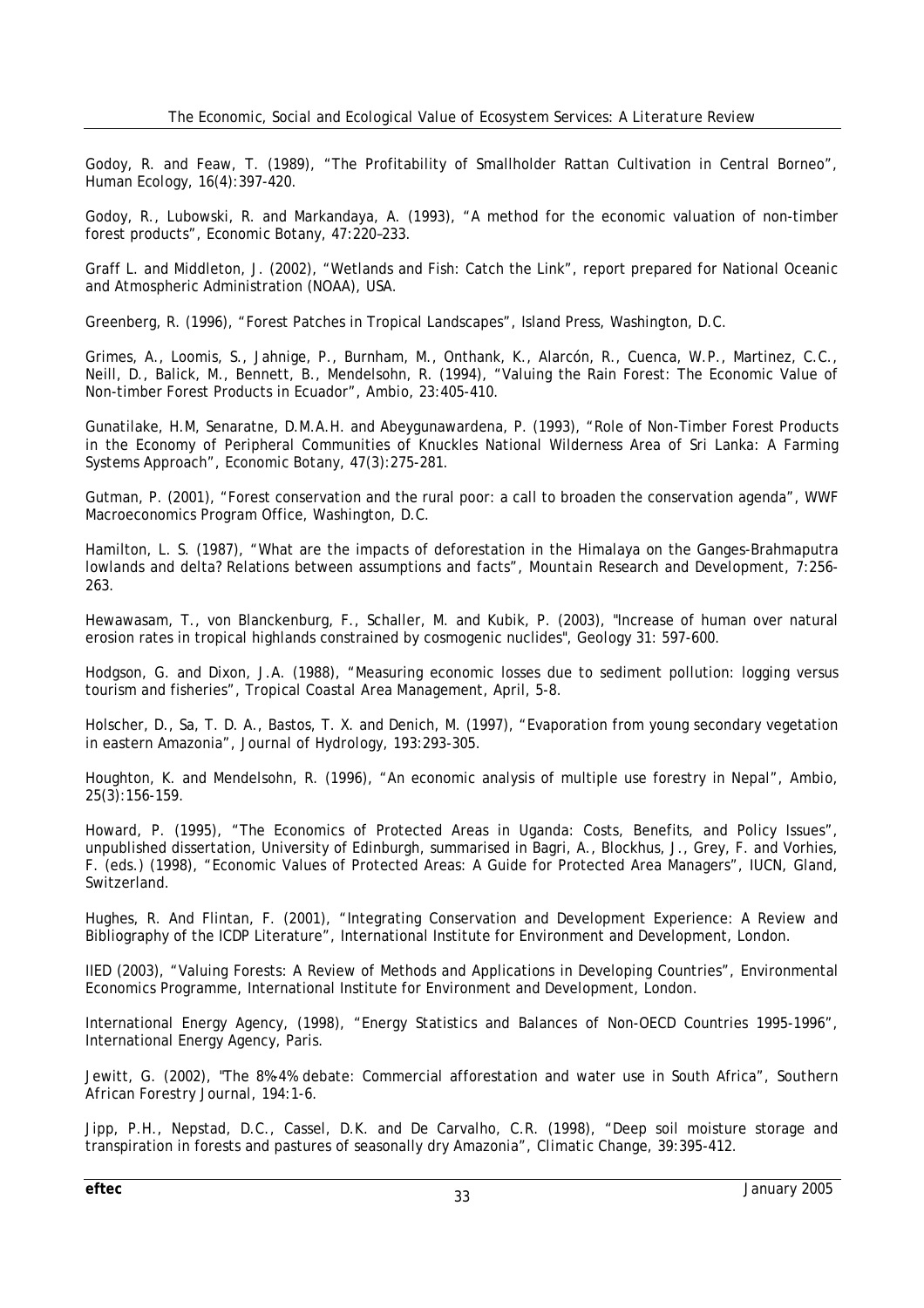Godoy, R. and Feaw, T. (1989), "The Profitability of Smallholder Rattan Cultivation in Central Borneo", Human Ecology, 16(4):397-420.

Godoy, R., Lubowski, R. and Markandaya, A. (1993), "A method for the economic valuation of non-timber forest products", Economic Botany, 47:220–233.

Graff L. and Middleton, J. (2002), "Wetlands and Fish: Catch the Link", report prepared for National Oceanic and Atmospheric Administration (NOAA), USA.

Greenberg, R. (1996), "Forest Patches in Tropical Landscapes", Island Press, Washington, D.C.

Grimes, A., Loomis, S., Jahnige, P., Burnham, M., Onthank, K., Alarcón, R., Cuenca, W.P., Martinez, C.C., Neill, D., Balick, M., Bennett, B., Mendelsohn, R. (1994), "Valuing the Rain Forest: The Economic Value of Non-timber Forest Products in Ecuador", Ambio, 23:405-410.

Gunatilake, H.M, Senaratne, D.M.A.H. and Abeygunawardena, P. (1993), "Role of Non-Timber Forest Products in the Economy of Peripheral Communities of Knuckles National Wilderness Area of Sri Lanka: A Farming Systems Approach", Economic Botany, 47(3):275-281.

Gutman, P. (2001), "Forest conservation and the rural poor: a call to broaden the conservation agenda", WWF Macroeconomics Program Office, Washington, D.C.

Hamilton, L. S. (1987), "What are the impacts of deforestation in the Himalaya on the Ganges-Brahmaputra lowlands and delta? Relations between assumptions and facts", Mountain Research and Development, 7:256-263.

Hewawasam, T., von Blanckenburg, F., Schaller, M. and Kubik, P. (2003), "Increase of human over natural erosion rates in tropical highlands constrained by cosmogenic nuclides", Geology 31: 597-600.

Hodgson, G. and Dixon, J.A. (1988), "Measuring economic losses due to sediment pollution: logging versus tourism and fisheries", Tropical Coastal Area Management, April, 5-8.

Holscher, D., Sa, T. D. A., Bastos, T. X. and Denich, M. (1997), "Evaporation from young secondary vegetation in eastern Amazonia", Journal of Hydrology, 193:293-305.

Houghton, K. and Mendelsohn, R. (1996), "An economic analysis of multiple use forestry in Nepal", Ambio, 25(3):156-159.

Howard, P. (1995), "The Economics of Protected Areas in Uganda: Costs, Benefits, and Policy Issues", unpublished dissertation, University of Edinburgh, summarised in Bagri, A., Blockhus, J., Grey, F. and Vorhies, F. (eds.) (1998), "Economic Values of Protected Areas: A Guide for Protected Area Managers", IUCN, Gland, Switzerland.

Hughes, R. And Flintan, F. (2001), "Integrating Conservation and Development Experience: A Review and Bibliography of the ICDP Literature", International Institute for Environment and Development, London.

IIED (2003), "Valuing Forests: A Review of Methods and Applications in Developing Countries", Environmental Economics Programme, International Institute for Environment and Development, London.

International Energy Agency, (1998), "Energy Statistics and Balances of Non-OECD Countries 1995-1996", International Energy Agency, Paris.

Jewitt, G. (2002), "The 8%-4% debate: Commercial afforestation and water use in South Africa", Southern African Forestry Journal, 194:1-6.

Jipp, P.H., Nepstad, D.C., Cassel, D.K. and De Carvalho, C.R. (1998), "Deep soil moisture storage and transpiration in forests and pastures of seasonally dry Amazonia", Climatic Change, 39:395-412.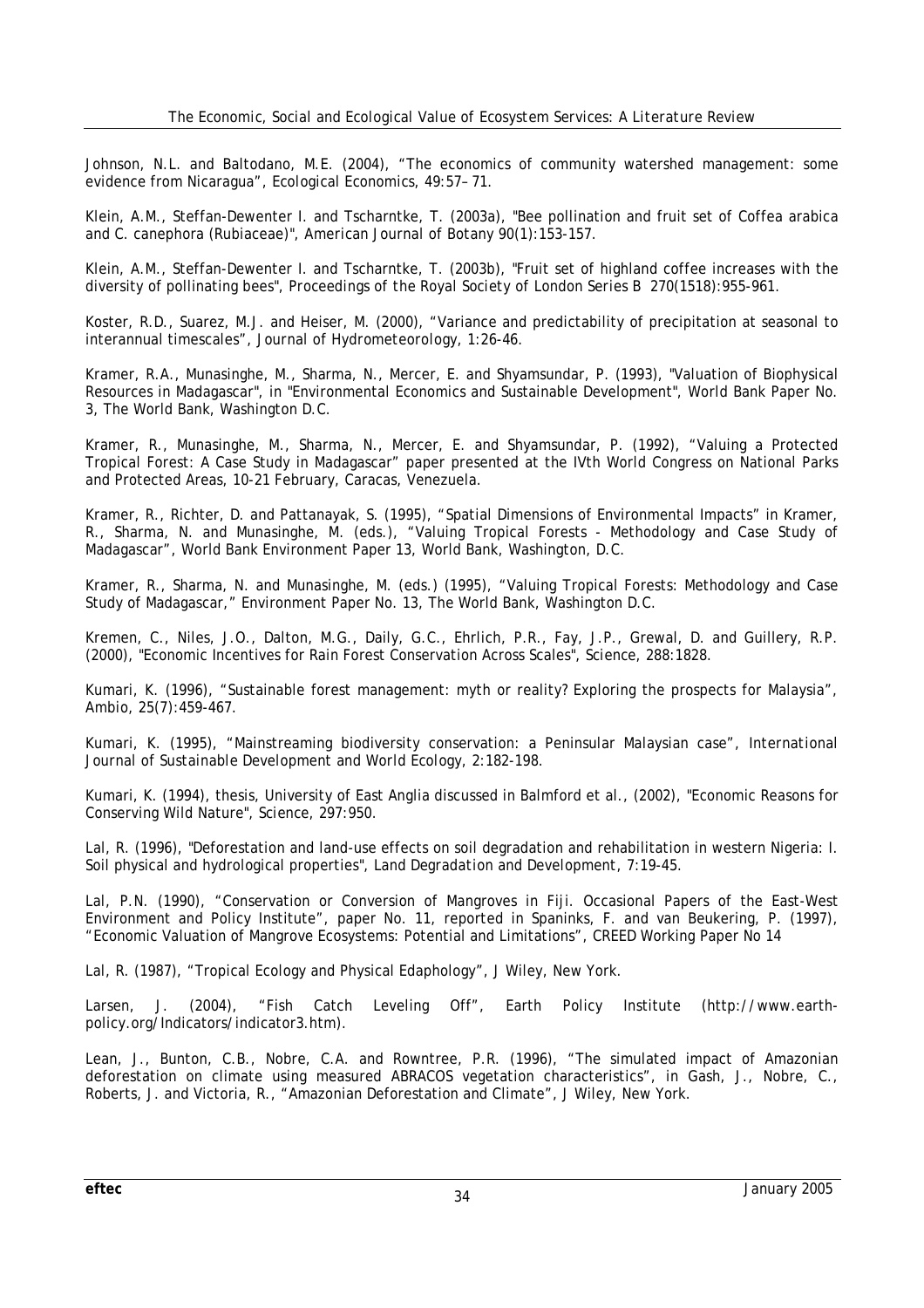Johnson, N.L. and Baltodano, M.E. (2004), "The economics of community watershed management: some evidence from Nicaragua", *Ecological Economics*, 49:57– 71.

Klein, A.M., Steffan-Dewenter I. and Tscharntke, T. (2003a), "Bee pollination and fruit set of Coffea arabica and C. canephora (Rubiaceae)", *American Journal of Botany* 90(1):153-157.

Klein, A.M., Steffan-Dewenter I. and Tscharntke, T. (2003b), "Fruit set of highland coffee increases with the diversity of pollinating bees", *Proceedings of the Royal Society of London Series B* 270(1518):955-961.

Koster, R.D., Suarez, M.J. and Heiser, M. (2000), "Variance and predictability of precipitation at seasonal to interannual timescales", *Journal of Hydrometeorology*, 1:26-46.

Kramer, R.A., Munasinghe, M., Sharma, N., Mercer, E. and Shyamsundar, P. (1993), "Valuation of Biophysical Resources in Madagascar", in "Environmental Economics and Sustainable Development", World Bank Paper No. 3, The World Bank, Washington D.C.

Kramer, R., Munasinghe, M., Sharma, N., Mercer, E. and Shyamsundar, P. (1992), "Valuing a Protected Tropical Forest: A Case Study in Madagascar" paper presented at the IVth World Congress on National Parks and Protected Areas, 10-21 February, Caracas, Venezuela.

Kramer, R., Richter, D. and Pattanayak, S. (1995), "Spatial Dimensions of Environmental Impacts" in Kramer, R., Sharma, N. and Munasinghe, M. (eds.), "Valuing Tropical Forests - Methodology and Case Study of Madagascar", World Bank Environment Paper 13, World Bank, Washington, D.C.

Kramer, R., Sharma, N. and Munasinghe, M. (eds.) (1995), "Valuing Tropical Forests: Methodology and Case Study of Madagascar," Environment Paper No. 13, The World Bank, Washington D.C.

Kremen, C., Niles, J.O., Dalton, M.G., Daily, G.C., Ehrlich, P.R., Fay, J.P., Grewal, D. and Guillery, R.P. (2000), "Economic Incentives for Rain Forest Conservation Across Scales", *Science*, 288:1828.

Kumari, K. (1996), "Sustainable forest management: myth or reality? Exploring the prospects for Malaysia", *Ambio*, 25(7):459-467.

Kumari, K. (1995), "Mainstreaming biodiversity conservation: a Peninsular Malaysian case", *International Journal of Sustainable Development and World Ecology*, 2:182-198.

Kumari, K. (1994), thesis, University of East Anglia discussed in Balmford et al., (2002), "Economic Reasons for Conserving Wild Nature", *Science*, 297:950.

Lal, R. (1996), "Deforestation and land-use effects on soil degradation and rehabilitation in western Nigeria: I. Soil physical and hydrological properties", *Land Degradation and Development*, 7:19-45.

Lal, P.N. (1990), "Conservation or Conversion of Mangroves in Fiji. Occasional Papers of the East-West Environment and Policy Institute", paper No. 11, reported in Spaninks, F. and van Beukering, P. (1997), "Economic Valuation of Mangrove Ecosystems: Potential and Limitations", CREED Working Paper No 14

Lal, R. (1987), "Tropical Ecology and Physical Edaphology", J Wiley, New York.

Larsen, J. (2004), "Fish Catch Leveling Off", Earth Policy Institute (http://www.earth-policy.org/Indicators/indicator3.htm).

Lean, J., Bunton, C.B., Nobre, C.A. and Rowntree, P.R. (1996), "The simulated impact of Amazonian deforestation on climate using measured ABRACOS vegetation characteristics", in Gash, J., Nobre, C., Roberts, J. and Victoria, R., "Amazonian Deforestation and Climate", J Wiley, New York.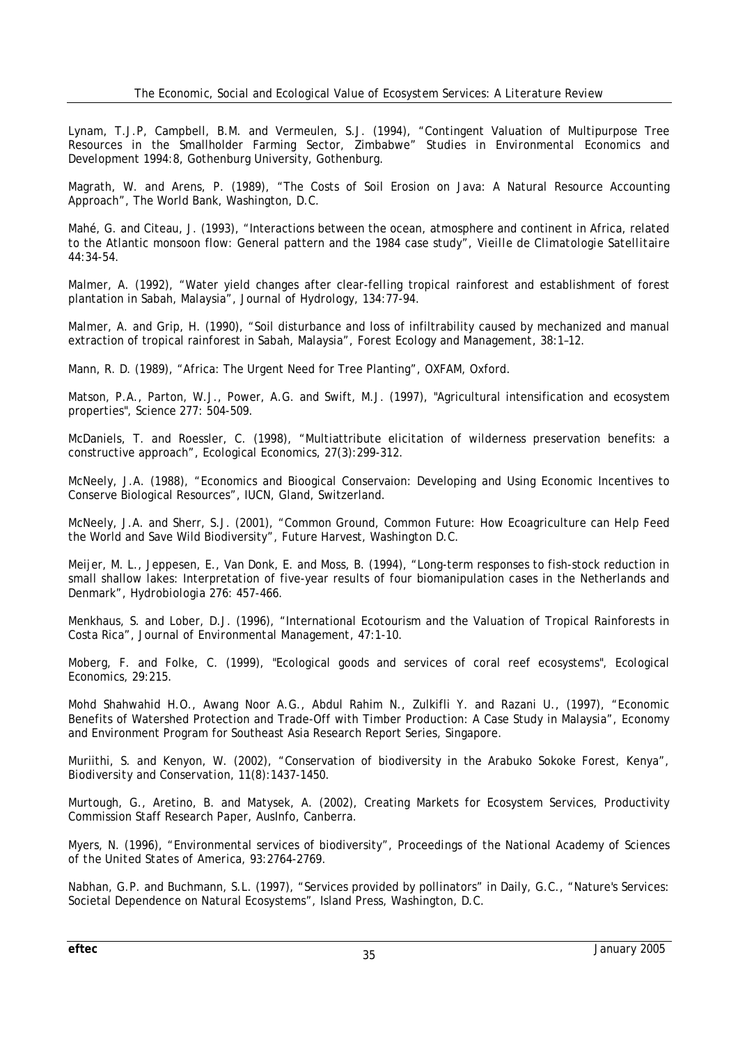Lynam, T.J.P, Campbell, B.M. and Vermeulen, S.J. (1994), "Contingent Valuation of Multipurpose Tree Resources in the Smallholder Farming Sector, Zimbabwe" *Studies in Environmental Economics and Development* 1994:8, Gothenburg University, Gothenburg.

Magrath, W. and Arens, P. (1989), "The Costs of Soil Erosion on Java: A Natural Resource Accounting Approach", The World Bank, Washington, D.C.

Mahé, G. and Citeau, J. (1993), "Interactions between the ocean, atmosphere and continent in Africa, related to the Atlantic monsoon flow: General pattern and the 1984 case study", *Vieille de Climatologie Satellitaire* 44:34-54.

Malmer, A. (1992), "Water yield changes after clear-felling tropical rainforest and establishment of forest plantation in Sabah, Malaysia", Journal of Hydrology, 134:77-94.

Malmer, A. and Grip, H. (1990), "Soil disturbance and loss of infiltrability caused by mechanized and manual extraction of tropical rainforest in Sabah, Malaysia", Forest Ecology and Management, 38:1–12.

Mann, R. D. (1989), "Africa: The Urgent Need for Tree Planting", OXFAM, Oxford.

Matson, P.A., Parton, W.J., Power, A.G. and Swift, M.J. (1997), "Agricultural intensification and ecosystem properties", Science 277: 504-509.

McDaniels, T. and Roessler, C. (1998), "Multiattribute elicitation of wilderness preservation benefits: a constructive approach", Ecological Economics, 27(3):299-312.

McNeely, J.A. (1988), "Economics and Bioogical Conservaion: Developing and Using Economic Incentives to Conserve Biological Resources", IUCN, Gland, Switzerland.

McNeely, J.A. and Sherr, S.J. (2001), "Common Ground, Common Future: How Ecoagriculture can Help Feed the World and Save Wild Biodiversity", Future Harvest, Washington D.C.

Meijer, M. L., Jeppesen, E., Van Donk, E. and Moss, B. (1994), "Long-term responses to fish-stock reduction in small shallow lakes: Interpretation of five-year results of four biomanipulation cases in the Netherlands and Denmark", Hydrobiologia 276: 457-466.

Menkhaus, S. and Lober, D.J. (1996), "International Ecotourism and the Valuation of Tropical Rainforests in Costa Rica", *Journal of Environmental Management*, 47:1-10.

Moberg, F. and Folke, C. (1999), "Ecological goods and services of coral reef ecosystems", Ecological Economics, 29:215.

Mohd Shahwahid H.O., Awang Noor A.G., Abdul Rahim N., Zulkifli Y. and Razani U., (1997), "Economic Benefits of Watershed Protection and Trade-Off with Timber Production: A Case Study in Malaysia", Economy and Environment Program for Southeast Asia Research Report Series, Singapore.

Muriithi, S. and Kenyon, W. (2002), "Conservation of biodiversity in the Arabuko Sokoke Forest, Kenya", *Biodiversity and Conservation*, 11(8):1437-1450.

Murtough, G., Aretino, B. and Matysek, A. (2002), Creating Markets for Ecosystem Services, Productivity Commission Staff Research Paper, AusInfo, Canberra.

Myers, N. (1996), "Environmental services of biodiversity", *Proceedings of the National Academy of Sciences of the United States of America*, 93:2764-2769.

Nabhan, G.P. and Buchmann, S.L. (1997), "Services provided by pollinators" in Daily, G.C., "Nature's Services: Societal Dependence on Natural Ecosystems", Island Press, Washington, D.C.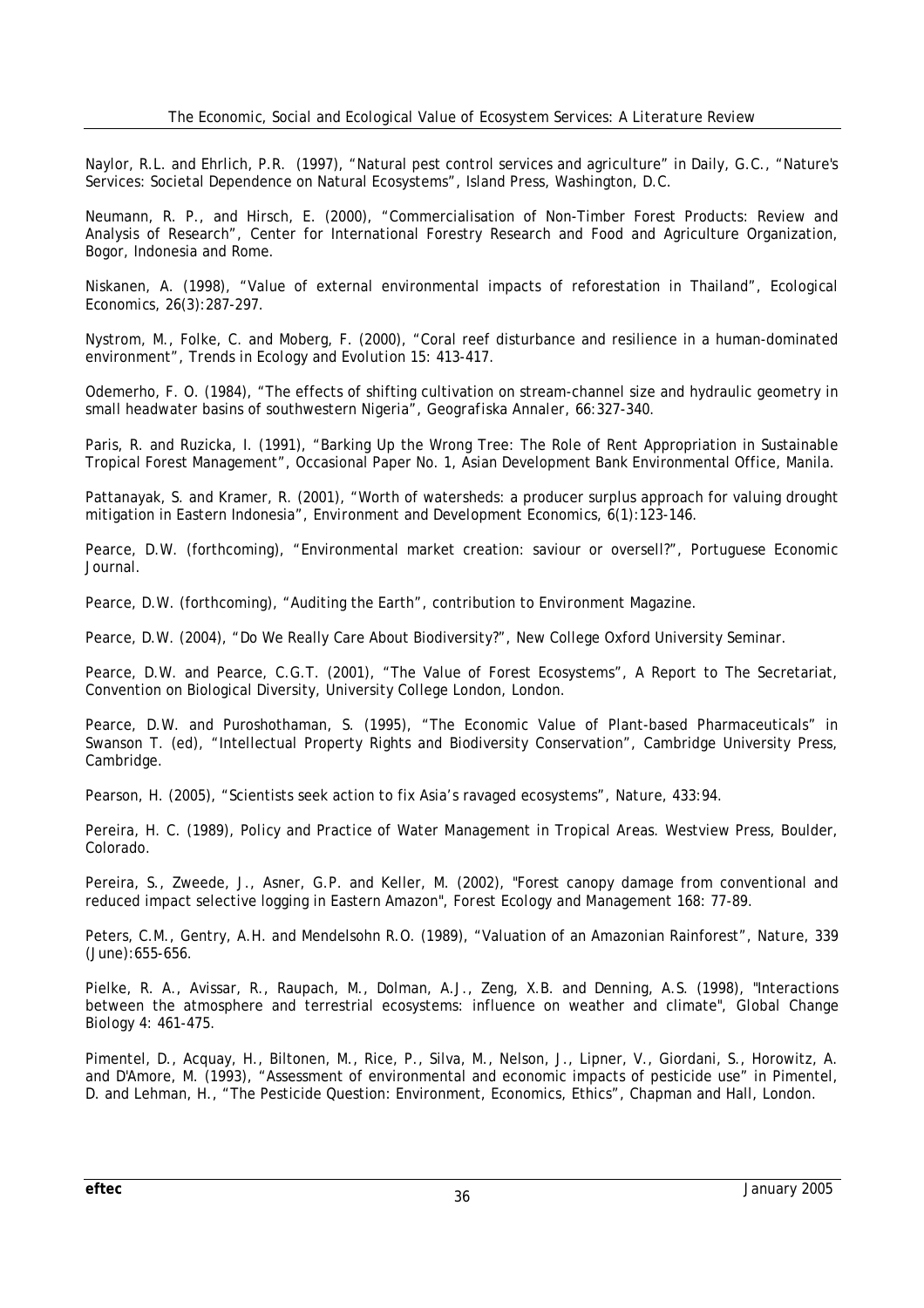Naylor, R.L. and Ehrlich, P.R. (1997), "Natural pest control services and agriculture" in Daily, G.C., "Nature's Services: Societal Dependence on Natural Ecosystems", Island Press, Washington, D.C.

Neumann, R. P., and Hirsch, E. (2000), "Commercialisation of Non-Timber Forest Products: Review and Analysis of Research", Center for International Forestry Research and Food and Agriculture Organization, Bogor, Indonesia and Rome.

Niskanen, A. (1998), "Value of external environmental impacts of reforestation in Thailand", *Ecological Economics*, 26(3):287-297.

Nystrom, M., Folke, C. and Moberg, F. (2000), "Coral reef disturbance and resilience in a human-dominated environment", *Trends in Ecology and Evolution* 15: 413-417.

Odemerho, F. O. (1984), "The effects of shifting cultivation on stream-channel size and hydraulic geometry in small headwater basins of southwestern Nigeria", *Geografiska Annaler*, 66:327-340.

Paris, R. and Ruzicka, I. (1991), "Barking Up the Wrong Tree: The Role of Rent Appropriation in Sustainable Tropical Forest Management", Occasional Paper No. 1, Asian Development Bank Environmental Office, Manila.

Pattanayak, S. and Kramer, R. (2001), "Worth of watersheds: a producer surplus approach for valuing drought mitigation in Eastern Indonesia", *Environment and Development Economics*, 6(1):123-146.

Pearce, D.W. (forthcoming), "Environmental market creation: saviour or oversell?", Portuguese Economic Journal.

Pearce, D.W. (forthcoming), "Auditing the Earth", contribution to Environment Magazine.

Pearce, D.W. (2004), "Do We Really Care About Biodiversity?", New College Oxford University Seminar.

Pearce, D.W. and Pearce, C.G.T. (2001), "The Value of Forest Ecosystems", A Report to The Secretariat, Convention on Biological Diversity, University College London, London.

Pearce, D.W. and Puroshothaman, S. (1995), "The Economic Value of Plant-based Pharmaceuticals" in Swanson T. (ed), "Intellectual Property Rights and Biodiversity Conservation", Cambridge University Press, Cambridge.

Pearson, H. (2005), "Scientists seek action to fix Asia's ravaged ecosystems", *Nature*, 433:94.

Pereira, H. C. (1989), *Policy and Practice of Water Management in Tropical Areas*. Westview Press, Boulder, Colorado.

Pereira, S., Zweede, J., Asner, G.P. and Keller, M. (2002), "Forest canopy damage from conventional and reduced impact selective logging in Eastern Amazon", *Forest Ecology and Management* 168: 77-89.

Peters, C.M., Gentry, A.H. and Mendelsohn R.O. (1989), "Valuation of an Amazonian Rainforest", *Nature*, 339 (June):655-656.

Pielke, R. A., Avissar, R., Raupach, M., Dolman, A.J., Zeng, X.B. and Denning, A.S. (1998), "Interactions between the atmosphere and terrestrial ecosystems: influence on weather and climate", *Global Change Biology* 4: 461-475.

Pimentel, D., Acquay, H., Biltonen, M., Rice, P., Silva, M., Nelson, J., Lipner, V., Giordani, S., Horowitz, A. and D'Amore, M. (1993), "Assessment of environmental and economic impacts of pesticide use" in Pimentel, D. and Lehman, H., "The Pesticide Question: Environment, Economics, Ethics", Chapman and Hall, London.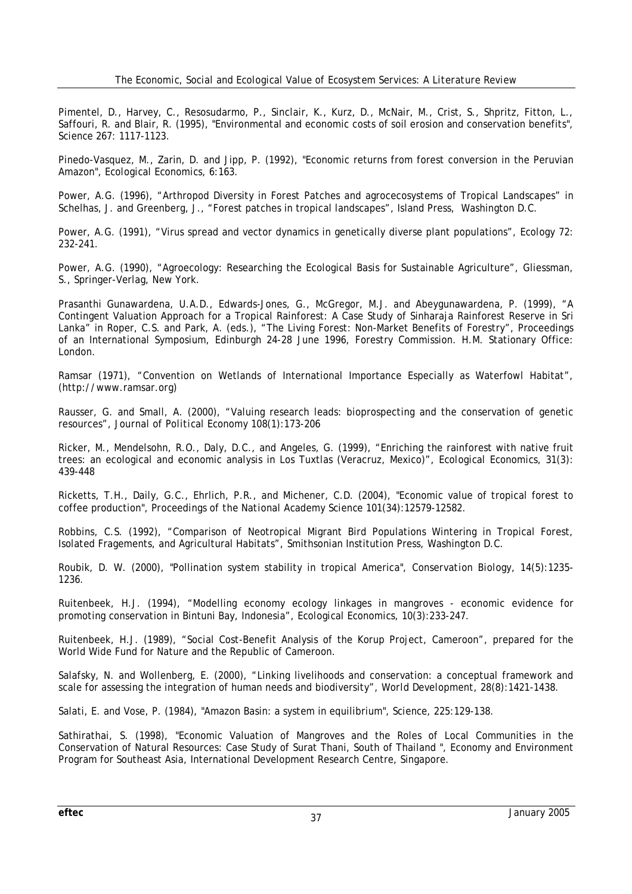Pimentel, D., Harvey, C., Resosudarmo, P., Sinclair, K., Kurz, D., McNair, M., Crist, S., Shpritz, Fitton, L., Saffouri, R. and Blair, R. (1995), "Environmental and economic costs of soil erosion and conservation benefits", *Science* 267: 1117-1123.

Pinedo-Vasquez, M., Zarin, D. and Jipp, P. (1992), "Economic returns from forest conversion in the Peruvian Amazon", *Ecological Economics*, 6:163.

Power, A.G. (1996), "Arthropod Diversity in Forest Patches and agrocecosystems of Tropical Landscapes" in Schelhas, J. and Greenberg, J., "Forest patches in tropical landscapes", Island Press, Washington D.C.

Power, A.G. (1991), "Virus spread and vector dynamics in genetically diverse plant populations", *Ecology* 72: 232-241.

Power, A.G. (1990), "Agroecology: Researching the Ecological Basis for Sustainable Agriculture", Gliessman, S., Springer-Verlag, New York.

Prasanthi Gunawardena, U.A.D., Edwards-Jones, G., McGregor, M.J. and Abeygunawardena, P. (1999), "A Contingent Valuation Approach for a Tropical Rainforest: A Case Study of Sinharaja Rainforest Reserve in Sri Lanka" in Roper, C.S. and Park, A. (eds.), "The Living Forest: Non-Market Benefits of Forestry", Proceedings of an International Symposium, Edinburgh 24-28 June 1996, Forestry Commission. H.M. Stationary Office: London.

Ramsar (1971), "Convention on Wetlands of International Importance Especially as Waterfowl Habitat", (http://www.ramsar.org)

Rausser, G. and Small, A. (2000), "Valuing research leads: bioprospecting and the conservation of genetic resources", *Journal of Political Economy* 108(1):173-206

Ricker, M., Mendelsohn, R.O., Daly, D.C., and Angeles, G. (1999), "Enriching the rainforest with native fruit trees: an ecological and economic analysis in Los Tuxtlas (Veracruz, Mexico)", *Ecological Economics*, 31(3): 439-448

Ricketts, T.H., Daily, G.C., Ehrlich, P.R., and Michener, C.D. (2004), "Economic value of tropical forest to coffee production", *Proceedings of the National Academy Science* 101(34):12579-12582.

Robbins, C.S. (1992), "Comparison of Neotropical Migrant Bird Populations Wintering in Tropical Forest, Isolated Fragements, and Agricultural Habitats", Smithsonian Institution Press, Washington D.C.

Roubik, D. W. (2000), "Pollination system stability in tropical America", *Conservation Biology*, 14(5):1235-1236.

Ruitenbeek, H.J. (1994), "Modelling economy ecology linkages in mangroves - economic evidence for promoting conservation in Bintuni Bay, Indonesia", *Ecological Economics*, 10(3):233-247.

Ruitenbeek, H.J. (1989), "Social Cost-Benefit Analysis of the Korup Project, Cameroon", prepared for the World Wide Fund for Nature and the Republic of Cameroon.

Salafsky, N. and Wollenberg, E. (2000), "Linking livelihoods and conservation: a conceptual framework and scale for assessing the integration of human needs and biodiversity", *World Development*, 28(8):1421-1438.

Salati, E. and Vose, P. (1984), "Amazon Basin: a system in equilibrium", *Science*, 225:129-138.

Sathirathai, S. (1998), "Economic Valuation of Mangroves and the Roles of Local Communities in the Conservation of Natural Resources: Case Study of Surat Thani, South of Thailand ", Economy and Environment Program for Southeast Asia, International Development Research Centre, Singapore.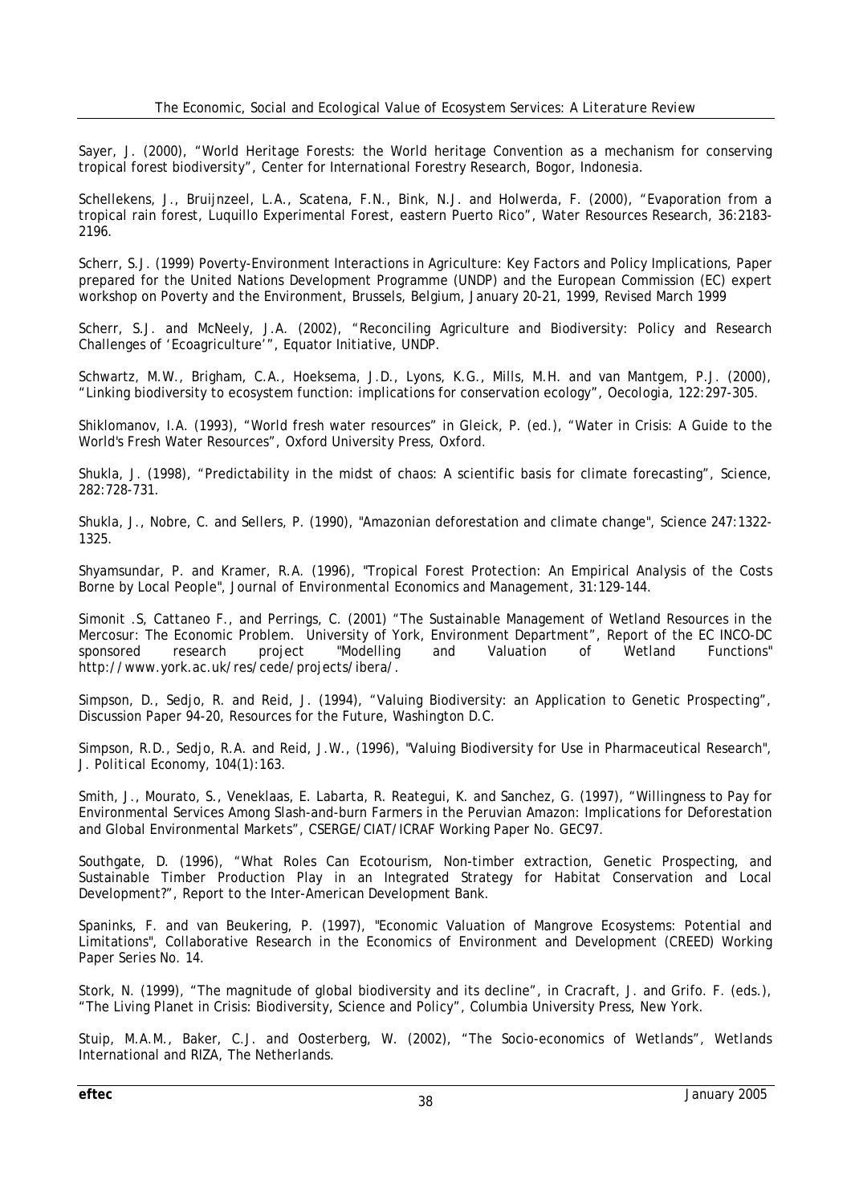Sayer, J. (2000), "World Heritage Forests: the World heritage Convention as a mechanism for conserving tropical forest biodiversity", Center for International Forestry Research, Bogor, Indonesia.

Schellekens, J., Bruijnzeel, L.A., Scatena, F.N., Bink, N.J. and Holwerda, F. (2000), "Evaporation from a tropical rain forest, Luquillo Experimental Forest, eastern Puerto Rico", Water Resources Research, 36:2183-2196.

Scherr, S.J. (1999) Poverty-Environment Interactions in Agriculture: Key Factors and Policy Implications, Paper prepared for the United Nations Development Programme (UNDP) and the European Commission (EC) expert workshop on Poverty and the Environment, Brussels, Belgium, January 20-21, 1999, Revised March 1999

Scherr, S.J. and McNeely, J.A. (2002), "Reconciling Agriculture and Biodiversity: Policy and Research Challenges of 'Ecoagriculture'", Equator Initiative, UNDP.

Schwartz, M.W., Brigham, C.A., Hoeksema, J.D., Lyons, K.G., Mills, M.H. and van Mantgem, P.J. (2000), "Linking biodiversity to ecosystem function: implications for conservation ecology", Oecologia, 122:297-305.

Shiklomanov, I.A. (1993), "World fresh water resources" in Gleick, P. (ed.), "Water in Crisis: A Guide to the World's Fresh Water Resources", Oxford University Press, Oxford.

Shukla, J. (1998), "Predictability in the midst of chaos: A scientific basis for climate forecasting", Science, 282:728-731.

Shukla, J., Nobre, C. and Sellers, P. (1990), "Amazonian deforestation and climate change", Science 247:1322-1325.

Shyamsundar, P. and Kramer, R.A. (1996), "Tropical Forest Protection: An Empirical Analysis of the Costs Borne by Local People", *Journal of Environmental Economics and Management*, 31:129-144.

Simonit .S, Cattaneo F., and Perrings, C. (2001) "The Sustainable Management of Wetland Resources in the Mercosur: The Economic Problem. University of York, Environment Department", Report of the EC INCO-DC sponsored research project "Modelling and Valuation of Wetland Functions" http://www.york.ac.uk/res/cede/projects/ibera/.

Simpson, D., Sedjo, R. and Reid, J. (1994), "Valuing Biodiversity: an Application to Genetic Prospecting", Discussion Paper 94-20, Resources for the Future, Washington D.C.

Simpson, R.D., Sedjo, R.A. and Reid, J.W., (1996), "Valuing Biodiversity for Use in Pharmaceutical Research", *J. Political Economy*, 104(1):163.

Smith, J., Mourato, S., Veneklaas, E. Labarta, R. Reategui, K. and Sanchez, G. (1997), "Willingness to Pay for Environmental Services Among Slash-and-burn Farmers in the Peruvian Amazon: Implications for Deforestation and Global Environmental Markets", CSERGE/CIAT/ICRAF Working Paper No. GEC97.

Southgate, D. (1996), "What Roles Can Ecotourism, Non-timber extraction, Genetic Prospecting, and Sustainable Timber Production Play in an Integrated Strategy for Habitat Conservation and Local Development?", Report to the Inter-American Development Bank.

Spaninks, F. and van Beukering, P. (1997), "Economic Valuation of Mangrove Ecosystems: Potential and Limitations", Collaborative Research in the Economics of Environment and Development (CREED) Working Paper Series No. 14.

Stork, N. (1999), "The magnitude of global biodiversity and its decline", in Cracraft, J. and Grifo. F. (eds.), "The Living Planet in Crisis: Biodiversity, Science and Policy", Columbia University Press, New York.

Stuip, M.A.M., Baker, C.J. and Oosterberg, W. (2002), "The Socio-economics of Wetlands", Wetlands International and RIZA, The Netherlands.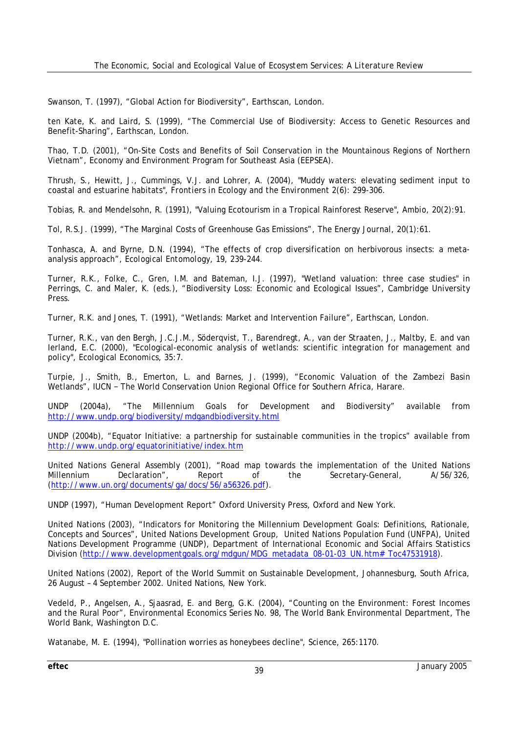Swanson, T. (1997), “Global Action for Biodiversity”, Earthscan, London.

ten Kate, K. and Laird, S. (1999), “The Commercial Use of Biodiversity: Access to Genetic Resources and Benefit-Sharing”, Earthscan, London.

Thao, T.D. (2001), “On-Site Costs and Benefits of Soil Conservation in the Mountainous Regions of Northern Vietnam”, Economy and Environment Program for Southeast Asia (EEPSEA).

Thrush, S., Hewitt, J., Cummings, V.J. and Lohrer, A. (2004), "Muddy waters: elevating sediment input to coastal and estuarine habitats", *Frontiers in Ecology and the Environment* 2(6): 299-306.

Tobias, R. and Mendelsohn, R. (1991), "Valuing Ecotourism in a Tropical Rainforest Reserve", Ambio, 20(2):91.

Tol, R.S.J. (1999), “The Marginal Costs of Greenhouse Gas Emissions”, The Energy Journal, 20(1):61.

Tonhasca, A. and Byrne, D.N. (1994), “The effects of crop diversification on herbivorous insects: a meta-analysis approach”, Ecological Entomology, 19, 239-244.

Turner, R.K., Folke, C., Gren, I.M. and Bateman, I.J. (1997), "Wetland valuation: three case studies" in Perrings, C. and Maler, K. (eds.), “Biodiversity Loss: Economic and Ecological Issues”, Cambridge University Press.

Turner, R.K. and Jones, T. (1991), “Wetlands: Market and Intervention Failure”, Earthscan, London.

Turner, R.K., van den Bergh, J.C.J.M., Söderqvist, T., Barendregt, A., van der Straaten, J., Maltby, E. and van Ierland, E.C. (2000), "Ecological-economic analysis of wetlands: scientific integration for management and policy", Ecological Economics, 35:7.

Turpie, J., Smith, B., Emerton, L. and Barnes, J. (1999), “Economic Valuation of the Zambezi Basin Wetlands”, IUCN – The World Conservation Union Regional Office for Southern Africa, Harare.

UNDP (2004a), “The Millennium Goals for Development and Biodiversity” available from http://www.undp.org/biodiversity/mdgandbiodiversity.html

UNDP (2004b), “Equator Initiative: a partnership for sustainable communities in the tropics” available from http://www.undp.org/equatorinitiative/index.htm

United Nations General Assembly (2001), “Road map towards the implementation of the United Nations Millennium Declaration”, Report of the Secretary-General, A/56/326, (http://www.un.org/documents/ga/docs/56/a56326.pdf).

UNDP (1997), “Human Development Report” Oxford University Press, Oxford and New York.

United Nations (2003), “Indicators for Monitoring the Millennium Development Goals: Definitions, Rationale, Concepts and Sources”, United Nations Development Group, United Nations Population Fund (UNFPA), United Nations Development Programme (UNDP), Department of International Economic and Social Affairs Statistics Division (http://www.developmentgoals.org/mdgun/MDG_metadata_08-01-03_UN.htm#_Toc47531918).

United Nations (2002), Report of the World Summit on Sustainable Development, Johannesburg, South Africa, 26 August – 4 September 2002. United Nations, New York.

Vedeld, P., Angelsen, A., Sjaasrad, E. and Berg, G.K. (2004), “Counting on the Environment: Forest Incomes and the Rural Poor”, Environmental Economics Series No. 98, The World Bank Environmental Department, The World Bank, Washington D.C.

Watanabe, M. E. (1994), "Pollination worries as honeybees decline", Science, 265:1170.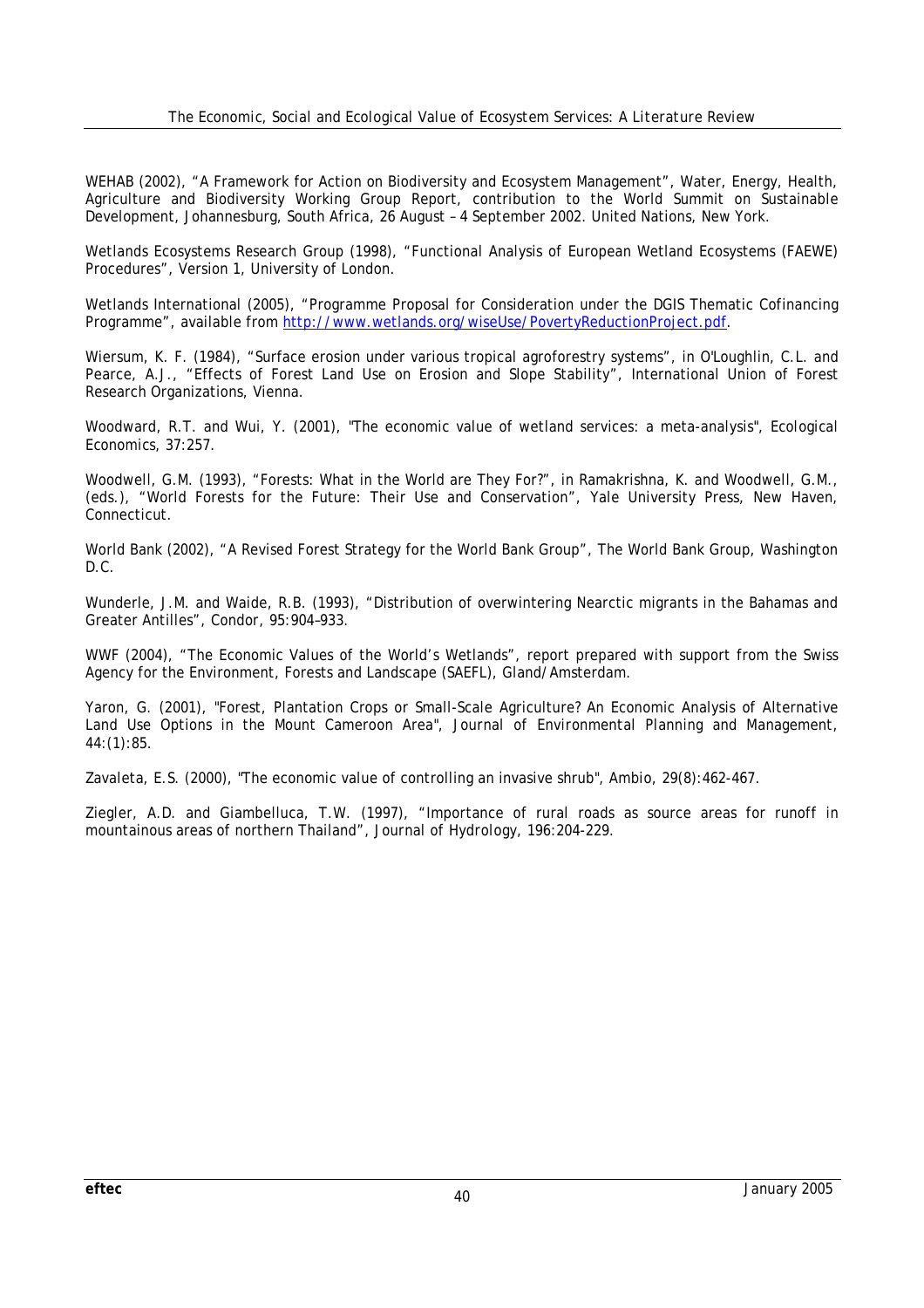WEHAB (2002), "A Framework for Action on Biodiversity and Ecosystem Management", Water, Energy, Health, Agriculture and Biodiversity Working Group Report, contribution to the World Summit on Sustainable Development, Johannesburg, South Africa, 26 August – 4 September 2002. United Nations, New York.

Wetlands Ecosystems Research Group (1998), "Functional Analysis of European Wetland Ecosystems (FAEWE) Procedures", Version 1, University of London.

Wetlands International (2005), "Programme Proposal for Consideration under the DGIS Thematic Cofinancing Programme", available from http://www.wetlands.org/wiseUse/PovertyReductionProject.pdf.

Wiersum, K. F. (1984), "Surface erosion under various tropical agroforestry systems", in O'Loughlin, C.L. and Pearce, A.J., "Effects of Forest Land Use on Erosion and Slope Stability", International Union of Forest Research Organizations, Vienna.

Woodward, R.T. and Wui, Y. (2001), "The economic value of wetland services: a meta-analysis", Ecological Economics, 37:257.

Woodwell, G.M. (1993), "Forests: What in the World are They For?", in Ramakrishna, K. and Woodwell, G.M., (eds.), "World Forests for the Future: Their Use and Conservation", Yale University Press, New Haven, Connecticut.

World Bank (2002), "A Revised Forest Strategy for the World Bank Group", The World Bank Group, Washington D.C.

Wunderle, J.M. and Waide, R.B. (1993), "Distribution of overwintering Nearctic migrants in the Bahamas and Greater Antilles", Condor, 95:904–933.

WWF (2004), "The Economic Values of the World's Wetlands", report prepared with support from the Swiss Agency for the Environment, Forests and Landscape (SAEFL), Gland/Amsterdam.

Yaron, G. (2001), "Forest, Plantation Crops or Small-Scale Agriculture? An Economic Analysis of Alternative Land Use Options in the Mount Cameroon Area", Journal of Environmental Planning and Management, 44:(1):85.

Zavaleta, E.S. (2000), "The economic value of controlling an invasive shrub", Ambio, 29(8):462-467.

Ziegler, A.D. and Giambelluca, T.W. (1997), "Importance of rural roads as source areas for runoff in mountainous areas of northern Thailand", Journal of Hydrology, 196:204-229.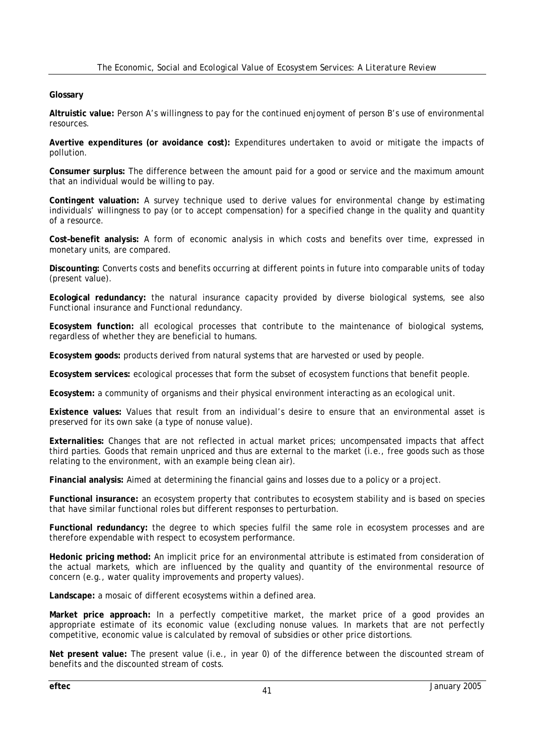**Glossary**

**Altruistic value:** Person A's willingness to pay for the continued enjoyment of person B's use of environmental resources.

**Avertive expenditures (or avoidance cost):** Expenditures undertaken to avoid or mitigate the impacts of pollution.

**Consumer surplus:** The difference between the amount paid for a good or service and the maximum amount that an individual would be willing to pay.

**Contingent valuation:** A survey technique used to derive values for environmental change by estimating individuals' willingness to pay (or to accept compensation) for a specified change in the quality and quantity of a resource.

**Cost-benefit analysis:** A form of economic analysis in which costs and benefits over time, expressed in monetary units, are compared.

**Discounting:** Converts costs and benefits occurring at different points in future into comparable units of today (present value).

**Ecological redundancy:** the natural insurance capacity provided by diverse biological systems, see also *Functional insurance* and *Functional redundancy*.

**Ecosystem function:** all ecological processes that contribute to the maintenance of biological systems, regardless of whether they are beneficial to humans.

**Ecosystem goods:** products derived from natural systems that are harvested or used by people.

**Ecosystem services:** ecological processes that form the subset of ecosystem functions that benefit people.

**Ecosystem:** a community of organisms and their physical environment interacting as an ecological unit.

**Existence values:** Values that result from an individual's desire to ensure that an environmental asset is preserved for its own sake (a type of nonuse value).

**Externalities:** Changes that are not reflected in actual market prices; uncompensated impacts that affect third parties. Goods that remain unpriced and thus are external to the market (i.e., free goods such as those relating to the environment, with an example being clean air).

**Financial analysis:** Aimed at determining the financial gains and losses due to a policy or a project.

**Functional insurance:** an ecosystem property that contributes to ecosystem stability and is based on species that have similar functional roles but different responses to perturbation.

**Functional redundancy:** the degree to which species fulfil the same role in ecosystem processes and are therefore expendable with respect to ecosystem performance.

**Hedonic pricing method:** An implicit price for an environmental attribute is estimated from consideration of the actual markets, which are influenced by the quality and quantity of the environmental resource of concern (e.g., water quality improvements and property values).

**Landscape:** a mosaic of different ecosystems within a defined area.

**Market price approach:** In a perfectly competitive market, the market price of a good provides an appropriate estimate of its economic value (excluding nonuse values. In markets that are not perfectly competitive, economic value is calculated by removal of subsidies or other price distortions.

**Net present value:** The present value (i.e., in year 0) of the difference between the discounted stream of benefits and the discounted stream of costs.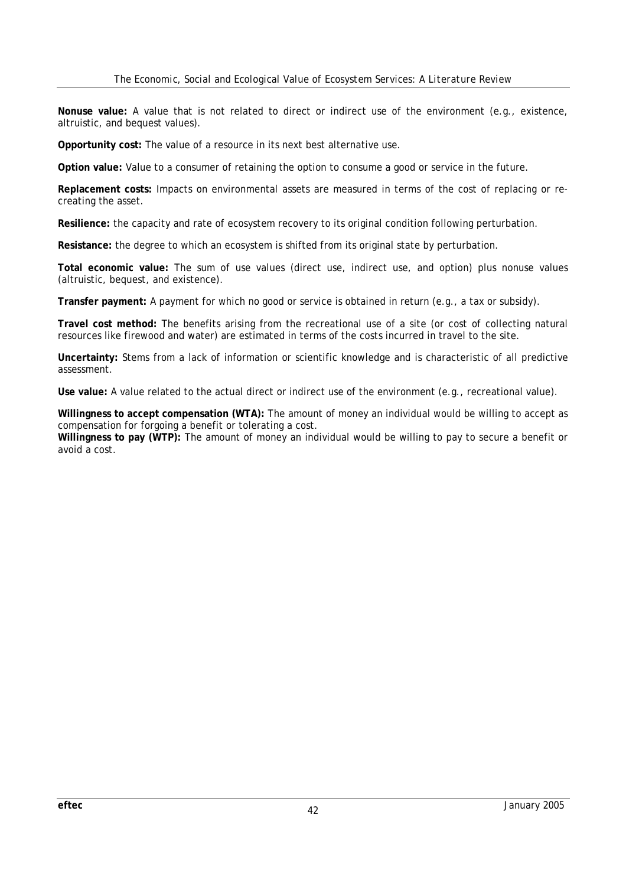**Nonuse value:** A value that is not related to direct or indirect use of the environment (e.g., existence, altruistic, and bequest values).

**Opportunity cost:** The value of a resource in its next best alternative use.

**Option value:** Value to a consumer of retaining the option to consume a good or service in the future.

**Replacement costs:** Impacts on environmental assets are measured in terms of the cost of replacing or re-creating the asset.

**Resilience:** the capacity and rate of ecosystem recovery to its original condition following perturbation.

**Resistance:** the degree to which an ecosystem is shifted from its original state by perturbation.

**Total economic value:** The sum of use values (direct use, indirect use, and option) plus nonuse values (altruistic, bequest, and existence).

**Transfer payment:** A payment for which no good or service is obtained in return (e.g., a tax or subsidy).

**Travel cost method:** The benefits arising from the recreational use of a site (or cost of collecting natural resources like firewood and water) are estimated in terms of the costs incurred in travel to the site.

**Uncertainty:** Stems from a lack of information or scientific knowledge and is characteristic of all predictive assessment.

**Use value:** A value related to the actual direct or indirect use of the environment (e.g., recreational value).

**Willingness to accept compensation (WTA):** The amount of money an individual would be willing to accept as compensation for forgoing a benefit or tolerating a cost.

**Willingness to pay (WTP):** The amount of money an individual would be willing to pay to secure a benefit or avoid a cost.